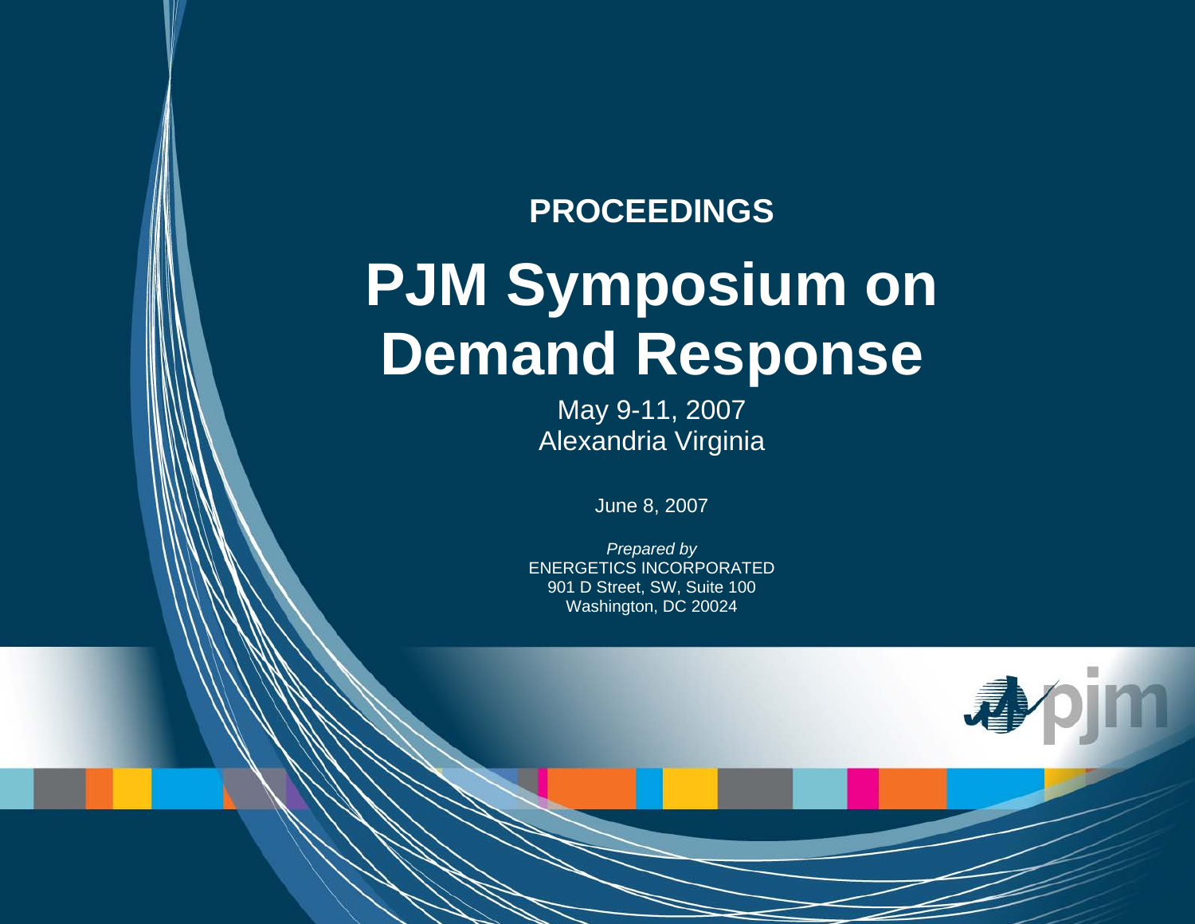**PROCEEDINGS**

# PJM Symposium on Demand Response

May 9-11, 2007
Alexandria Virginia

June 8, 2007

*Prepared by*
ENERGETICS INCORPORATED
901 D Street, SW, Suite 100
Washington, DC 20024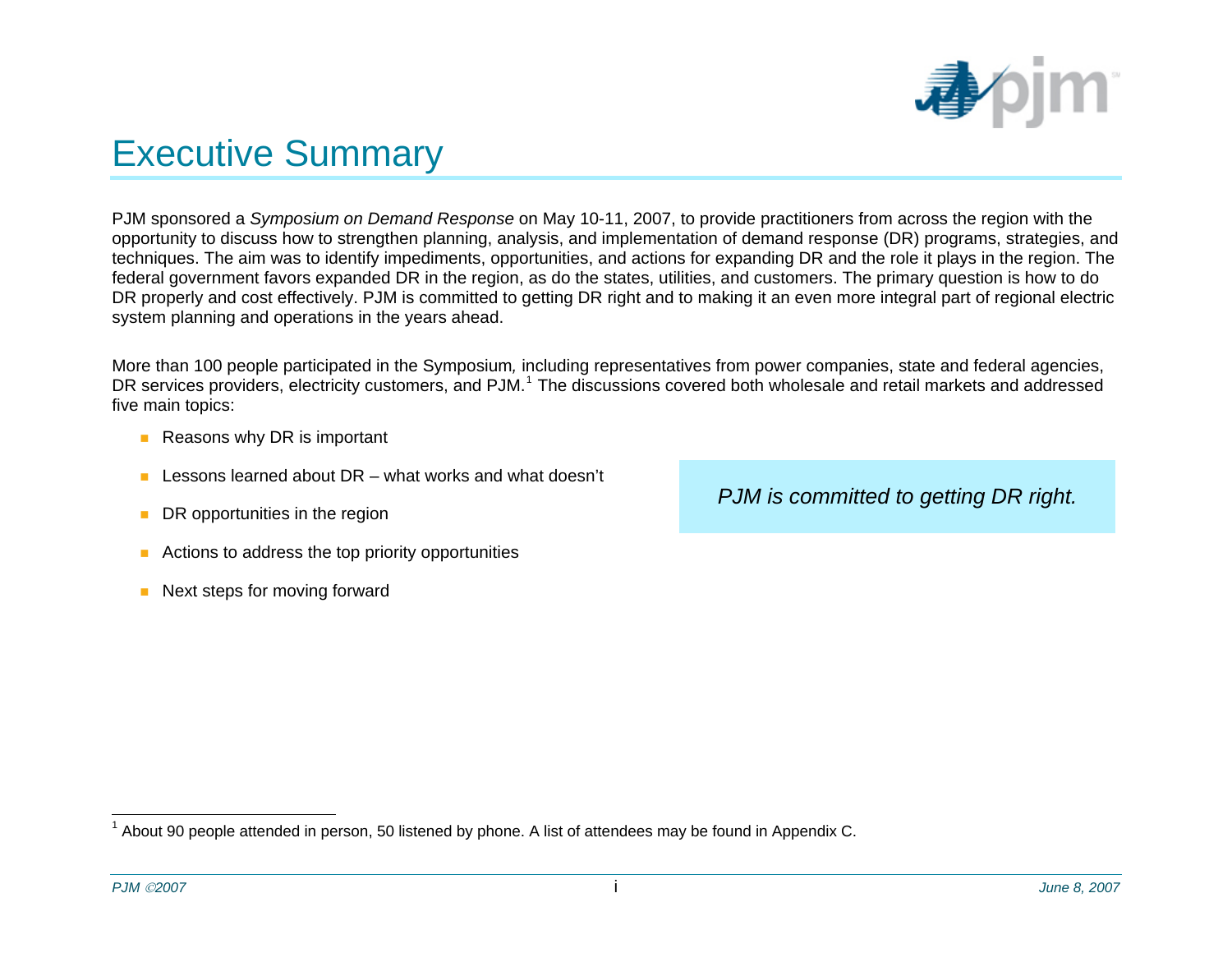# Executive Summary

PJM sponsored a *Symposium on Demand Response* on May 10-11, 2007, to provide practitioners from across the region with the opportunity to discuss how to strengthen planning, analysis, and implementation of demand response (DR) programs, strategies, and techniques. The aim was to identify impediments, opportunities, and actions for expanding DR and the role it plays in the region. The federal government favors expanded DR in the region, as do the states, utilities, and customers. The primary question is how to do DR properly and cost effectively. PJM is committed to getting DR right and to making it an even more integral part of regional electric system planning and operations in the years ahead.

More than 100 people participated in the Symposium, including representatives from power companies, state and federal agencies, DR services providers, electricity customers, and PJM.[1] The discussions covered both wholesale and retail markets and addressed five main topics:

- Reasons why DR is important
- Lessons learned about DR – what works and what doesn't
- DR opportunities in the region
- Actions to address the top priority opportunities
- Next steps for moving forward

*PJM is committed to getting DR right.*

[1] About 90 people attended in person, 50 listened by phone. A list of attendees may be found in Appendix C.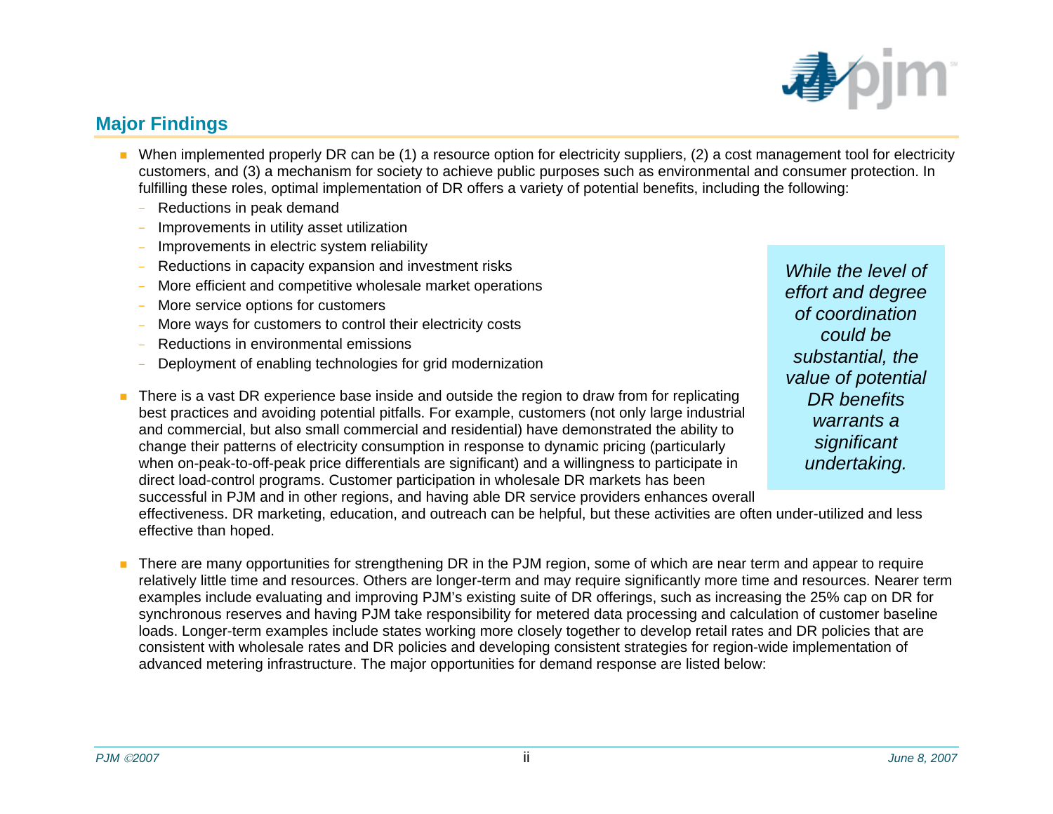## Major Findings

- When implemented properly DR can be (1) a resource option for electricity suppliers, (2) a cost management tool for electricity customers, and (3) a mechanism for society to achieve public purposes such as environmental and consumer protection. In fulfilling these roles, optimal implementation of DR offers a variety of potential benefits, including the following:
  - Reductions in peak demand
  - Improvements in utility asset utilization
  - Improvements in electric system reliability
  - Reductions in capacity expansion and investment risks
  - More efficient and competitive wholesale market operations
  - More service options for customers
  - More ways for customers to control their electricity costs
  - Reductions in environmental emissions
  - Deployment of enabling technologies for grid modernization

*While the level of effort and degree of coordination could be substantial, the value of potential DR benefits warrants a significant undertaking.*

- There is a vast DR experience base inside and outside the region to draw from for replicating best practices and avoiding potential pitfalls. For example, customers (not only large industrial and commercial, but also small commercial and residential) have demonstrated the ability to change their patterns of electricity consumption in response to dynamic pricing (particularly when on-peak-to-off-peak price differentials are significant) and a willingness to participate in direct load-control programs. Customer participation in wholesale DR markets has been successful in PJM and in other regions, and having able DR service providers enhances overall effectiveness. DR marketing, education, and outreach can be helpful, but these activities are often under-utilized and less effective than hoped.

- There are many opportunities for strengthening DR in the PJM region, some of which are near term and appear to require relatively little time and resources. Others are longer-term and may require significantly more time and resources. Nearer term examples include evaluating and improving PJM's existing suite of DR offerings, such as increasing the 25% cap on DR for synchronous reserves and having PJM take responsibility for metered data processing and calculation of customer baseline loads. Longer-term examples include states working more closely together to develop retail rates and DR policies that are consistent with wholesale rates and DR policies and developing consistent strategies for region-wide implementation of advanced metering infrastructure. The major opportunities for demand response are listed below: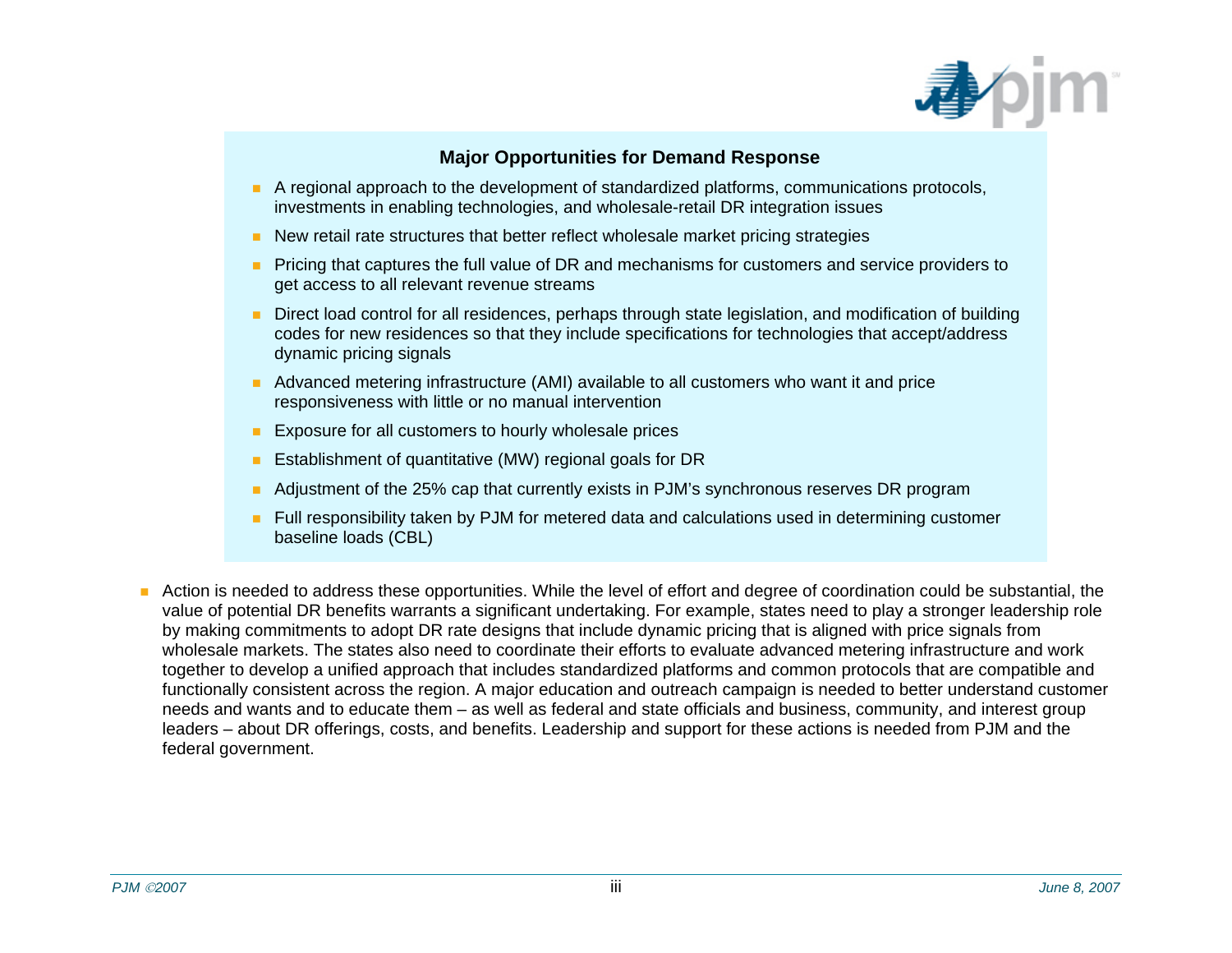### Major Opportunities for Demand Response

- A regional approach to the development of standardized platforms, communications protocols, investments in enabling technologies, and wholesale-retail DR integration issues
- New retail rate structures that better reflect wholesale market pricing strategies
- Pricing that captures the full value of DR and mechanisms for customers and service providers to get access to all relevant revenue streams
- Direct load control for all residences, perhaps through state legislation, and modification of building codes for new residences so that they include specifications for technologies that accept/address dynamic pricing signals
- Advanced metering infrastructure (AMI) available to all customers who want it and price responsiveness with little or no manual intervention
- Exposure for all customers to hourly wholesale prices
- Establishment of quantitative (MW) regional goals for DR
- Adjustment of the 25% cap that currently exists in PJM's synchronous reserves DR program
- Full responsibility taken by PJM for metered data and calculations used in determining customer baseline loads (CBL)

- Action is needed to address these opportunities. While the level of effort and degree of coordination could be substantial, the value of potential DR benefits warrants a significant undertaking. For example, states need to play a stronger leadership role by making commitments to adopt DR rate designs that include dynamic pricing that is aligned with price signals from wholesale markets. The states also need to coordinate their efforts to evaluate advanced metering infrastructure and work together to develop a unified approach that includes standardized platforms and common protocols that are compatible and functionally consistent across the region. A major education and outreach campaign is needed to better understand customer needs and wants and to educate them – as well as federal and state officials and business, community, and interest group leaders – about DR offerings, costs, and benefits. Leadership and support for these actions is needed from PJM and the federal government.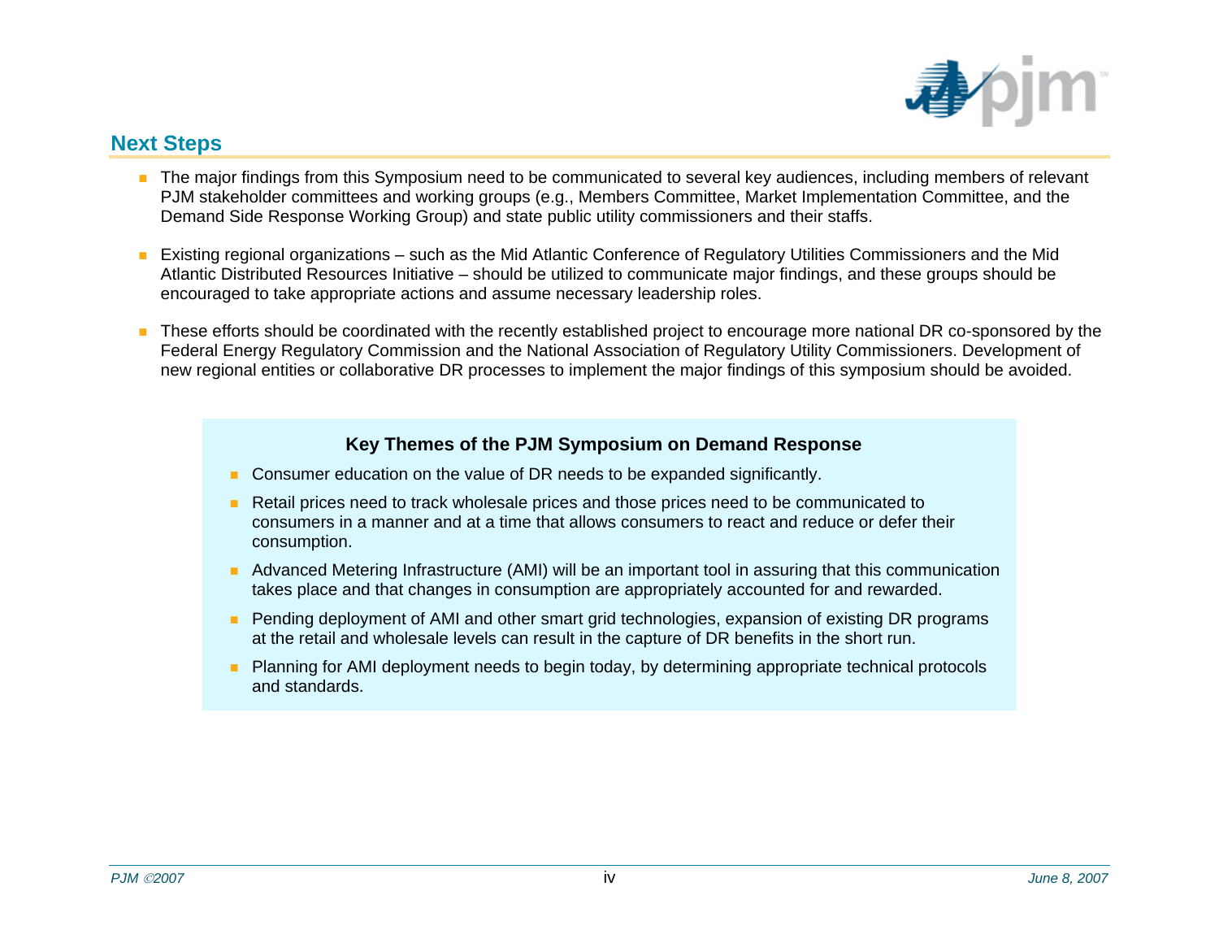## Next Steps

- The major findings from this Symposium need to be communicated to several key audiences, including members of relevant PJM stakeholder committees and working groups (e.g., Members Committee, Market Implementation Committee, and the Demand Side Response Working Group) and state public utility commissioners and their staffs.

- Existing regional organizations – such as the Mid Atlantic Conference of Regulatory Utilities Commissioners and the Mid Atlantic Distributed Resources Initiative – should be utilized to communicate major findings, and these groups should be encouraged to take appropriate actions and assume necessary leadership roles.

- These efforts should be coordinated with the recently established project to encourage more national DR co-sponsored by the Federal Energy Regulatory Commission and the National Association of Regulatory Utility Commissioners. Development of new regional entities or collaborative DR processes to implement the major findings of this symposium should be avoided.

**Key Themes of the PJM Symposium on Demand Response**

- Consumer education on the value of DR needs to be expanded significantly.
- Retail prices need to track wholesale prices and those prices need to be communicated to consumers in a manner and at a time that allows consumers to react and reduce or defer their consumption.
- Advanced Metering Infrastructure (AMI) will be an important tool in assuring that this communication takes place and that changes in consumption are appropriately accounted for and rewarded.
- Pending deployment of AMI and other smart grid technologies, expansion of existing DR programs at the retail and wholesale levels can result in the capture of DR benefits in the short run.
- Planning for AMI deployment needs to begin today, by determining appropriate technical protocols and standards.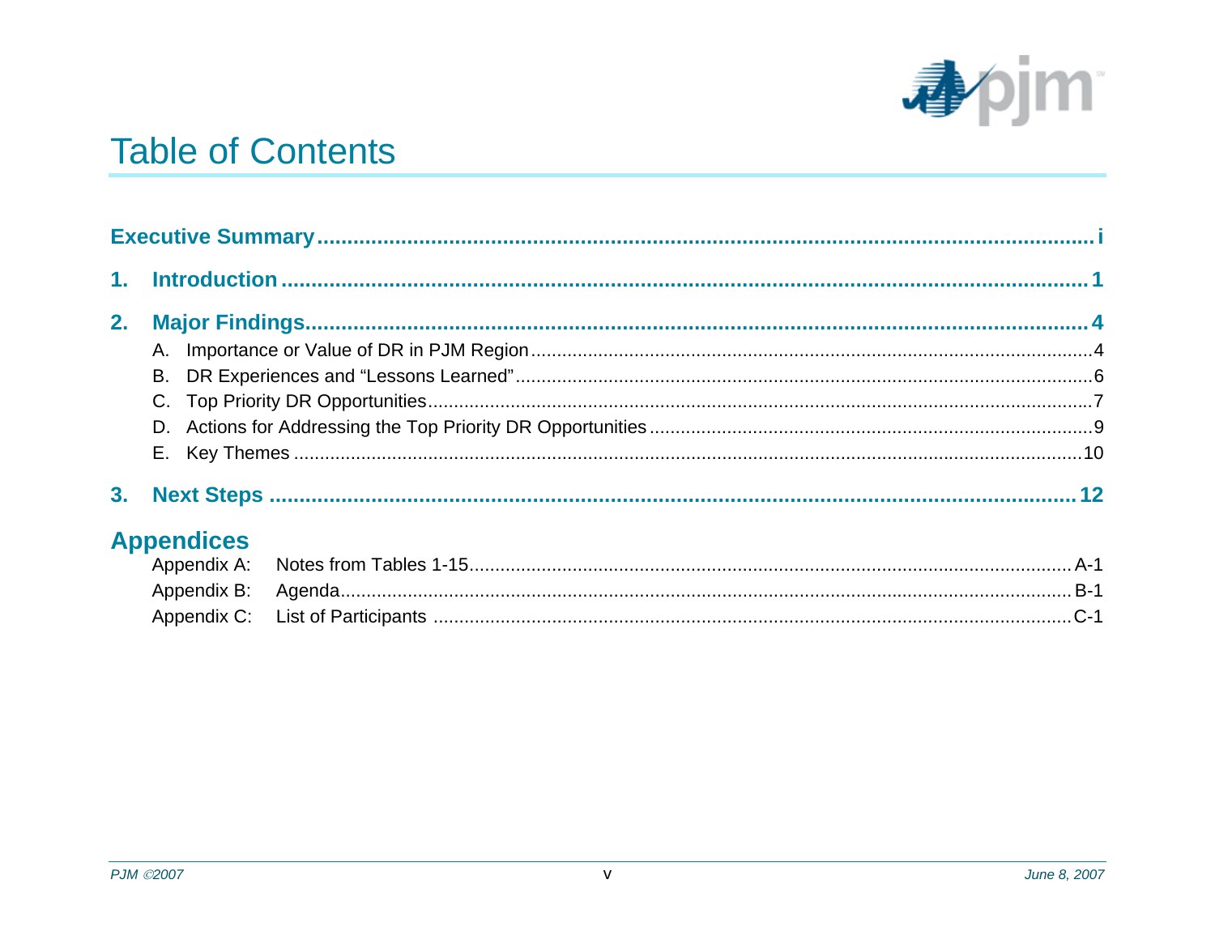# Table of Contents

**Executive Summary** .......... i

**1. Introduction** .......... 1

**2. Major Findings** .......... 4

- A. Importance or Value of DR in PJM Region .......... 4
- B. DR Experiences and "Lessons Learned" .......... 6
- C. Top Priority DR Opportunities .......... 7
- D. Actions for Addressing the Top Priority DR Opportunities .......... 9
- E. Key Themes .......... 10

**3. Next Steps** .......... 12

## Appendices

- Appendix A: Notes from Tables 1-15 .......... A-1
- Appendix B: Agenda .......... B-1
- Appendix C: List of Participants .......... C-1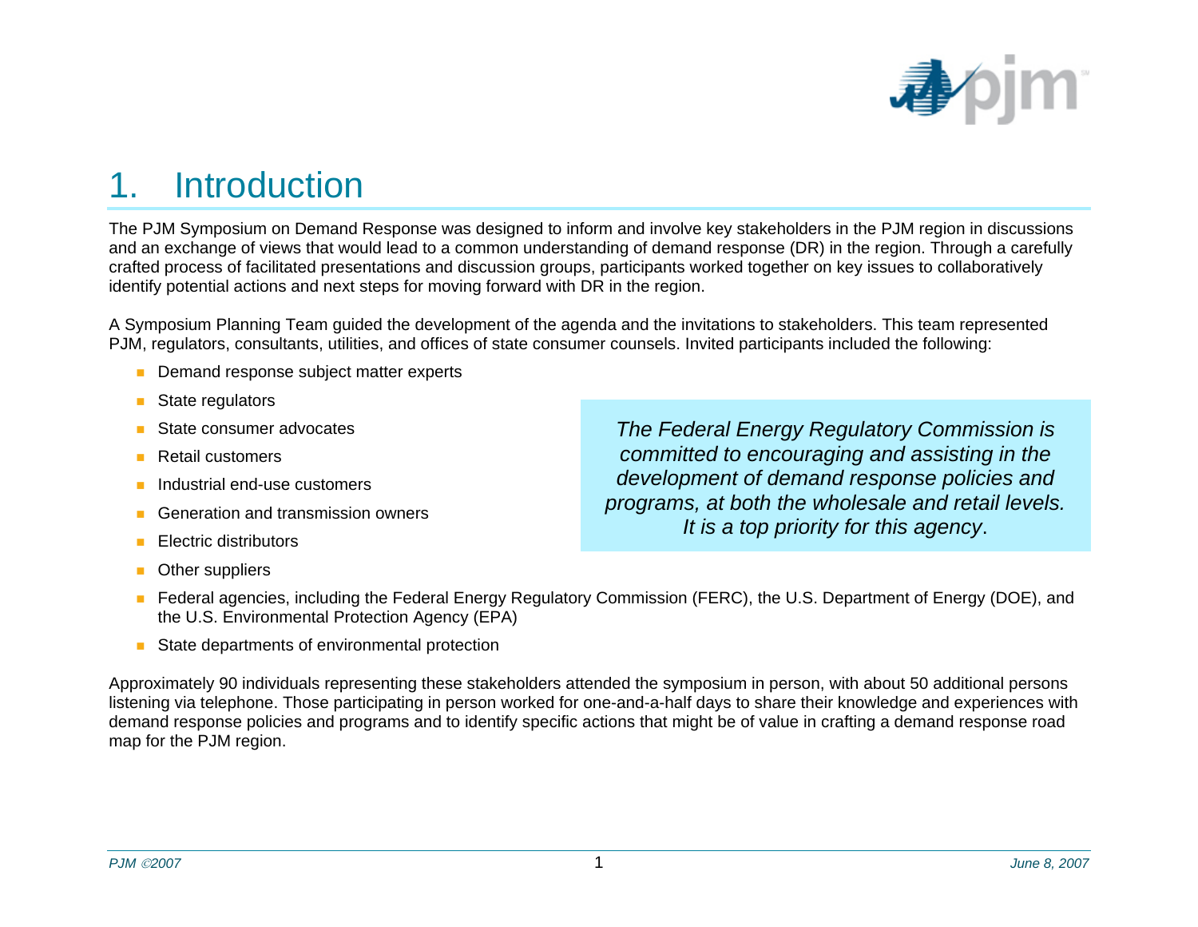# 1. Introduction

The PJM Symposium on Demand Response was designed to inform and involve key stakeholders in the PJM region in discussions and an exchange of views that would lead to a common understanding of demand response (DR) in the region. Through a carefully crafted process of facilitated presentations and discussion groups, participants worked together on key issues to collaboratively identify potential actions and next steps for moving forward with DR in the region.

A Symposium Planning Team guided the development of the agenda and the invitations to stakeholders. This team represented PJM, regulators, consultants, utilities, and offices of state consumer counsels. Invited participants included the following:

- Demand response subject matter experts
- State regulators
- State consumer advocates
- Retail customers
- Industrial end-use customers
- Generation and transmission owners
- Electric distributors
- Other suppliers
- Federal agencies, including the Federal Energy Regulatory Commission (FERC), the U.S. Department of Energy (DOE), and the U.S. Environmental Protection Agency (EPA)
- State departments of environmental protection

> *The Federal Energy Regulatory Commission is committed to encouraging and assisting in the development of demand response policies and programs, at both the wholesale and retail levels. It is a top priority for this agency*.

Approximately 90 individuals representing these stakeholders attended the symposium in person, with about 50 additional persons listening via telephone. Those participating in person worked for one-and-a-half days to share their knowledge and experiences with demand response policies and programs and to identify specific actions that might be of value in crafting a demand response road map for the PJM region.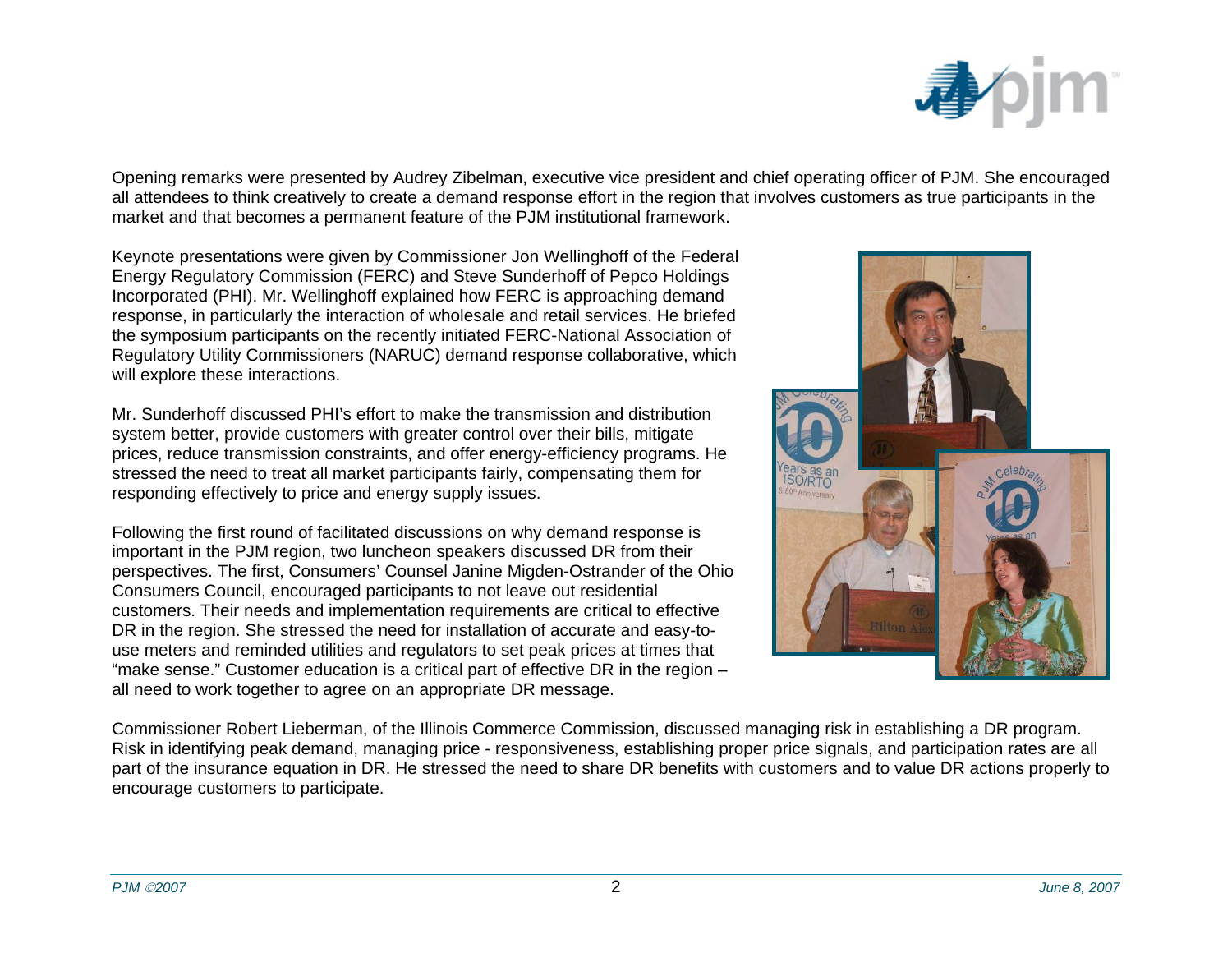Opening remarks were presented by Audrey Zibelman, executive vice president and chief operating officer of PJM. She encouraged all attendees to think creatively to create a demand response effort in the region that involves customers as true participants in the market and that becomes a permanent feature of the PJM institutional framework.

Keynote presentations were given by Commissioner Jon Wellinghoff of the Federal Energy Regulatory Commission (FERC) and Steve Sunderhoff of Pepco Holdings Incorporated (PHI). Mr. Wellinghoff explained how FERC is approaching demand response, in particularly the interaction of wholesale and retail services. He briefed the symposium participants on the recently initiated FERC-National Association of Regulatory Utility Commissioners (NARUC) demand response collaborative, which will explore these interactions.

Mr. Sunderhoff discussed PHI's effort to make the transmission and distribution system better, provide customers with greater control over their bills, mitigate prices, reduce transmission constraints, and offer energy-efficiency programs. He stressed the need to treat all market participants fairly, compensating them for responding effectively to price and energy supply issues.

Following the first round of facilitated discussions on why demand response is important in the PJM region, two luncheon speakers discussed DR from their perspectives. The first, Consumers' Counsel Janine Migden-Ostrander of the Ohio Consumers Council, encouraged participants to not leave out residential customers. Their needs and implementation requirements are critical to effective DR in the region. She stressed the need for installation of accurate and easy-to-use meters and reminded utilities and regulators to set peak prices at times that "make sense." Customer education is a critical part of effective DR in the region – all need to work together to agree on an appropriate DR message.

Commissioner Robert Lieberman, of the Illinois Commerce Commission, discussed managing risk in establishing a DR program. Risk in identifying peak demand, managing price - responsiveness, establishing proper price signals, and participation rates are all part of the insurance equation in DR. He stressed the need to share DR benefits with customers and to value DR actions properly to encourage customers to participate.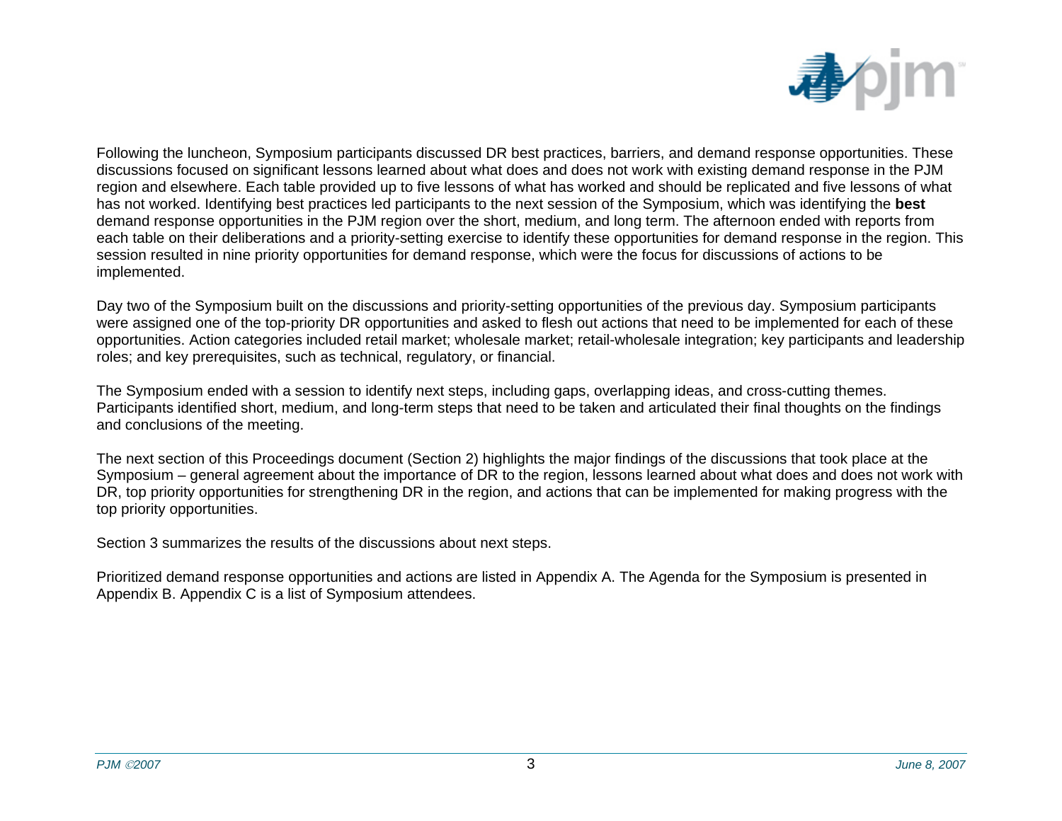Following the luncheon, Symposium participants discussed DR best practices, barriers, and demand response opportunities. These discussions focused on significant lessons learned about what does and does not work with existing demand response in the PJM region and elsewhere. Each table provided up to five lessons of what has worked and should be replicated and five lessons of what has not worked. Identifying best practices led participants to the next session of the Symposium, which was identifying the **best** demand response opportunities in the PJM region over the short, medium, and long term. The afternoon ended with reports from each table on their deliberations and a priority-setting exercise to identify these opportunities for demand response in the region. This session resulted in nine priority opportunities for demand response, which were the focus for discussions of actions to be implemented.

Day two of the Symposium built on the discussions and priority-setting opportunities of the previous day. Symposium participants were assigned one of the top-priority DR opportunities and asked to flesh out actions that need to be implemented for each of these opportunities. Action categories included retail market; wholesale market; retail-wholesale integration; key participants and leadership roles; and key prerequisites, such as technical, regulatory, or financial.

The Symposium ended with a session to identify next steps, including gaps, overlapping ideas, and cross-cutting themes. Participants identified short, medium, and long-term steps that need to be taken and articulated their final thoughts on the findings and conclusions of the meeting.

The next section of this Proceedings document (Section 2) highlights the major findings of the discussions that took place at the Symposium – general agreement about the importance of DR to the region, lessons learned about what does and does not work with DR, top priority opportunities for strengthening DR in the region, and actions that can be implemented for making progress with the top priority opportunities.

Section 3 summarizes the results of the discussions about next steps.

Prioritized demand response opportunities and actions are listed in Appendix A. The Agenda for the Symposium is presented in Appendix B. Appendix C is a list of Symposium attendees.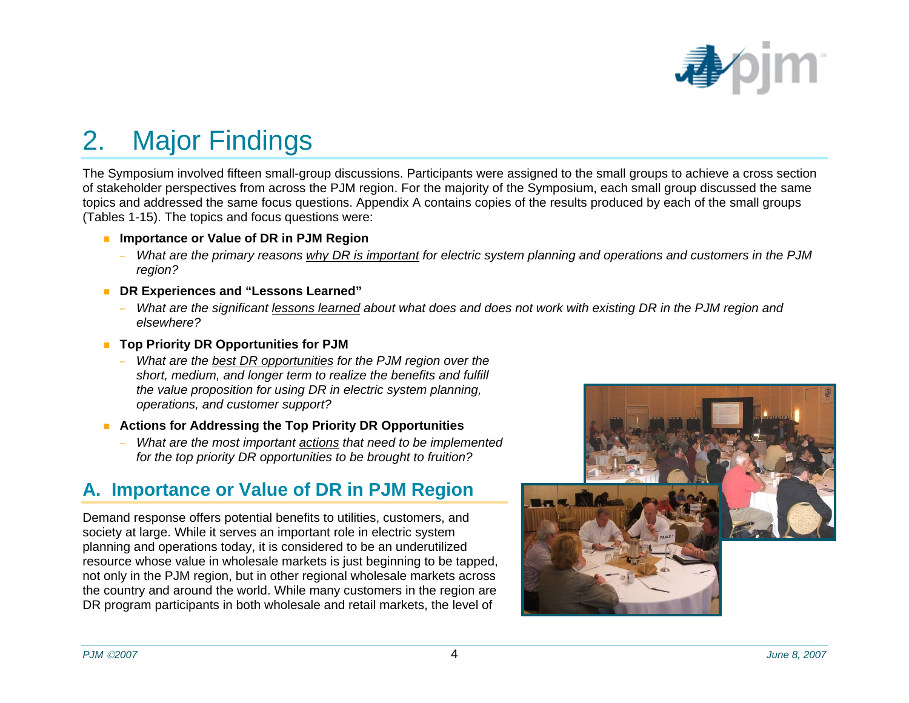# 2. Major Findings

The Symposium involved fifteen small-group discussions. Participants were assigned to the small groups to achieve a cross section of stakeholder perspectives from across the PJM region. For the majority of the Symposium, each small group discussed the same topics and addressed the same focus questions. Appendix A contains copies of the results produced by each of the small groups (Tables 1-15). The topics and focus questions were:

- **Importance or Value of DR in PJM Region**
  - *What are the primary reasons why DR is important for electric system planning and operations and customers in the PJM region?*
- **DR Experiences and "Lessons Learned"**
  - *What are the significant lessons learned about what does and does not work with existing DR in the PJM region and elsewhere?*
- **Top Priority DR Opportunities for PJM**
  - *What are the best DR opportunities for the PJM region over the short, medium, and longer term to realize the benefits and fulfill the value proposition for using DR in electric system planning, operations, and customer support?*
- **Actions for Addressing the Top Priority DR Opportunities**
  - *What are the most important actions that need to be implemented for the top priority DR opportunities to be brought to fruition?*

## A. Importance or Value of DR in PJM Region

Demand response offers potential benefits to utilities, customers, and society at large. While it serves an important role in electric system planning and operations today, it is considered to be an underutilized resource whose value in wholesale markets is just beginning to be tapped, not only in the PJM region, but in other regional wholesale markets across the country and around the world. While many customers in the region are DR program participants in both wholesale and retail markets, the level of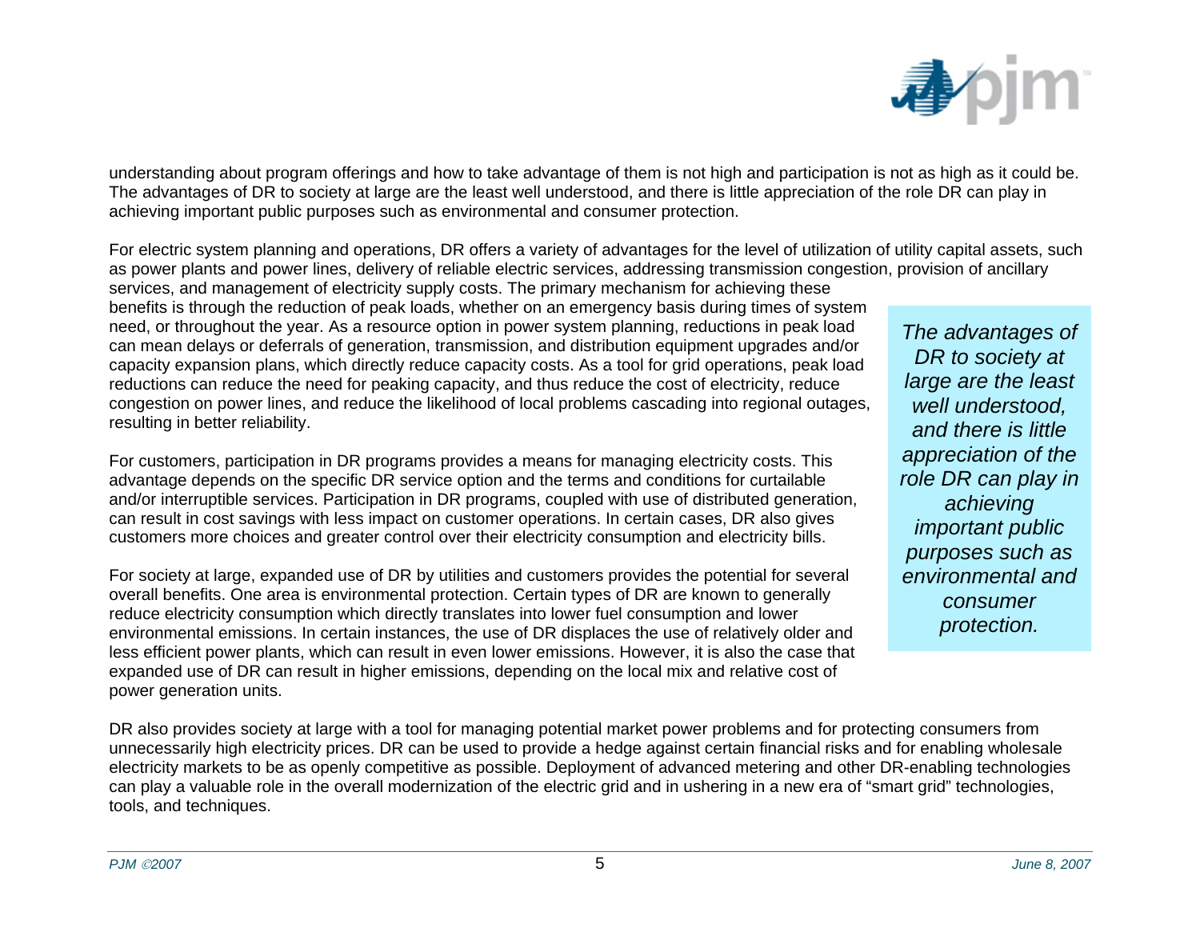understanding about program offerings and how to take advantage of them is not high and participation is not as high as it could be. The advantages of DR to society at large are the least well understood, and there is little appreciation of the role DR can play in achieving important public purposes such as environmental and consumer protection.

For electric system planning and operations, DR offers a variety of advantages for the level of utilization of utility capital assets, such as power plants and power lines, delivery of reliable electric services, addressing transmission congestion, provision of ancillary services, and management of electricity supply costs. The primary mechanism for achieving these benefits is through the reduction of peak loads, whether on an emergency basis during times of system need, or throughout the year. As a resource option in power system planning, reductions in peak load can mean delays or deferrals of generation, transmission, and distribution equipment upgrades and/or capacity expansion plans, which directly reduce capacity costs. As a tool for grid operations, peak load reductions can reduce the need for peaking capacity, and thus reduce the cost of electricity, reduce congestion on power lines, and reduce the likelihood of local problems cascading into regional outages, resulting in better reliability.

> *The advantages of DR to society at large are the least well understood, and there is little appreciation of the role DR can play in achieving important public purposes such as environmental and consumer protection.*

For customers, participation in DR programs provides a means for managing electricity costs. This advantage depends on the specific DR service option and the terms and conditions for curtailable and/or interruptible services. Participation in DR programs, coupled with use of distributed generation, can result in cost savings with less impact on customer operations. In certain cases, DR also gives customers more choices and greater control over their electricity consumption and electricity bills.

For society at large, expanded use of DR by utilities and customers provides the potential for several overall benefits. One area is environmental protection. Certain types of DR are known to generally reduce electricity consumption which directly translates into lower fuel consumption and lower environmental emissions. In certain instances, the use of DR displaces the use of relatively older and less efficient power plants, which can result in even lower emissions. However, it is also the case that expanded use of DR can result in higher emissions, depending on the local mix and relative cost of power generation units.

DR also provides society at large with a tool for managing potential market power problems and for protecting consumers from unnecessarily high electricity prices. DR can be used to provide a hedge against certain financial risks and for enabling wholesale electricity markets to be as openly competitive as possible. Deployment of advanced metering and other DR-enabling technologies can play a valuable role in the overall modernization of the electric grid and in ushering in a new era of "smart grid" technologies, tools, and techniques.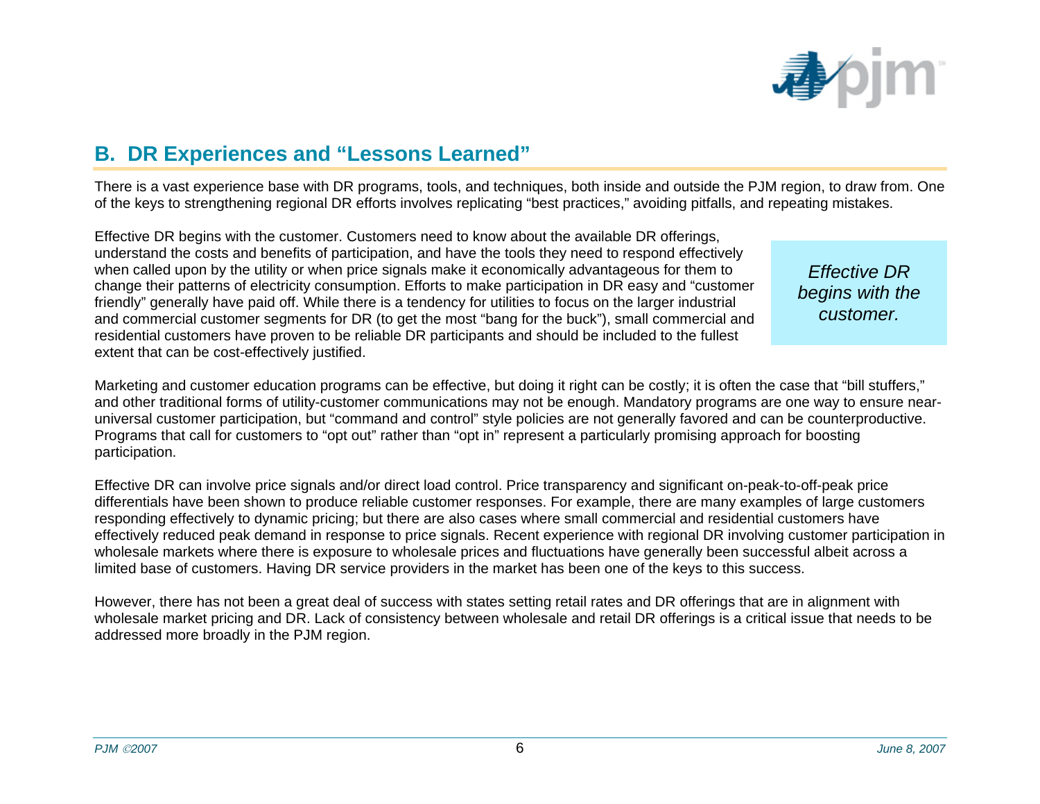## B. DR Experiences and "Lessons Learned"

There is a vast experience base with DR programs, tools, and techniques, both inside and outside the PJM region, to draw from. One of the keys to strengthening regional DR efforts involves replicating "best practices," avoiding pitfalls, and repeating mistakes.

Effective DR begins with the customer. Customers need to know about the available DR offerings, understand the costs and benefits of participation, and have the tools they need to respond effectively when called upon by the utility or when price signals make it economically advantageous for them to change their patterns of electricity consumption. Efforts to make participation in DR easy and "customer friendly" generally have paid off. While there is a tendency for utilities to focus on the larger industrial and commercial customer segments for DR (to get the most "bang for the buck"), small commercial and residential customers have proven to be reliable DR participants and should be included to the fullest extent that can be cost-effectively justified.

> *Effective DR begins with the customer.*

Marketing and customer education programs can be effective, but doing it right can be costly; it is often the case that "bill stuffers," and other traditional forms of utility-customer communications may not be enough. Mandatory programs are one way to ensure near-universal customer participation, but "command and control" style policies are not generally favored and can be counterproductive. Programs that call for customers to "opt out" rather than "opt in" represent a particularly promising approach for boosting participation.

Effective DR can involve price signals and/or direct load control. Price transparency and significant on-peak-to-off-peak price differentials have been shown to produce reliable customer responses. For example, there are many examples of large customers responding effectively to dynamic pricing; but there are also cases where small commercial and residential customers have effectively reduced peak demand in response to price signals. Recent experience with regional DR involving customer participation in wholesale markets where there is exposure to wholesale prices and fluctuations have generally been successful albeit across a limited base of customers. Having DR service providers in the market has been one of the keys to this success.

However, there has not been a great deal of success with states setting retail rates and DR offerings that are in alignment with wholesale market pricing and DR. Lack of consistency between wholesale and retail DR offerings is a critical issue that needs to be addressed more broadly in the PJM region.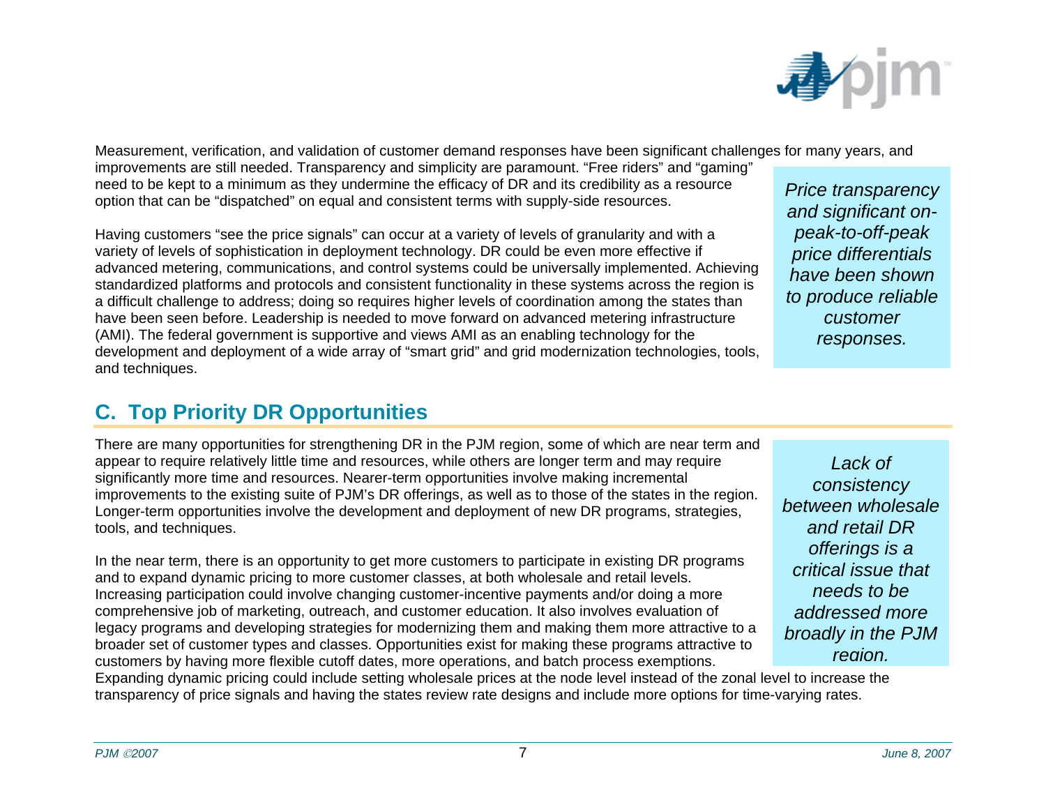Measurement, verification, and validation of customer demand responses have been significant challenges for many years, and improvements are still needed. Transparency and simplicity are paramount. "Free riders" and "gaming" need to be kept to a minimum as they undermine the efficacy of DR and its credibility as a resource option that can be "dispatched" on equal and consistent terms with supply-side resources.

*Price transparency and significant on-peak-to-off-peak price differentials have been shown to produce reliable customer responses.*

Having customers "see the price signals" can occur at a variety of levels of granularity and with a variety of levels of sophistication in deployment technology. DR could be even more effective if advanced metering, communications, and control systems could be universally implemented. Achieving standardized platforms and protocols and consistent functionality in these systems across the region is a difficult challenge to address; doing so requires higher levels of coordination among the states than have been seen before. Leadership is needed to move forward on advanced metering infrastructure (AMI). The federal government is supportive and views AMI as an enabling technology for the development and deployment of a wide array of "smart grid" and grid modernization technologies, tools, and techniques.

## C. Top Priority DR Opportunities

There are many opportunities for strengthening DR in the PJM region, some of which are near term and appear to require relatively little time and resources, while others are longer term and may require significantly more time and resources. Nearer-term opportunities involve making incremental improvements to the existing suite of PJM's DR offerings, as well as to those of the states in the region. Longer-term opportunities involve the development and deployment of new DR programs, strategies, tools, and techniques.

*Lack of consistency between wholesale and retail DR offerings is a critical issue that needs to be addressed more broadly in the PJM region.*

In the near term, there is an opportunity to get more customers to participate in existing DR programs and to expand dynamic pricing to more customer classes, at both wholesale and retail levels. Increasing participation could involve changing customer-incentive payments and/or doing a more comprehensive job of marketing, outreach, and customer education. It also involves evaluation of legacy programs and developing strategies for modernizing them and making them more attractive to a broader set of customer types and classes. Opportunities exist for making these programs attractive to customers by having more flexible cutoff dates, more operations, and batch process exemptions. Expanding dynamic pricing could include setting wholesale prices at the node level instead of the zonal level to increase the transparency of price signals and having the states review rate designs and include more options for time-varying rates.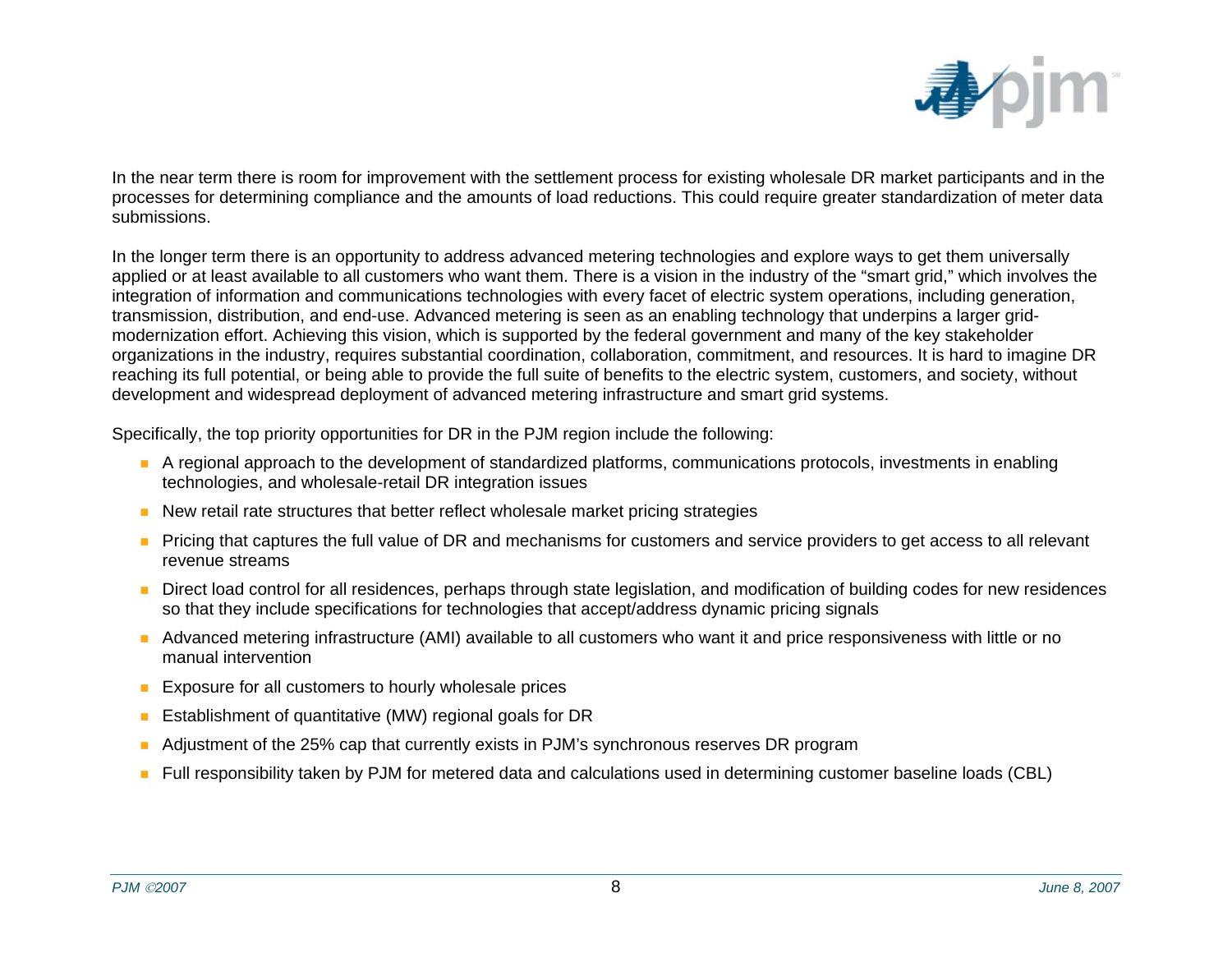In the near term there is room for improvement with the settlement process for existing wholesale DR market participants and in the processes for determining compliance and the amounts of load reductions. This could require greater standardization of meter data submissions.

In the longer term there is an opportunity to address advanced metering technologies and explore ways to get them universally applied or at least available to all customers who want them. There is a vision in the industry of the "smart grid," which involves the integration of information and communications technologies with every facet of electric system operations, including generation, transmission, distribution, and end-use. Advanced metering is seen as an enabling technology that underpins a larger grid-modernization effort. Achieving this vision, which is supported by the federal government and many of the key stakeholder organizations in the industry, requires substantial coordination, collaboration, commitment, and resources. It is hard to imagine DR reaching its full potential, or being able to provide the full suite of benefits to the electric system, customers, and society, without development and widespread deployment of advanced metering infrastructure and smart grid systems.

Specifically, the top priority opportunities for DR in the PJM region include the following:

- A regional approach to the development of standardized platforms, communications protocols, investments in enabling technologies, and wholesale-retail DR integration issues
- New retail rate structures that better reflect wholesale market pricing strategies
- Pricing that captures the full value of DR and mechanisms for customers and service providers to get access to all relevant revenue streams
- Direct load control for all residences, perhaps through state legislation, and modification of building codes for new residences so that they include specifications for technologies that accept/address dynamic pricing signals
- Advanced metering infrastructure (AMI) available to all customers who want it and price responsiveness with little or no manual intervention
- Exposure for all customers to hourly wholesale prices
- Establishment of quantitative (MW) regional goals for DR
- Adjustment of the 25% cap that currently exists in PJM's synchronous reserves DR program
- Full responsibility taken by PJM for metered data and calculations used in determining customer baseline loads (CBL)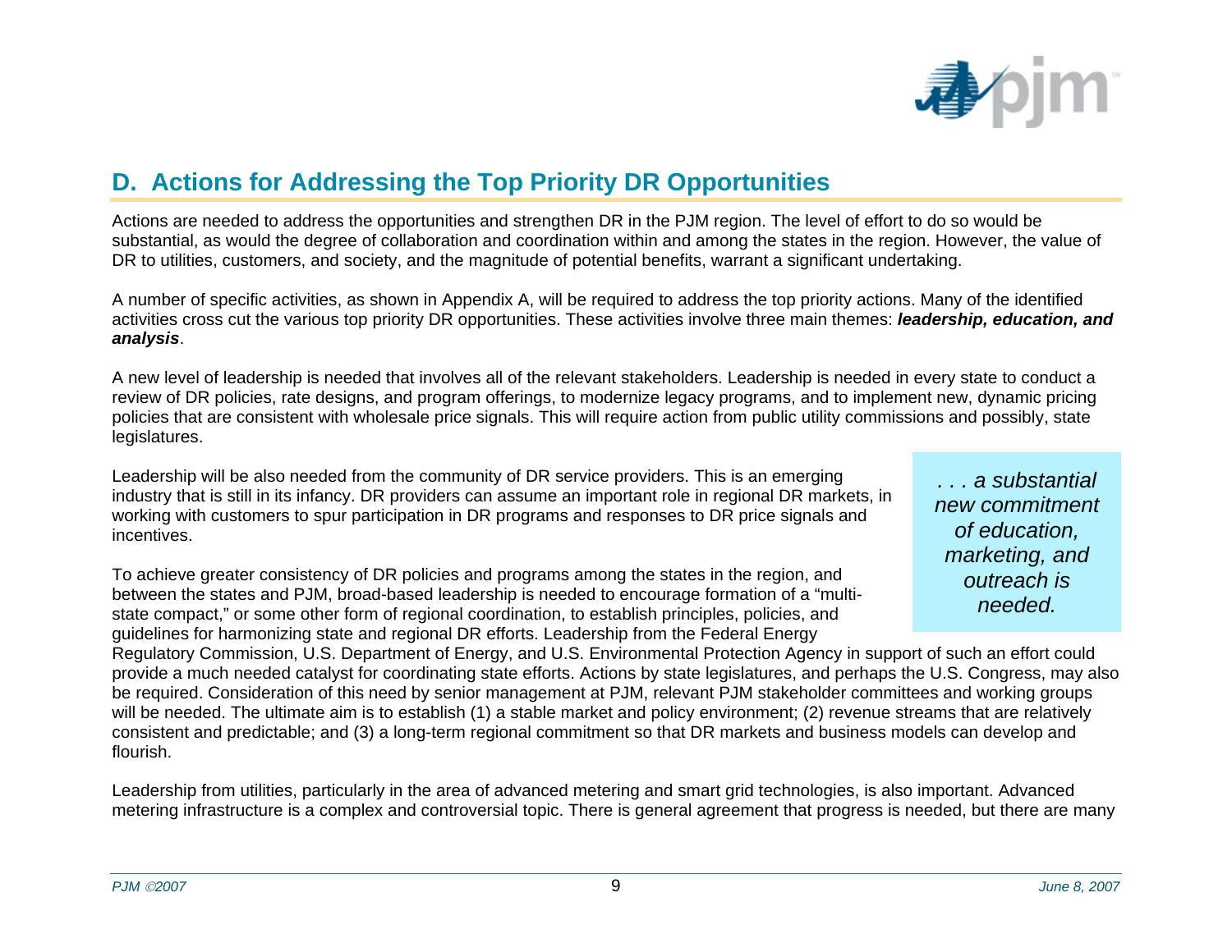## D. Actions for Addressing the Top Priority DR Opportunities

Actions are needed to address the opportunities and strengthen DR in the PJM region. The level of effort to do so would be substantial, as would the degree of collaboration and coordination within and among the states in the region. However, the value of DR to utilities, customers, and society, and the magnitude of potential benefits, warrant a significant undertaking.

A number of specific activities, as shown in Appendix A, will be required to address the top priority actions. Many of the identified activities cross cut the various top priority DR opportunities. These activities involve three main themes: ***leadership, education, and analysis***.

A new level of leadership is needed that involves all of the relevant stakeholders. Leadership is needed in every state to conduct a review of DR policies, rate designs, and program offerings, to modernize legacy programs, and to implement new, dynamic pricing policies that are consistent with wholesale price signals. This will require action from public utility commissions and possibly, state legislatures.

Leadership will be also needed from the community of DR service providers. This is an emerging industry that is still in its infancy. DR providers can assume an important role in regional DR markets, in working with customers to spur participation in DR programs and responses to DR price signals and incentives.

*. . . a substantial new commitment of education, marketing, and outreach is needed.*

To achieve greater consistency of DR policies and programs among the states in the region, and between the states and PJM, broad-based leadership is needed to encourage formation of a "multi-state compact," or some other form of regional coordination, to establish principles, policies, and guidelines for harmonizing state and regional DR efforts. Leadership from the Federal Energy Regulatory Commission, U.S. Department of Energy, and U.S. Environmental Protection Agency in support of such an effort could provide a much needed catalyst for coordinating state efforts. Actions by state legislatures, and perhaps the U.S. Congress, may also be required. Consideration of this need by senior management at PJM, relevant PJM stakeholder committees and working groups will be needed. The ultimate aim is to establish (1) a stable market and policy environment; (2) revenue streams that are relatively consistent and predictable; and (3) a long-term regional commitment so that DR markets and business models can develop and flourish.

Leadership from utilities, particularly in the area of advanced metering and smart grid technologies, is also important. Advanced metering infrastructure is a complex and controversial topic. There is general agreement that progress is needed, but there are many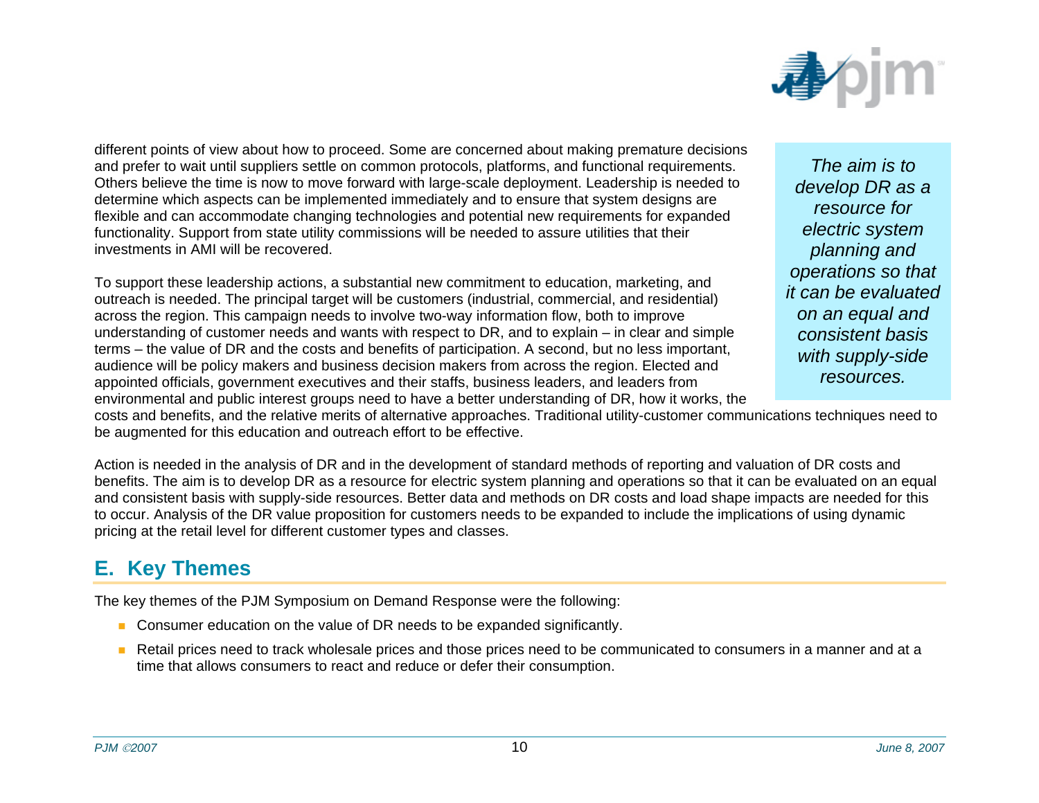different points of view about how to proceed. Some are concerned about making premature decisions and prefer to wait until suppliers settle on common protocols, platforms, and functional requirements. Others believe the time is now to move forward with large-scale deployment. Leadership is needed to determine which aspects can be implemented immediately and to ensure that system designs are flexible and can accommodate changing technologies and potential new requirements for expanded functionality. Support from state utility commissions will be needed to assure utilities that their investments in AMI will be recovered.

*The aim is to develop DR as a resource for electric system planning and operations so that it can be evaluated on an equal and consistent basis with supply-side resources.*

To support these leadership actions, a substantial new commitment to education, marketing, and outreach is needed. The principal target will be customers (industrial, commercial, and residential) across the region. This campaign needs to involve two-way information flow, both to improve understanding of customer needs and wants with respect to DR, and to explain – in clear and simple terms – the value of DR and the costs and benefits of participation. A second, but no less important, audience will be policy makers and business decision makers from across the region. Elected and appointed officials, government executives and their staffs, business leaders, and leaders from environmental and public interest groups need to have a better understanding of DR, how it works, the costs and benefits, and the relative merits of alternative approaches. Traditional utility-customer communications techniques need to be augmented for this education and outreach effort to be effective.

Action is needed in the analysis of DR and in the development of standard methods of reporting and valuation of DR costs and benefits. The aim is to develop DR as a resource for electric system planning and operations so that it can be evaluated on an equal and consistent basis with supply-side resources. Better data and methods on DR costs and load shape impacts are needed for this to occur. Analysis of the DR value proposition for customers needs to be expanded to include the implications of using dynamic pricing at the retail level for different customer types and classes.

## E. Key Themes

The key themes of the PJM Symposium on Demand Response were the following:

- Consumer education on the value of DR needs to be expanded significantly.
- Retail prices need to track wholesale prices and those prices need to be communicated to consumers in a manner and at a time that allows consumers to react and reduce or defer their consumption.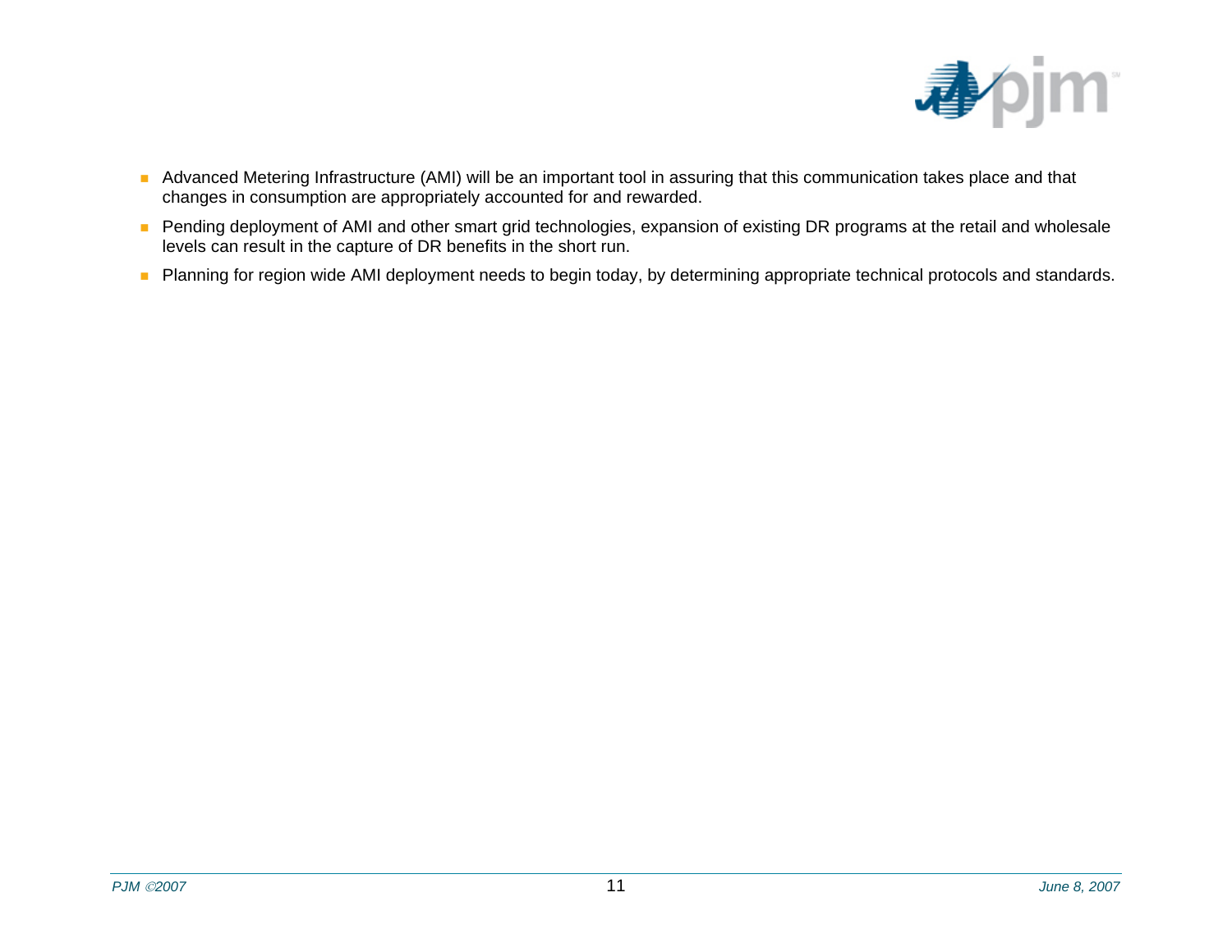- Advanced Metering Infrastructure (AMI) will be an important tool in assuring that this communication takes place and that changes in consumption are appropriately accounted for and rewarded.
- Pending deployment of AMI and other smart grid technologies, expansion of existing DR programs at the retail and wholesale levels can result in the capture of DR benefits in the short run.
- Planning for region wide AMI deployment needs to begin today, by determining appropriate technical protocols and standards.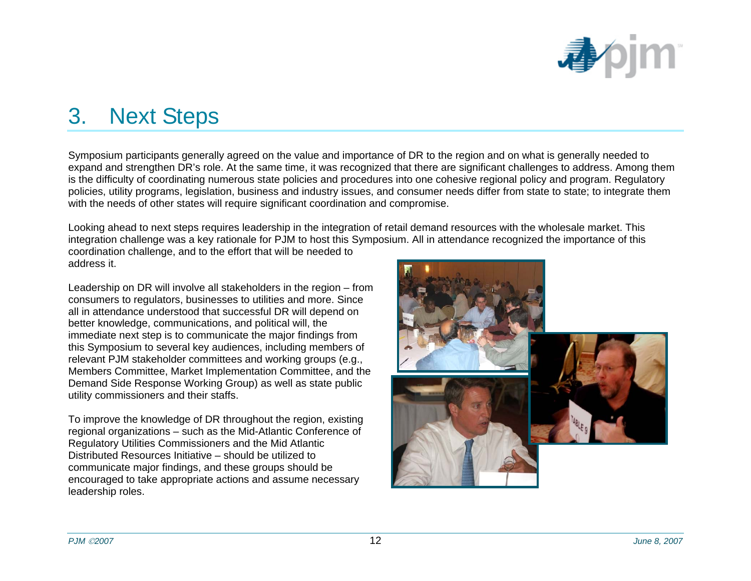# 3. Next Steps

Symposium participants generally agreed on the value and importance of DR to the region and on what is generally needed to expand and strengthen DR's role. At the same time, it was recognized that there are significant challenges to address. Among them is the difficulty of coordinating numerous state policies and procedures into one cohesive regional policy and program. Regulatory policies, utility programs, legislation, business and industry issues, and consumer needs differ from state to state; to integrate them with the needs of other states will require significant coordination and compromise.

Looking ahead to next steps requires leadership in the integration of retail demand resources with the wholesale market. This integration challenge was a key rationale for PJM to host this Symposium. All in attendance recognized the importance of this coordination challenge, and to the effort that will be needed to address it.

Leadership on DR will involve all stakeholders in the region – from consumers to regulators, businesses to utilities and more. Since all in attendance understood that successful DR will depend on better knowledge, communications, and political will, the immediate next step is to communicate the major findings from this Symposium to several key audiences, including members of relevant PJM stakeholder committees and working groups (e.g., Members Committee, Market Implementation Committee, and the Demand Side Response Working Group) as well as state public utility commissioners and their staffs.

To improve the knowledge of DR throughout the region, existing regional organizations – such as the Mid-Atlantic Conference of Regulatory Utilities Commissioners and the Mid Atlantic Distributed Resources Initiative – should be utilized to communicate major findings, and these groups should be encouraged to take appropriate actions and assume necessary leadership roles.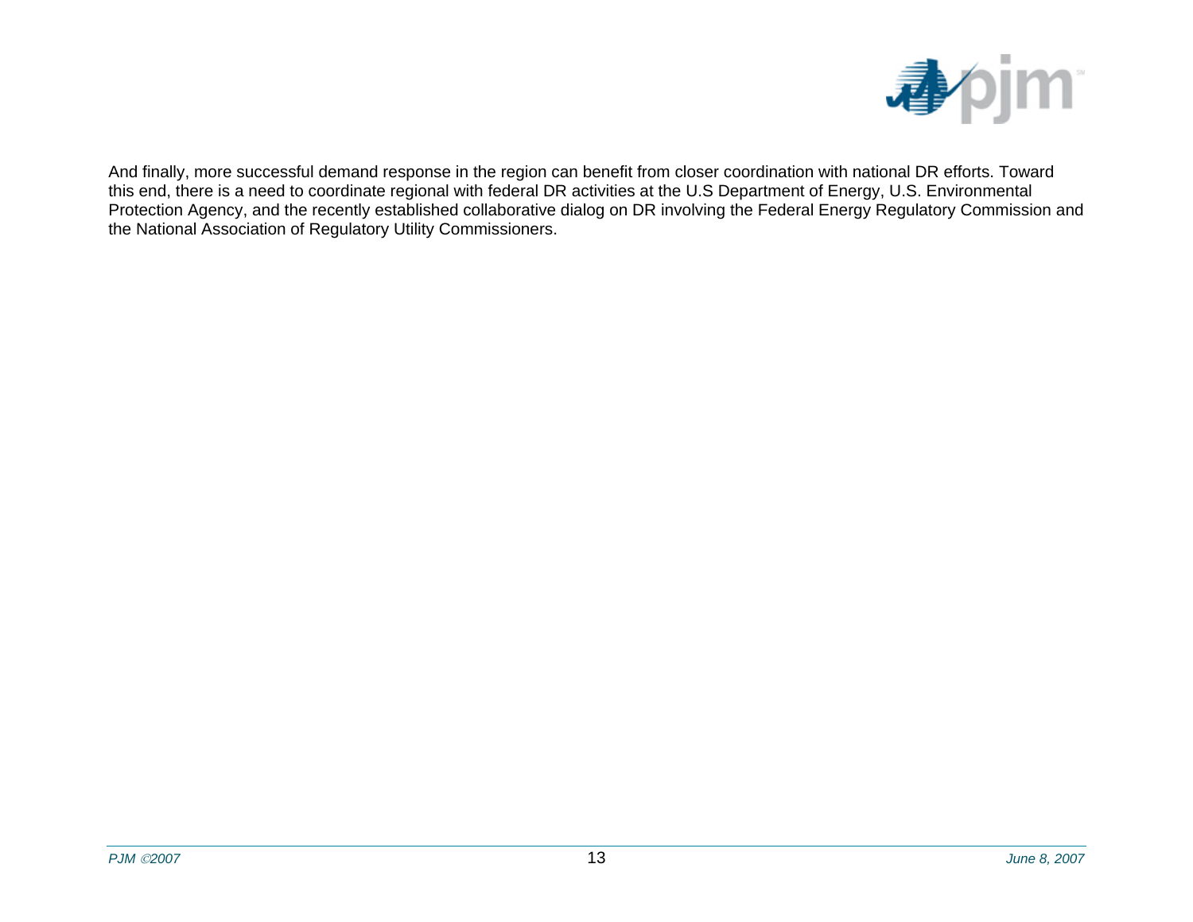And finally, more successful demand response in the region can benefit from closer coordination with national DR efforts. Toward this end, there is a need to coordinate regional with federal DR activities at the U.S Department of Energy, U.S. Environmental Protection Agency, and the recently established collaborative dialog on DR involving the Federal Energy Regulatory Commission and the National Association of Regulatory Utility Commissioners.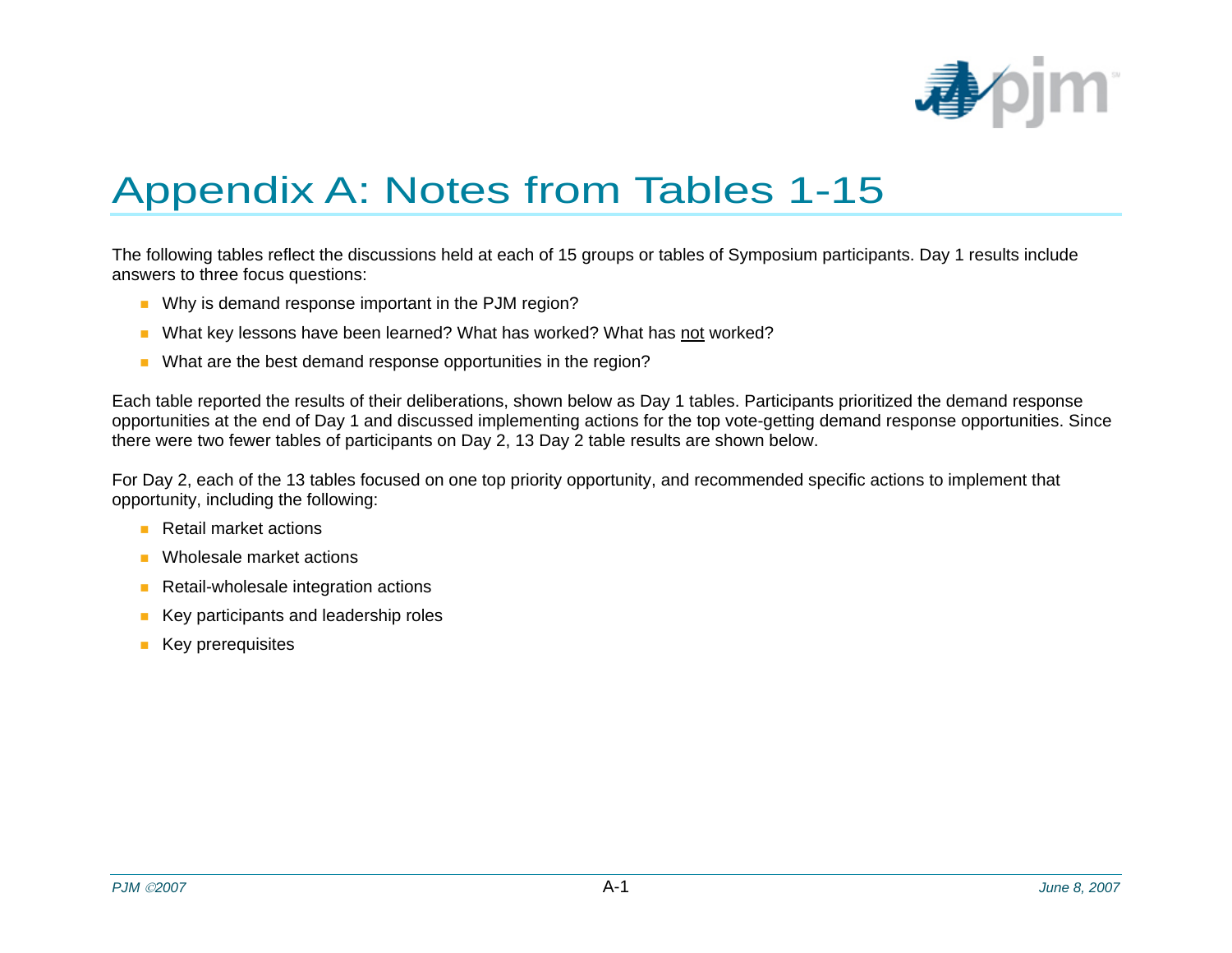# Appendix A: Notes from Tables 1-15

The following tables reflect the discussions held at each of 15 groups or tables of Symposium participants. Day 1 results include answers to three focus questions:

- Why is demand response important in the PJM region?
- What key lessons have been learned? What has worked? What has <u>not</u> worked?
- What are the best demand response opportunities in the region?

Each table reported the results of their deliberations, shown below as Day 1 tables. Participants prioritized the demand response opportunities at the end of Day 1 and discussed implementing actions for the top vote-getting demand response opportunities. Since there were two fewer tables of participants on Day 2, 13 Day 2 table results are shown below.

For Day 2, each of the 13 tables focused on one top priority opportunity, and recommended specific actions to implement that opportunity, including the following:

- Retail market actions
- Wholesale market actions
- Retail-wholesale integration actions
- Key participants and leadership roles
- Key prerequisites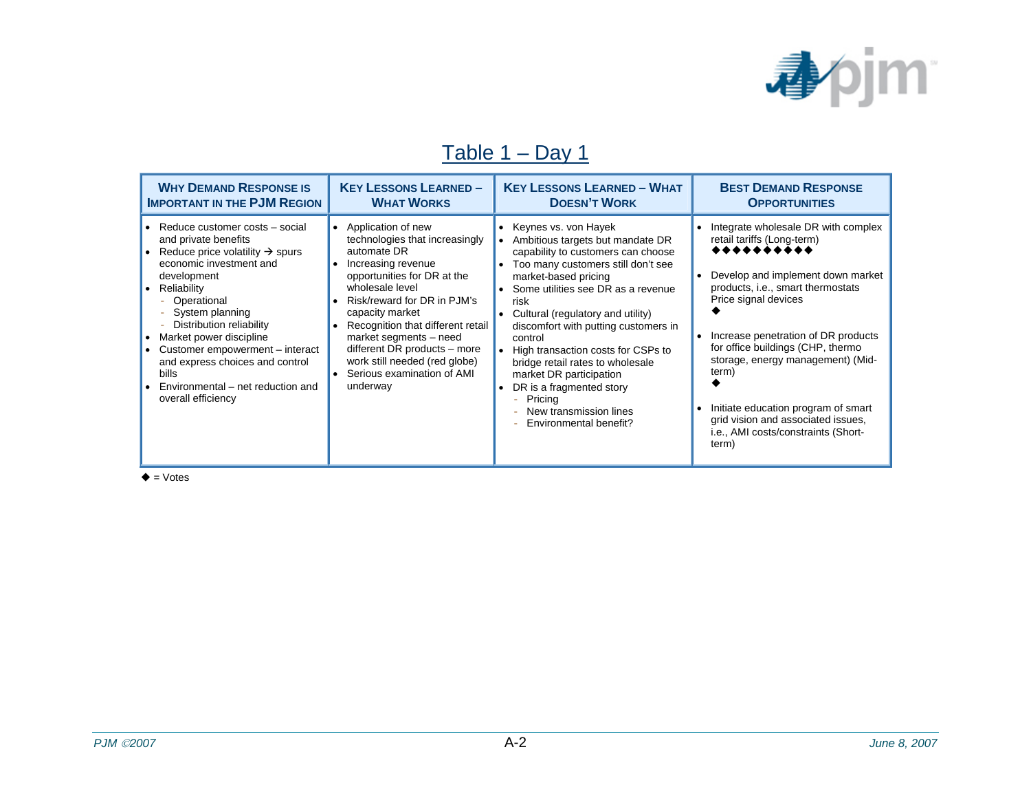## Table 1 – Day 1

| Why Demand Response is Important in the PJM Region | Key Lessons Learned – What Works | Key Lessons Learned – What Doesn't Work | Best Demand Response Opportunities |
|---|---|---|---|
| • Reduce customer costs – social and private benefits<br>• Reduce price volatility → spurs economic investment and development<br>• Reliability<br>  - Operational<br>  - System planning<br>  - Distribution reliability<br>• Market power discipline<br>• Customer empowerment – interact and express choices and control bills<br>• Environmental – net reduction and overall efficiency | • Application of new technologies that increasingly automate DR<br>• Increasing revenue opportunities for DR at the wholesale level<br>• Risk/reward for DR in PJM's capacity market<br>• Recognition that different retail market segments – need different DR products – more work still needed (red globe)<br>• Serious examination of AMI underway | • Keynes vs. von Hayek<br>• Ambitious targets but mandate DR capability to customers can choose<br>• Too many customers still don't see market-based pricing<br>• Some utilities see DR as a revenue risk<br>• Cultural (regulatory and utility) discomfort with putting customers in control<br>• High transaction costs for CSPs to bridge retail rates to wholesale market DR participation<br>• DR is a fragmented story<br>  - Pricing<br>  - New transmission lines<br>  - Environmental benefit? | • Integrate wholesale DR with complex retail tariffs (Long-term)<br>◆◆◆◆◆◆◆◆◆◆<br>• Develop and implement down market products, i.e., smart thermostats Price signal devices<br>◆<br>• Increase penetration of DR products for office buildings (CHP, thermo storage, energy management) (Mid-term)<br>◆<br>• Initiate education program of smart grid vision and associated issues, i.e., AMI costs/constraints (Short-term) |

◆ = Votes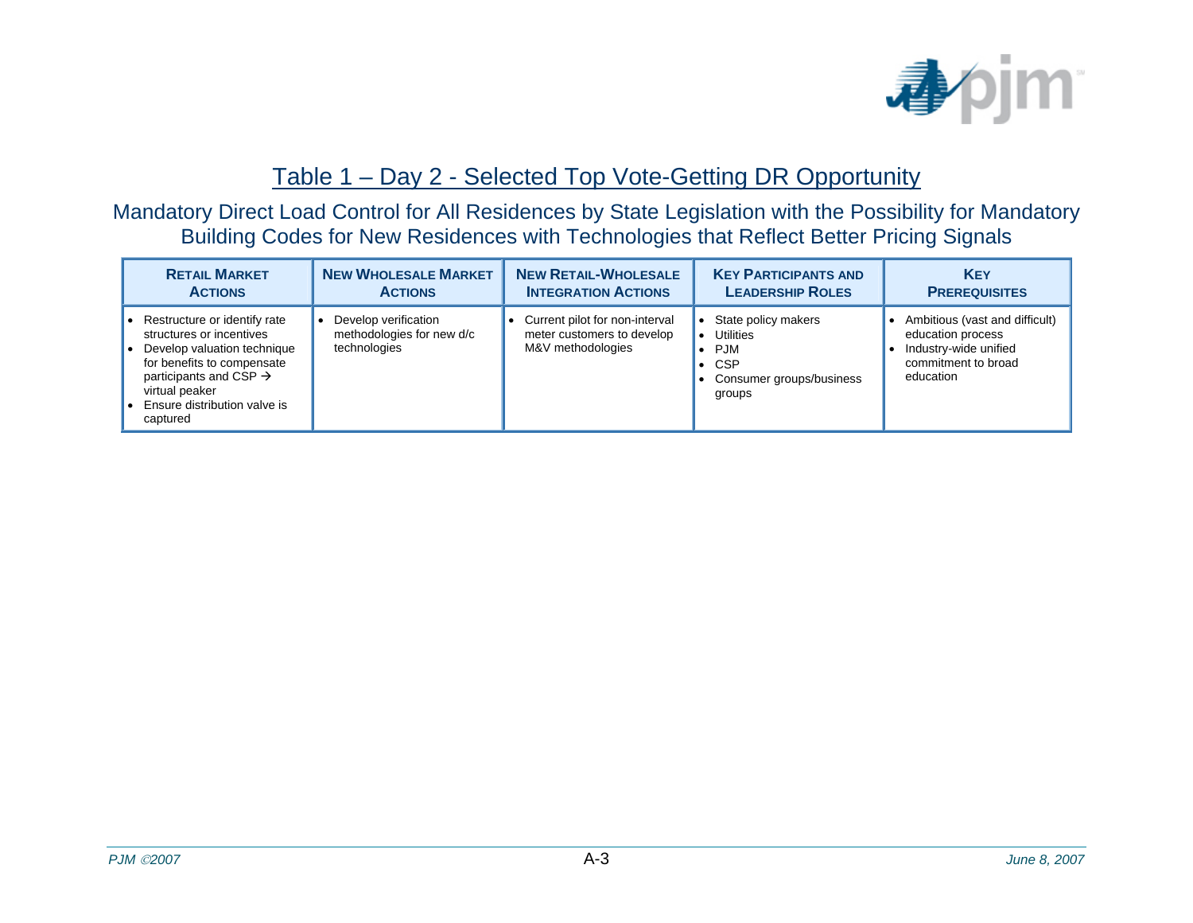## Table 1 – Day 2 - Selected Top Vote-Getting DR Opportunity

### Mandatory Direct Load Control for All Residences by State Legislation with the Possibility for Mandatory Building Codes for New Residences with Technologies that Reflect Better Pricing Signals

| Retail Market Actions | New Wholesale Market Actions | New Retail-Wholesale Integration Actions | Key Participants and Leadership Roles | Key Prerequisites |
|---|---|---|---|---|
| • Restructure or identify rate structures or incentives<br>• Develop valuation technique for benefits to compensate participants and CSP → virtual peaker<br>• Ensure distribution valve is captured | • Develop verification methodologies for new d/c technologies | • Current pilot for non-interval meter customers to develop M&V methodologies | • State policy makers<br>• Utilities<br>• PJM<br>• CSP<br>• Consumer groups/business groups | • Ambitious (vast and difficult) education process<br>• Industry-wide unified commitment to broad education |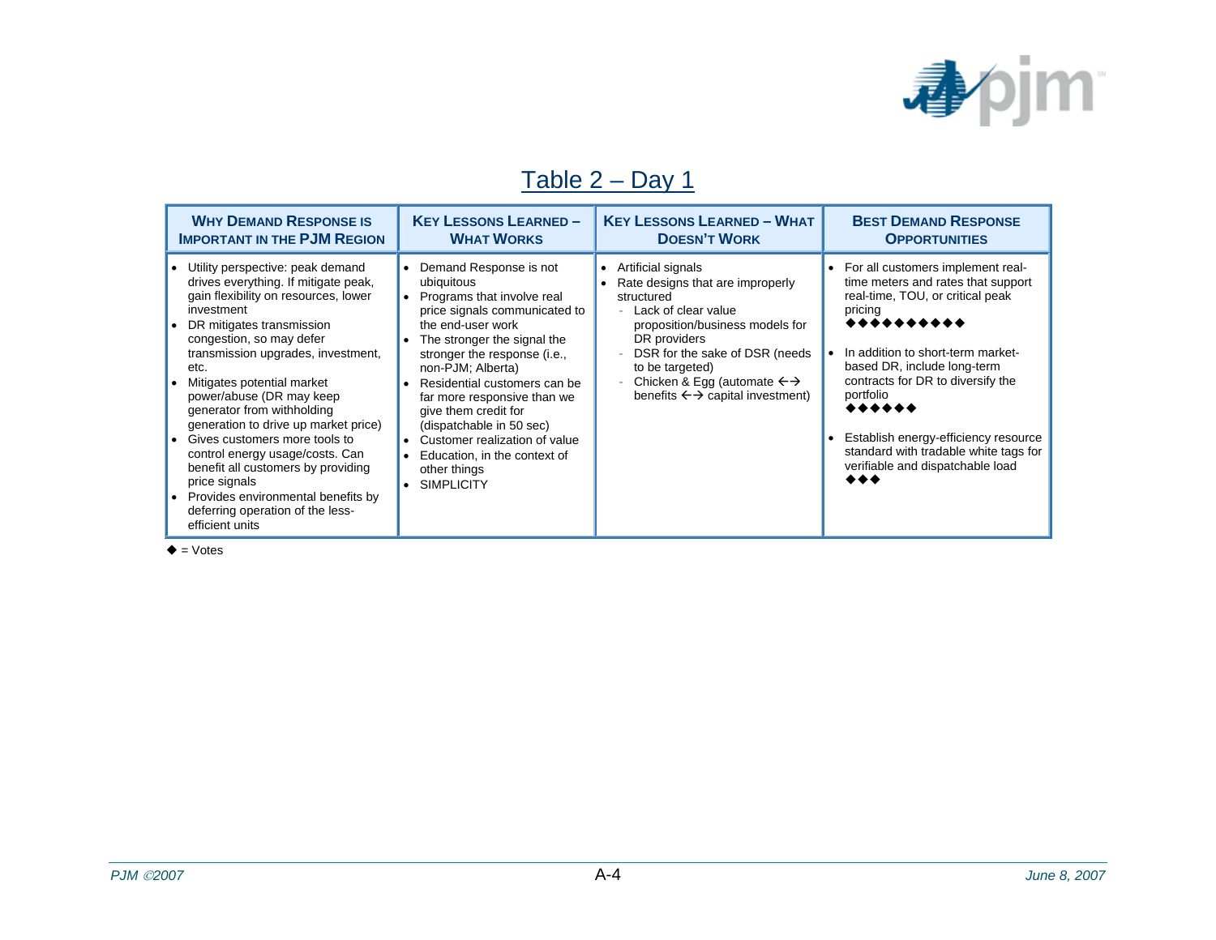## Table 2 – Day 1

| Why Demand Response is Important in the PJM Region | Key Lessons Learned – What Works | Key Lessons Learned – What Doesn't Work | Best Demand Response Opportunities |
|---|---|---|---|
| • Utility perspective: peak demand drives everything. If mitigate peak, gain flexibility on resources, lower investment<br>• DR mitigates transmission congestion, so may defer transmission upgrades, investment, etc.<br>• Mitigates potential market power/abuse (DR may keep generator from withholding generation to drive up market price)<br>• Gives customers more tools to control energy usage/costs. Can benefit all customers by providing price signals<br>• Provides environmental benefits by deferring operation of the less-efficient units | • Demand Response is not ubiquitous<br>• Programs that involve real price signals communicated to the end-user work<br>• The stronger the signal the stronger the response (i.e., non-PJM; Alberta)<br>• Residential customers can be far more responsive than we give them credit for (dispatchable in 50 sec)<br>• Customer realization of value<br>• Education, in the context of other things<br>• SIMPLICITY | • Artificial signals<br>• Rate designs that are improperly structured<br>  - Lack of clear value proposition/business models for DR providers<br>  - DSR for the sake of DSR (needs to be targeted)<br>  - Chicken & Egg (automate ←→ benefits ←→ capital investment) | • For all customers implement real-time meters and rates that support real-time, TOU, or critical peak pricing ◆◆◆◆◆◆◆◆◆◆<br>• In addition to short-term market-based DR, include long-term contracts for DR to diversify the portfolio ◆◆◆◆◆◆<br>• Establish energy-efficiency resource standard with tradable white tags for verifiable and dispatchable load ◆◆◆ |

◆ = Votes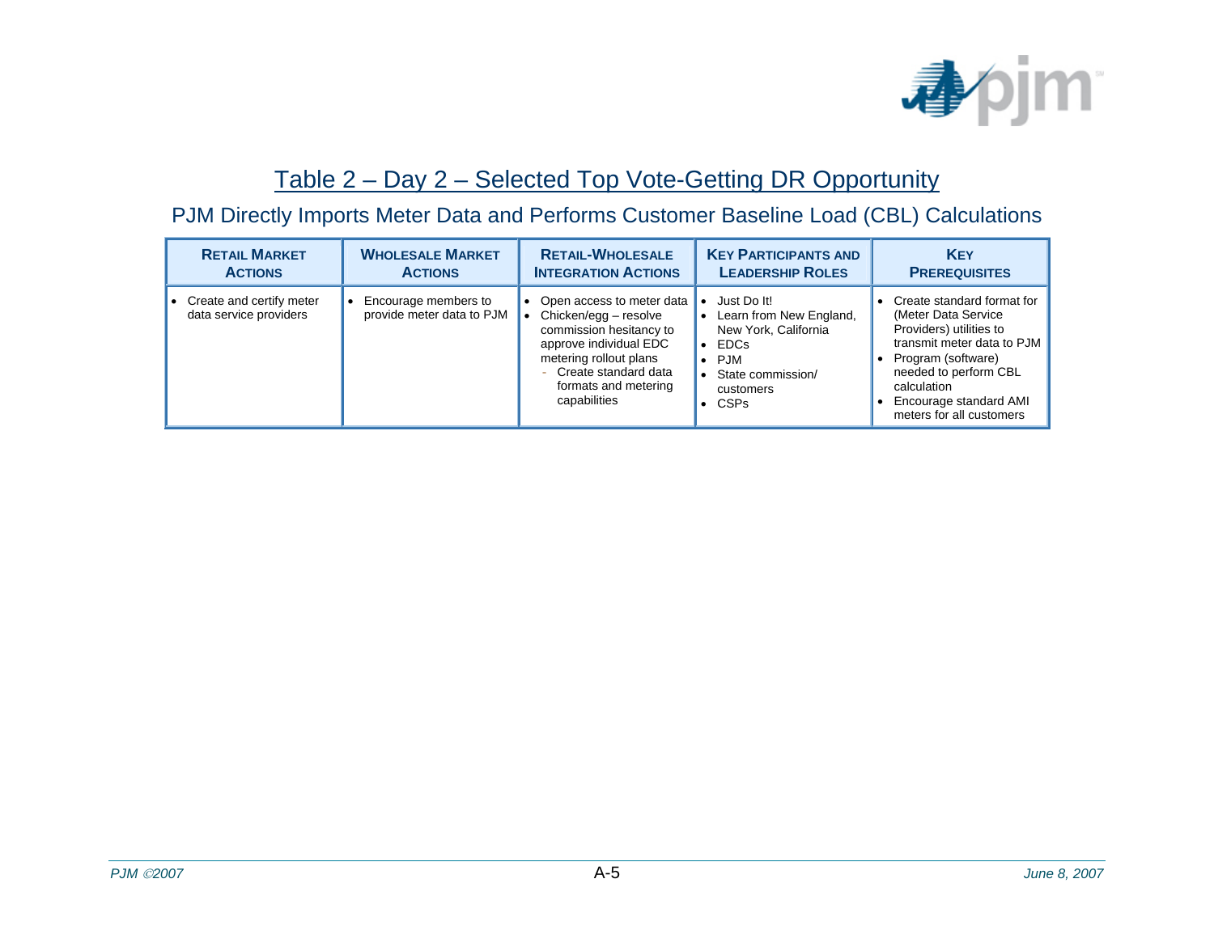## Table 2 – Day 2 – Selected Top Vote-Getting DR Opportunity

### PJM Directly Imports Meter Data and Performs Customer Baseline Load (CBL) Calculations

| Retail Market Actions | Wholesale Market Actions | Retail-Wholesale Integration Actions | Key Participants and Leadership Roles | Key Prerequisites |
|---|---|---|---|---|
| • Create and certify meter data service providers | • Encourage members to provide meter data to PJM | • Open access to meter data<br>• Chicken/egg – resolve commission hesitancy to approve individual EDC metering rollout plans<br>  - Create standard data formats and metering capabilities | • Just Do It!<br>• Learn from New England, New York, California<br>• EDCs<br>• PJM<br>• State commission/ customers<br>• CSPs | • Create standard format for (Meter Data Service Providers) utilities to transmit meter data to PJM<br>• Program (software) needed to perform CBL calculation<br>• Encourage standard AMI meters for all customers |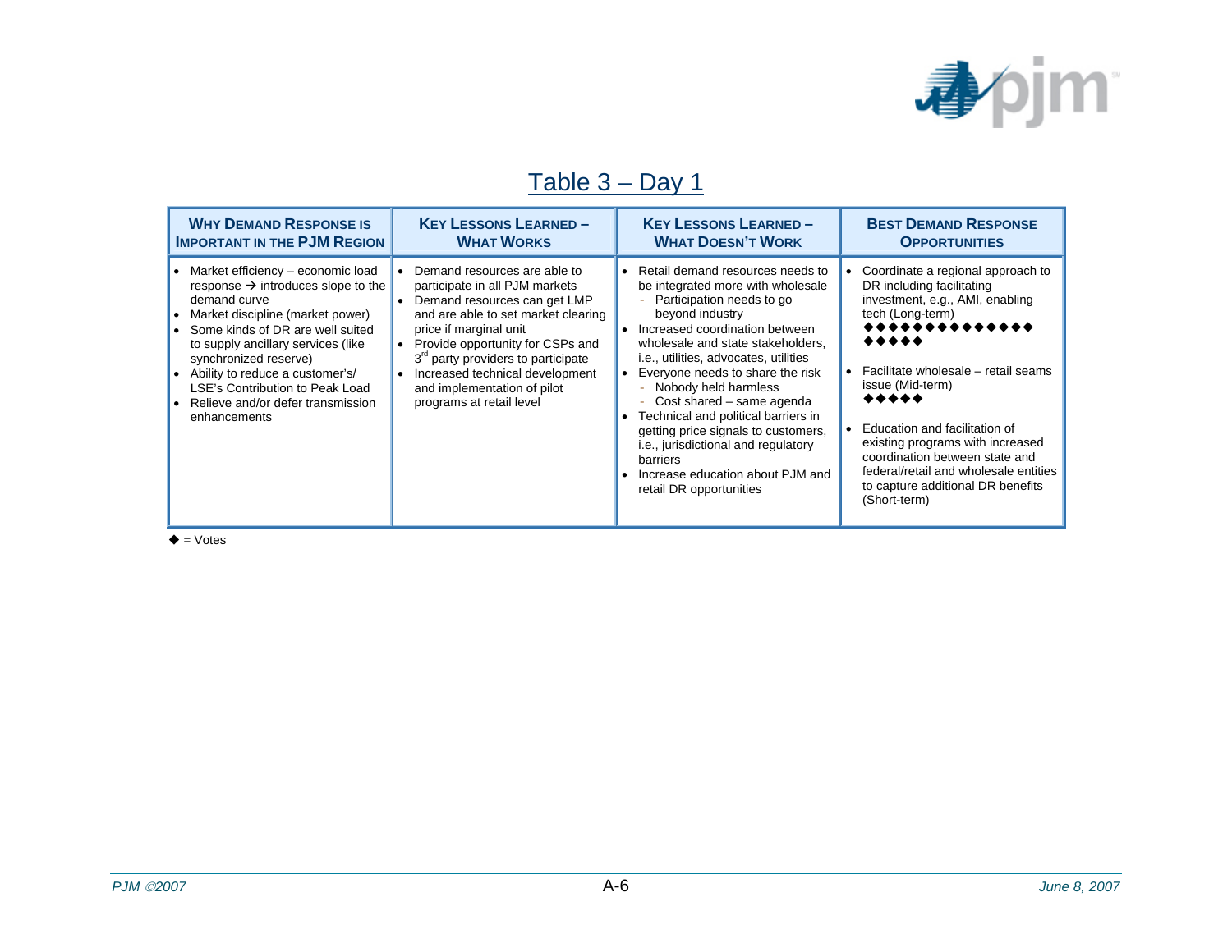# Table 3 – Day 1

| Why Demand Response is Important in the PJM Region | Key Lessons Learned – What Works | Key Lessons Learned – What Doesn't Work | Best Demand Response Opportunities |
|---|---|---|---|
| • Market efficiency – economic load response → introduces slope to the demand curve<br>• Market discipline (market power)<br>• Some kinds of DR are well suited to supply ancillary services (like synchronized reserve)<br>• Ability to reduce a customer's/ LSE's Contribution to Peak Load<br>• Relieve and/or defer transmission enhancements | • Demand resources are able to participate in all PJM markets<br>• Demand resources can get LMP and are able to set market clearing price if marginal unit<br>• Provide opportunity for CSPs and 3rd party providers to participate<br>• Increased technical development and implementation of pilot programs at retail level | • Retail demand resources needs to be integrated more with wholesale<br>- Participation needs to go beyond industry<br>• Increased coordination between wholesale and state stakeholders, i.e., utilities, advocates, utilities<br>• Everyone needs to share the risk<br>- Nobody held harmless<br>- Cost shared – same agenda<br>• Technical and political barriers in getting price signals to customers, i.e., jurisdictional and regulatory barriers<br>• Increase education about PJM and retail DR opportunities | • Coordinate a regional approach to DR including facilitating investment, e.g., AMI, enabling tech (Long-term)<br>◆◆◆◆◆◆◆◆◆◆◆◆◆◆◆◆◆◆<br>• Facilitate wholesale – retail seams issue (Mid-term)<br>◆◆◆◆◆<br>• Education and facilitation of existing programs with increased coordination between state and federal/retail and wholesale entities to capture additional DR benefits (Short-term) |

◆ = Votes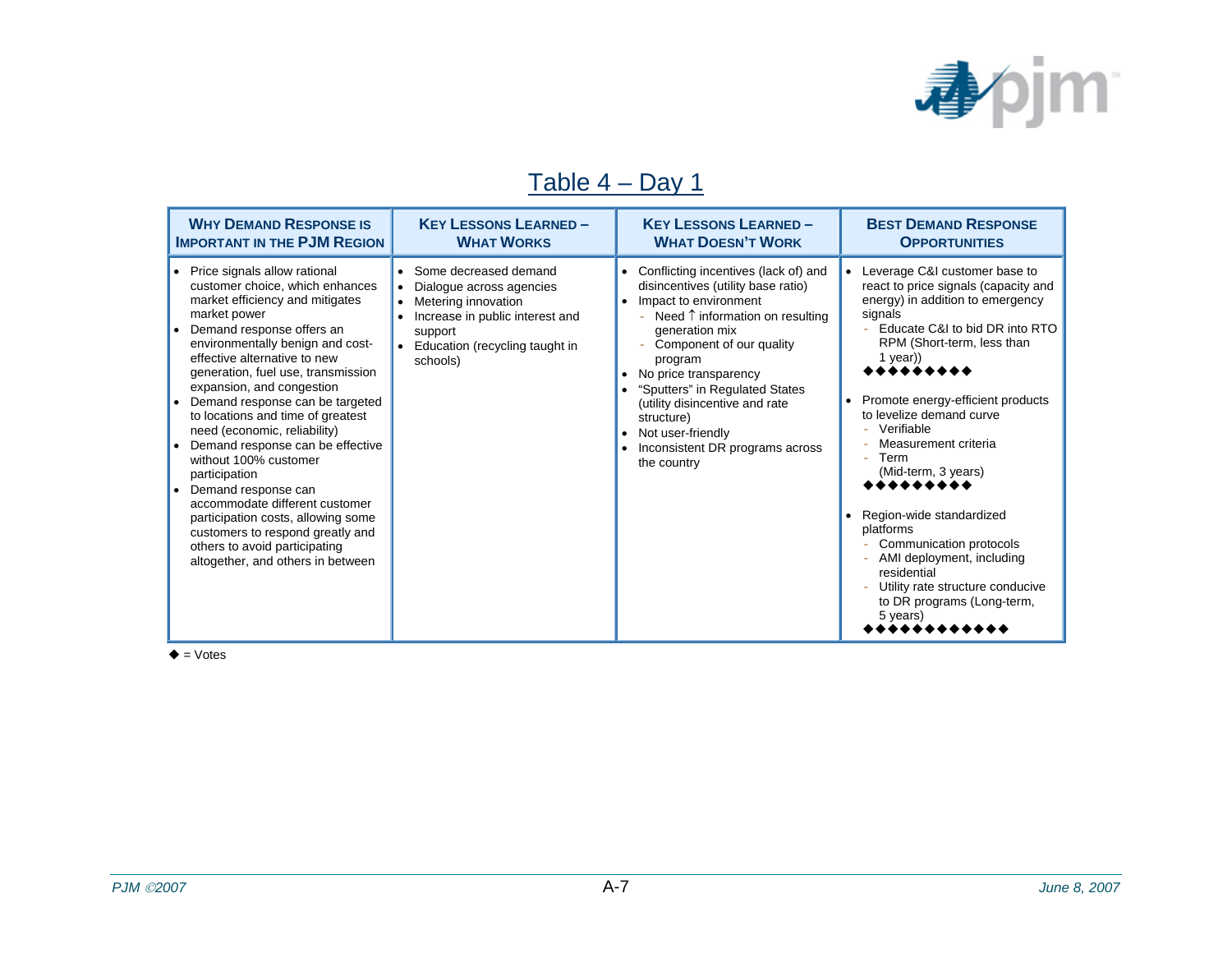## Table 4 – Day 1

| Why Demand Response is Important in the PJM Region | Key Lessons Learned – What Works | Key Lessons Learned – What Doesn't Work | Best Demand Response Opportunities |
|---|---|---|---|
| • Price signals allow rational customer choice, which enhances market efficiency and mitigates market power<br>• Demand response offers an environmentally benign and cost-effective alternative to new generation, fuel use, transmission expansion, and congestion<br>• Demand response can be targeted to locations and time of greatest need (economic, reliability)<br>• Demand response can be effective without 100% customer participation<br>• Demand response can accommodate different customer participation costs, allowing some customers to respond greatly and others to avoid participating altogether, and others in between | • Some decreased demand<br>• Dialogue across agencies<br>• Metering innovation<br>• Increase in public interest and support<br>• Education (recycling taught in schools) | • Conflicting incentives (lack of) and disincentives (utility base ratio)<br>• Impact to environment<br>  - Need ↑ information on resulting generation mix<br>  - Component of our quality program<br>• No price transparency<br>• "Sputters" in Regulated States (utility disincentive and rate structure)<br>• Not user-friendly<br>• Inconsistent DR programs across the country | • Leverage C&I customer base to react to price signals (capacity and energy) in addition to emergency signals<br>  - Educate C&I to bid DR into RTO RPM (Short-term, less than 1 year))<br>◆◆◆◆◆◆◆◆◆<br>• Promote energy-efficient products to levelize demand curve<br>  - Verifiable<br>  - Measurement criteria<br>  - Term<br>(Mid-term, 3 years)<br>◆◆◆◆◆◆◆◆◆<br>• Region-wide standardized platforms<br>  - Communication protocols<br>  - AMI deployment, including residential<br>  - Utility rate structure conducive to DR programs (Long-term, 5 years)<br>◆◆◆◆◆◆◆◆◆◆◆◆ |

◆ = Votes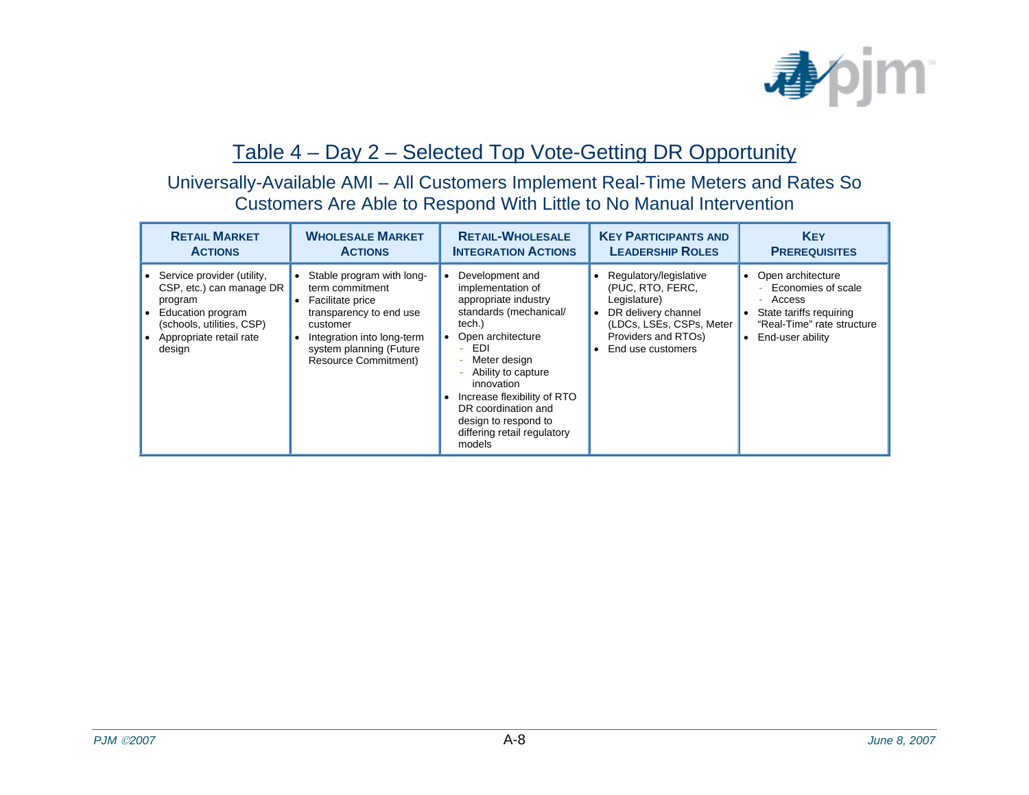## Table 4 – Day 2 – Selected Top Vote-Getting DR Opportunity

### Universally-Available AMI – All Customers Implement Real-Time Meters and Rates So Customers Are Able to Respond With Little to No Manual Intervention

| Retail Market Actions | Wholesale Market Actions | Retail-Wholesale Integration Actions | Key Participants and Leadership Roles | Key Prerequisites |
|---|---|---|---|---|
| • Service provider (utility, CSP, etc.) can manage DR program<br>• Education program (schools, utilities, CSP)<br>• Appropriate retail rate design | • Stable program with long-term commitment<br>• Facilitate price transparency to end use customer<br>• Integration into long-term system planning (Future Resource Commitment) | • Development and implementation of appropriate industry standards (mechanical/ tech.)<br>• Open architecture<br>  - EDI<br>  - Meter design<br>  - Ability to capture innovation<br>• Increase flexibility of RTO DR coordination and design to respond to differing retail regulatory models | • Regulatory/legislative (PUC, RTO, FERC, Legislature)<br>• DR delivery channel (LDCs, LSEs, CSPs, Meter Providers and RTOs)<br>• End use customers | • Open architecture<br>  - Economies of scale<br>  - Access<br>• State tariffs requiring "Real-Time" rate structure<br>• End-user ability |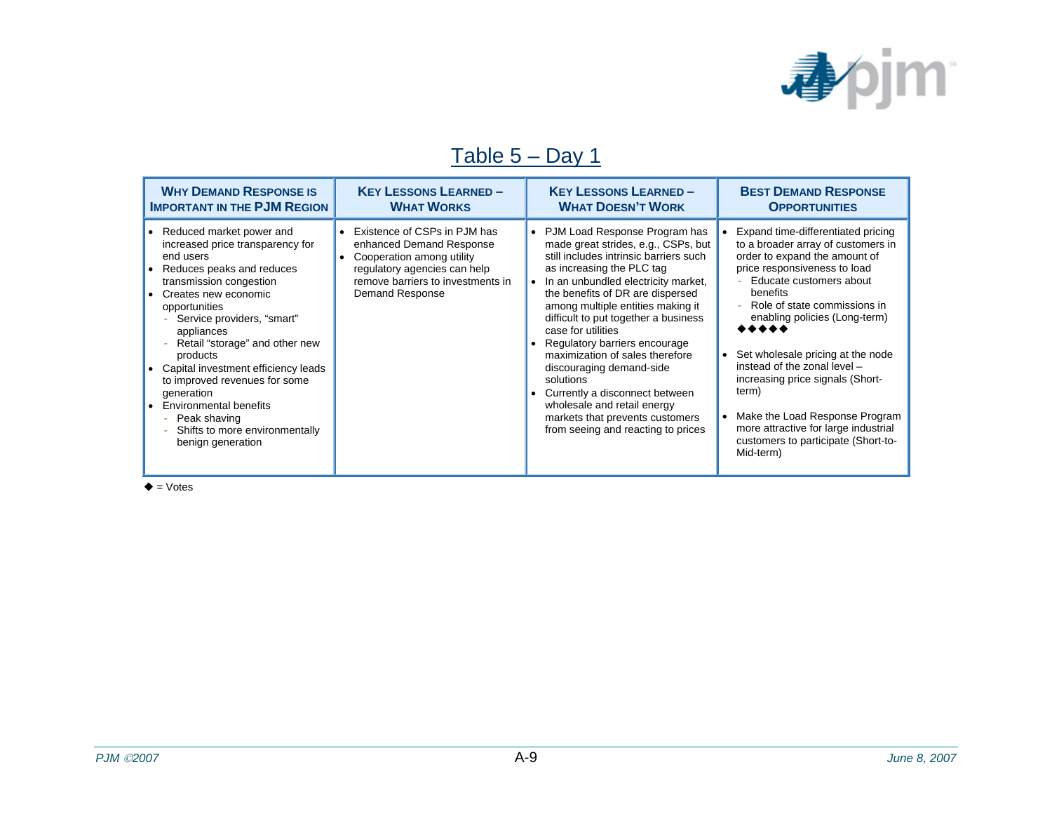# Table 5 – Day 1

| Why Demand Response is Important in the PJM Region | Key Lessons Learned – What Works | Key Lessons Learned – What Doesn't Work | Best Demand Response Opportunities |
|---|---|---|---|
| • Reduced market power and increased price transparency for end users<br>• Reduces peaks and reduces transmission congestion<br>• Creates new economic opportunities<br>  - Service providers, "smart" appliances<br>  - Retail "storage" and other new products<br>• Capital investment efficiency leads to improved revenues for some generation<br>• Environmental benefits<br>  - Peak shaving<br>  - Shifts to more environmentally benign generation | • Existence of CSPs in PJM has enhanced Demand Response<br>• Cooperation among utility regulatory agencies can help remove barriers to investments in Demand Response | • PJM Load Response Program has made great strides, e.g., CSPs, but still includes intrinsic barriers such as increasing the PLC tag<br>• In an unbundled electricity market, the benefits of DR are dispersed among multiple entities making it difficult to put together a business case for utilities<br>• Regulatory barriers encourage maximization of sales therefore discouraging demand-side solutions<br>• Currently a disconnect between wholesale and retail energy markets that prevents customers from seeing and reacting to prices | • Expand time-differentiated pricing to a broader array of customers in order to expand the amount of price responsiveness to load<br>  - Educate customers about benefits<br>  - Role of state commissions in enabling policies (Long-term)<br>◆◆◆◆◆<br>• Set wholesale pricing at the node instead of the zonal level – increasing price signals (Short-term)<br>• Make the Load Response Program more attractive for large industrial customers to participate (Short-to-Mid-term) |

◆ = Votes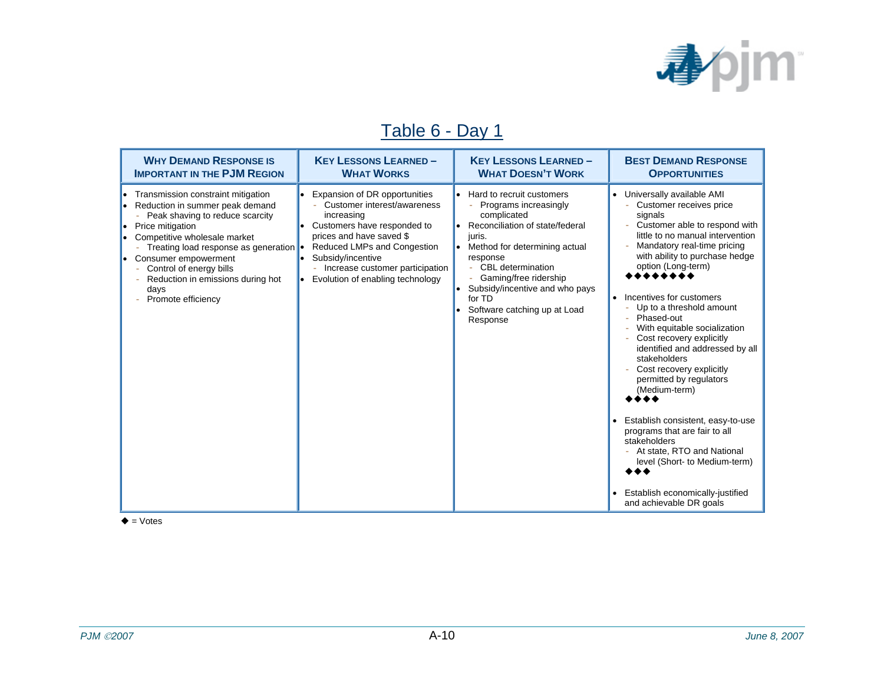## Table 6 - Day 1

| Why Demand Response is Important in the PJM Region | Key Lessons Learned – What Works | Key Lessons Learned – What Doesn't Work | Best Demand Response Opportunities |
|---|---|---|---|
| • Transmission constraint mitigation<br>• Reduction in summer peak demand<br>&nbsp;&nbsp;- Peak shaving to reduce scarcity<br>• Price mitigation<br>• Competitive wholesale market<br>&nbsp;&nbsp;- Treating load response as generation<br>• Consumer empowerment<br>&nbsp;&nbsp;- Control of energy bills<br>&nbsp;&nbsp;- Reduction in emissions during hot days<br>&nbsp;&nbsp;- Promote efficiency | • Expansion of DR opportunities<br>&nbsp;&nbsp;- Customer interest/awareness increasing<br>• Customers have responded to prices and have saved $<br>• Reduced LMPs and Congestion<br>• Subsidy/incentive<br>&nbsp;&nbsp;- Increase customer participation<br>• Evolution of enabling technology | • Hard to recruit customers<br>&nbsp;&nbsp;- Programs increasingly complicated<br>• Reconciliation of state/federal juris.<br>• Method for determining actual response<br>&nbsp;&nbsp;- CBL determination<br>&nbsp;&nbsp;- Gaming/free ridership<br>• Subsidy/incentive and who pays for TD<br>• Software catching up at Load Response | • Universally available AMI<br>&nbsp;&nbsp;- Customer receives price signals<br>&nbsp;&nbsp;- Customer able to respond with little to no manual intervention<br>&nbsp;&nbsp;- Mandatory real-time pricing with ability to purchase hedge option (Long-term)<br>◆◆◆◆◆◆◆◆<br>• Incentives for customers<br>&nbsp;&nbsp;- Up to a threshold amount<br>&nbsp;&nbsp;- Phased-out<br>&nbsp;&nbsp;- With equitable socialization<br>&nbsp;&nbsp;- Cost recovery explicitly identified and addressed by all stakeholders<br>&nbsp;&nbsp;- Cost recovery explicitly permitted by regulators (Medium-term)<br>◆◆◆◆<br>• Establish consistent, easy-to-use programs that are fair to all stakeholders<br>&nbsp;&nbsp;- At state, RTO and National level (Short- to Medium-term)<br>◆◆◆<br>• Establish economically-justified and achievable DR goals |

◆ = Votes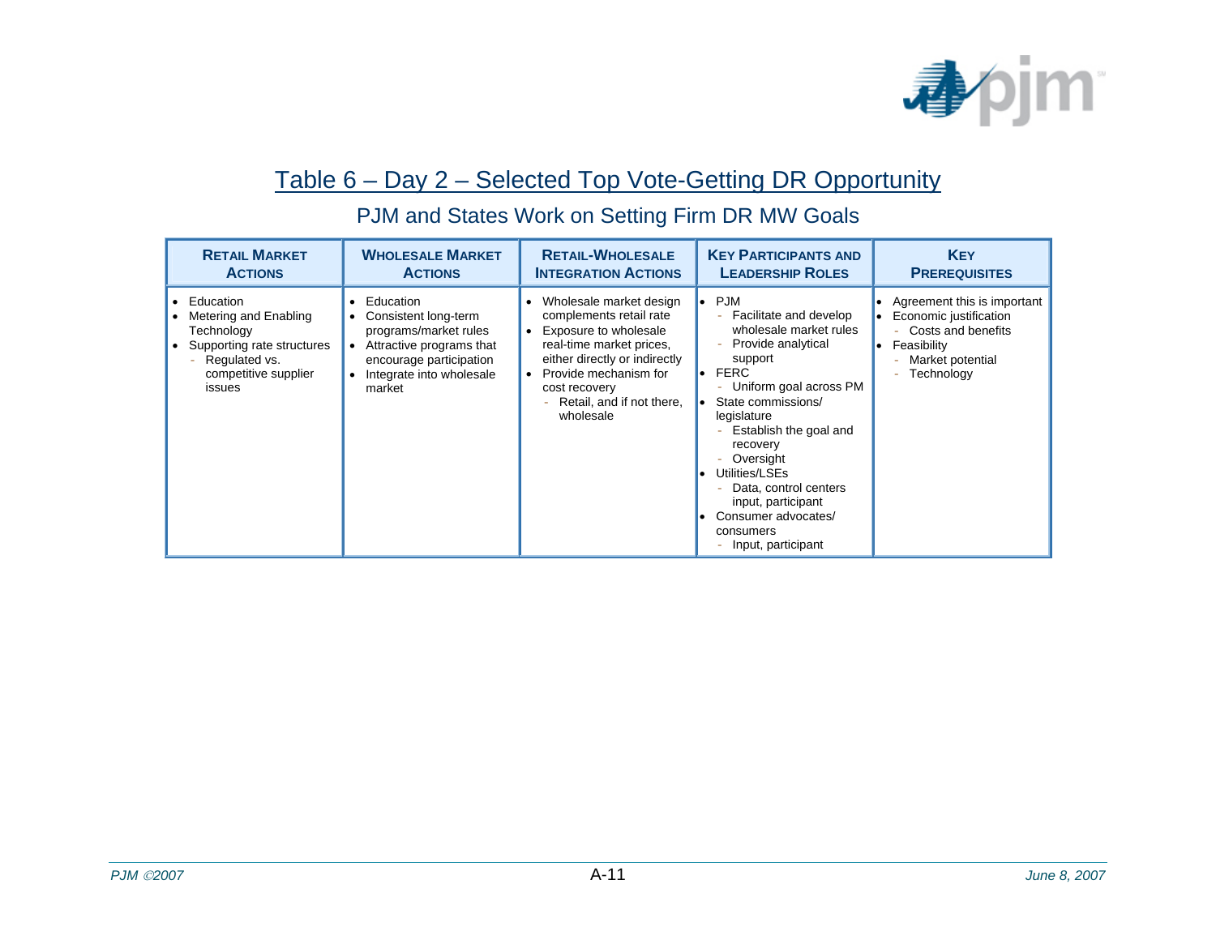## Table 6 – Day 2 – Selected Top Vote-Getting DR Opportunity

### PJM and States Work on Setting Firm DR MW Goals

| Retail Market Actions | Wholesale Market Actions | Retail-Wholesale Integration Actions | Key Participants and Leadership Roles | Key Prerequisites |
|---|---|---|---|---|
| • Education<br>• Metering and Enabling Technology<br>• Supporting rate structures<br>  - Regulated vs. competitive supplier issues | • Education<br>• Consistent long-term programs/market rules<br>• Attractive programs that encourage participation<br>• Integrate into wholesale market | • Wholesale market design complements retail rate<br>• Exposure to wholesale real-time market prices, either directly or indirectly<br>• Provide mechanism for cost recovery<br>  - Retail, and if not there, wholesale | • PJM<br>  - Facilitate and develop wholesale market rules<br>  - Provide analytical support<br>• FERC<br>  - Uniform goal across PM<br>• State commissions/ legislature<br>  - Establish the goal and recovery<br>  - Oversight<br>• Utilities/LSEs<br>  - Data, control centers input, participant<br>• Consumer advocates/ consumers<br>  - Input, participant | • Agreement this is important<br>• Economic justification<br>  - Costs and benefits<br>• Feasibility<br>  - Market potential<br>  - Technology |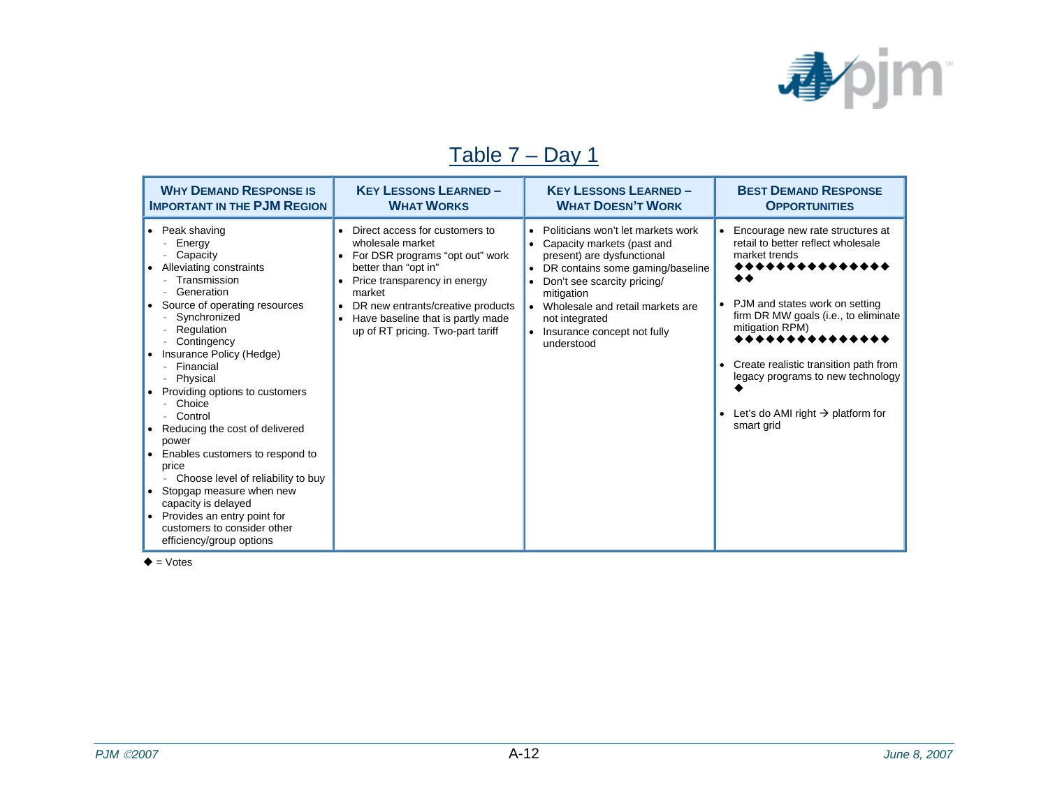# Table 7 – Day 1

| Why Demand Response is Important in the PJM Region | Key Lessons Learned – What Works | Key Lessons Learned – What Doesn't Work | Best Demand Response Opportunities |
|---|---|---|---|
| • Peak shaving<br>- Energy<br>- Capacity<br>• Alleviating constraints<br>- Transmission<br>- Generation<br>• Source of operating resources<br>- Synchronized<br>- Regulation<br>- Contingency<br>• Insurance Policy (Hedge)<br>- Financial<br>- Physical<br>• Providing options to customers<br>- Choice<br>- Control<br>• Reducing the cost of delivered power<br>• Enables customers to respond to price<br>- Choose level of reliability to buy<br>• Stopgap measure when new capacity is delayed<br>• Provides an entry point for customers to consider other efficiency/group options | • Direct access for customers to wholesale market<br>• For DSR programs "opt out" work better than "opt in"<br>• Price transparency in energy market<br>• DR new entrants/creative products<br>• Have baseline that is partly made up of RT pricing. Two-part tariff | • Politicians won't let markets work<br>• Capacity markets (past and present) are dysfunctional<br>• DR contains some gaming/baseline<br>• Don't see scarcity pricing/ mitigation<br>• Wholesale and retail markets are not integrated<br>• Insurance concept not fully understood | • Encourage new rate structures at retail to better reflect wholesale market trends ◆◆◆◆◆◆◆◆◆◆◆◆◆◆◆◆◆<br>• PJM and states work on setting firm DR MW goals (i.e., to eliminate mitigation RPM) ◆◆◆◆◆◆◆◆◆◆◆◆◆◆◆<br>• Create realistic transition path from legacy programs to new technology ◆<br>• Let's do AMI right → platform for smart grid |

◆ = Votes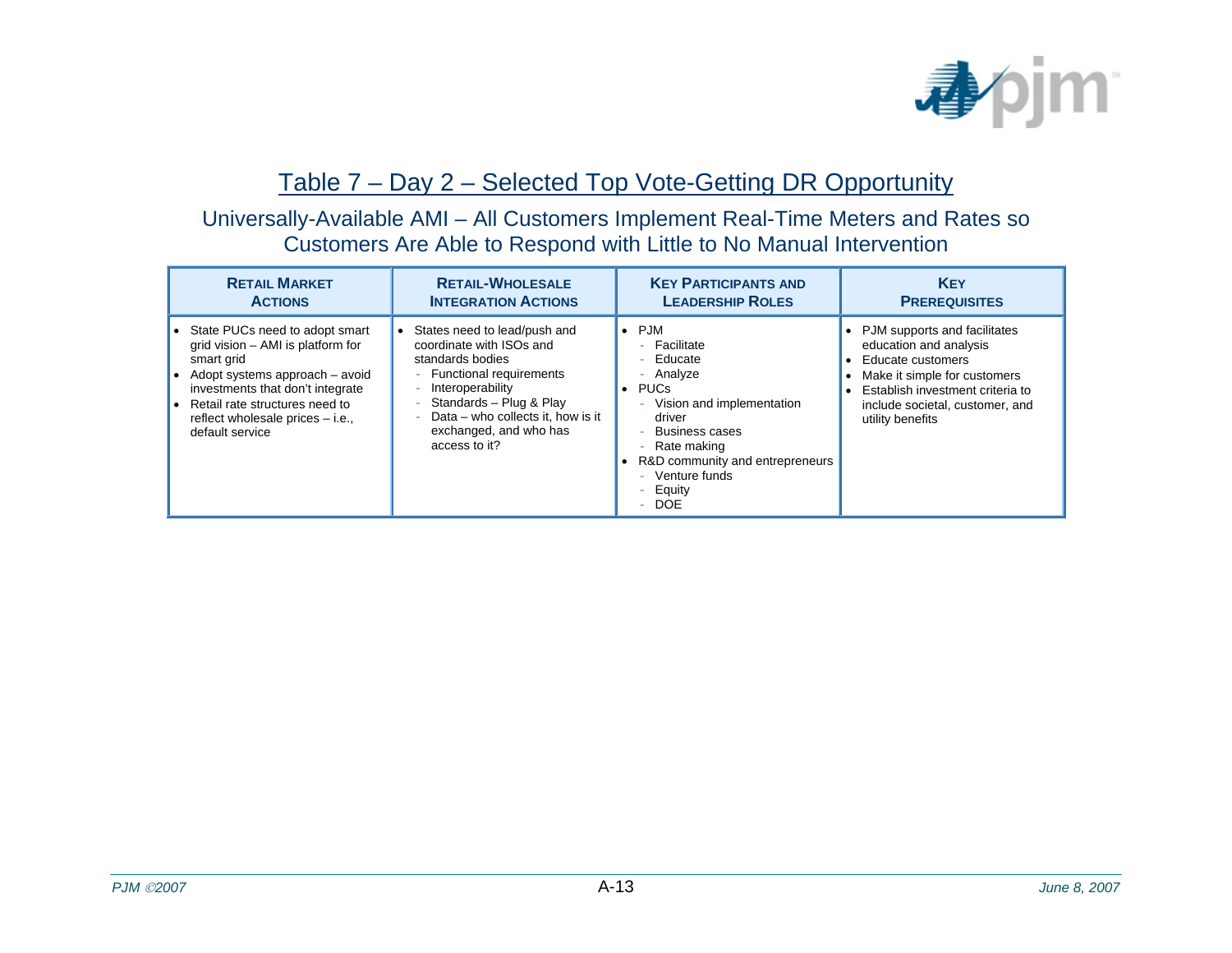## Table 7 – Day 2 – Selected Top Vote-Getting DR Opportunity

### Universally-Available AMI – All Customers Implement Real-Time Meters and Rates so Customers Are Able to Respond with Little to No Manual Intervention

| Retail Market Actions | Retail-Wholesale Integration Actions | Key Participants and Leadership Roles | Key Prerequisites |
|---|---|---|---|
| • State PUCs need to adopt smart grid vision – AMI is platform for smart grid<br>• Adopt systems approach – avoid investments that don't integrate<br>• Retail rate structures need to reflect wholesale prices – i.e., default service | • States need to lead/push and coordinate with ISOs and standards bodies<br>- Functional requirements<br>- Interoperability<br>- Standards – Plug & Play<br>- Data – who collects it, how is it exchanged, and who has access to it? | • PJM<br>- Facilitate<br>- Educate<br>- Analyze<br>• PUCs<br>- Vision and implementation driver<br>- Business cases<br>- Rate making<br>• R&D community and entrepreneurs<br>- Venture funds<br>- Equity<br>- DOE | • PJM supports and facilitates education and analysis<br>• Educate customers<br>• Make it simple for customers<br>• Establish investment criteria to include societal, customer, and utility benefits |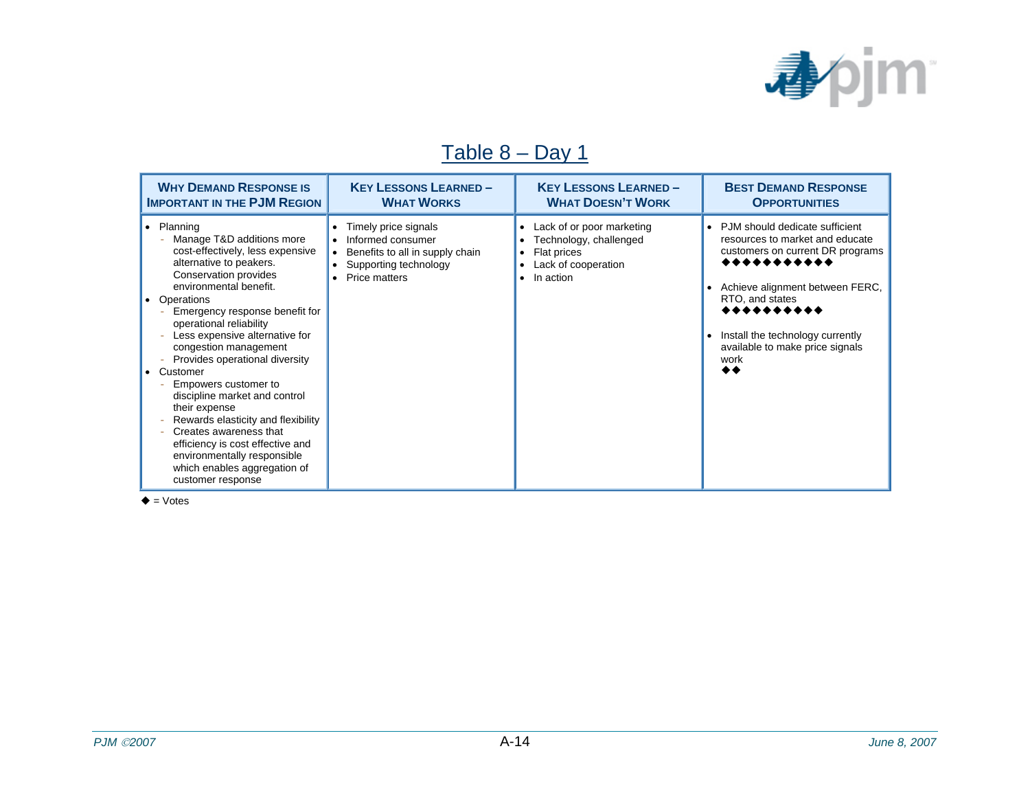## Table 8 – Day 1

| Why Demand Response is Important in the PJM Region | Key Lessons Learned – What Works | Key Lessons Learned – What Doesn't Work | Best Demand Response Opportunities |
|---|---|---|---|
| • Planning<br>- Manage T&D additions more cost-effectively, less expensive alternative to peakers. Conservation provides environmental benefit.<br>• Operations<br>- Emergency response benefit for operational reliability<br>- Less expensive alternative for congestion management<br>- Provides operational diversity<br>• Customer<br>- Empowers customer to discipline market and control their expense<br>- Rewards elasticity and flexibility<br>- Creates awareness that efficiency is cost effective and environmentally responsible which enables aggregation of customer response | • Timely price signals<br>• Informed consumer<br>• Benefits to all in supply chain<br>• Supporting technology<br>• Price matters | • Lack of or poor marketing<br>• Technology, challenged<br>• Flat prices<br>• Lack of cooperation<br>• In action | • PJM should dedicate sufficient resources to market and educate customers on current DR programs ◆◆◆◆◆◆◆◆◆◆◆<br>• Achieve alignment between FERC, RTO, and states ◆◆◆◆◆◆◆◆◆◆<br>• Install the technology currently available to make price signals work ◆◆ |

◆ = Votes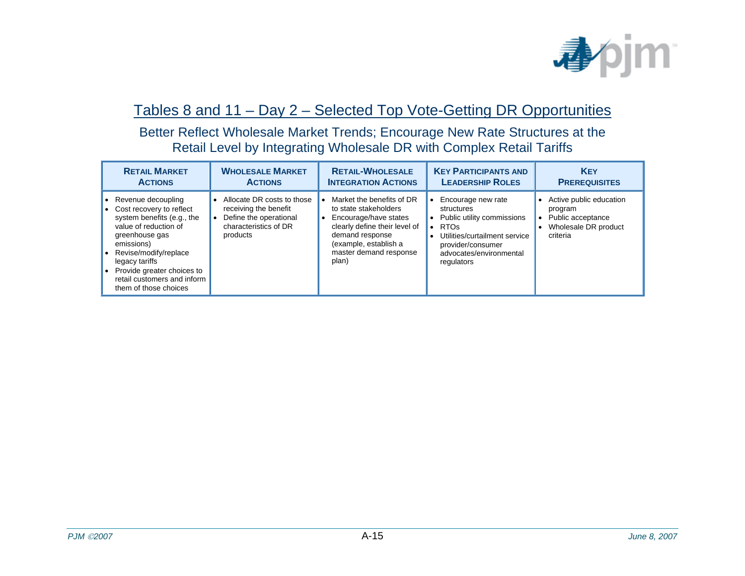## Tables 8 and 11 – Day 2 – Selected Top Vote-Getting DR Opportunities

### Better Reflect Wholesale Market Trends; Encourage New Rate Structures at the Retail Level by Integrating Wholesale DR with Complex Retail Tariffs

| Retail Market Actions | Wholesale Market Actions | Retail-Wholesale Integration Actions | Key Participants and Leadership Roles | Key Prerequisites |
|---|---|---|---|---|
| • Revenue decoupling<br>• Cost recovery to reflect system benefits (e.g., the value of reduction of greenhouse gas emissions)<br>• Revise/modify/replace legacy tariffs<br>• Provide greater choices to retail customers and inform them of those choices | • Allocate DR costs to those receiving the benefit<br>• Define the operational characteristics of DR products | • Market the benefits of DR to state stakeholders<br>• Encourage/have states clearly define their level of demand response (example, establish a master demand response plan) | • Encourage new rate structures<br>• Public utility commissions<br>• RTOs<br>• Utilities/curtailment service provider/consumer advocates/environmental regulators | • Active public education program<br>• Public acceptance<br>• Wholesale DR product criteria |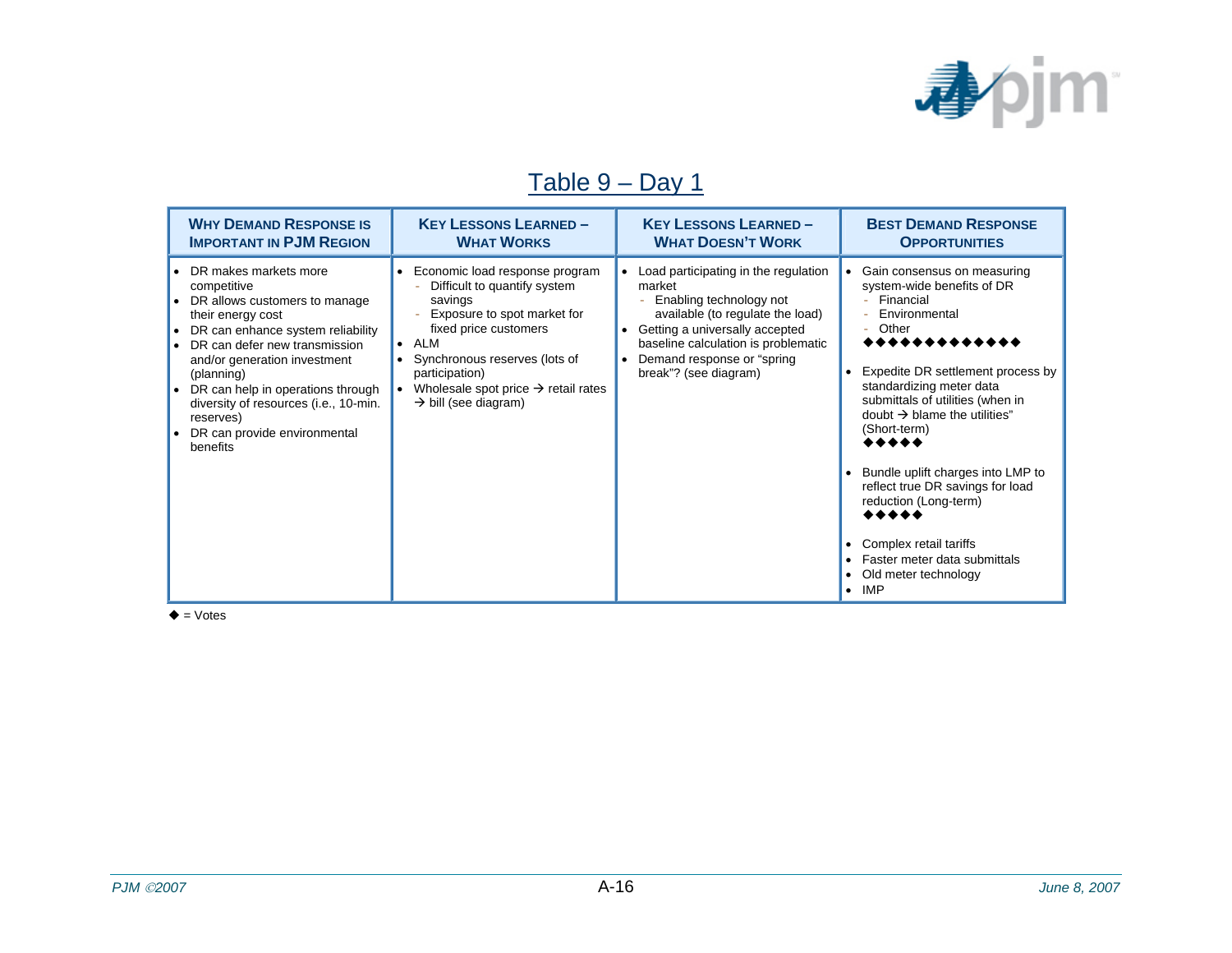# Table 9 – Day 1

| Why Demand Response is Important in PJM Region | Key Lessons Learned – What Works | Key Lessons Learned – What Doesn't Work | Best Demand Response Opportunities |
|---|---|---|---|
| • DR makes markets more competitive<br>• DR allows customers to manage their energy cost<br>• DR can enhance system reliability<br>• DR can defer new transmission and/or generation investment (planning)<br>• DR can help in operations through diversity of resources (i.e., 10-min. reserves)<br>• DR can provide environmental benefits | • Economic load response program<br>  - Difficult to quantify system savings<br>  - Exposure to spot market for fixed price customers<br>• ALM<br>• Synchronous reserves (lots of participation)<br>• Wholesale spot price → retail rates → bill (see diagram) | • Load participating in the regulation market<br>  - Enabling technology not available (to regulate the load)<br>• Getting a universally accepted baseline calculation is problematic<br>• Demand response or "spring break"? (see diagram) | • Gain consensus on measuring system-wide benefits of DR<br>  - Financial<br>  - Environmental<br>  - Other<br>◆◆◆◆◆◆◆◆◆◆◆◆◆<br>• Expedite DR settlement process by standardizing meter data submittals of utilities (when in doubt → blame the utilities" (Short-term)<br>◆◆◆◆◆<br>• Bundle uplift charges into LMP to reflect true DR savings for load reduction (Long-term)<br>◆◆◆◆◆<br>• Complex retail tariffs<br>• Faster meter data submittals<br>• Old meter technology<br>• IMP |

◆ = Votes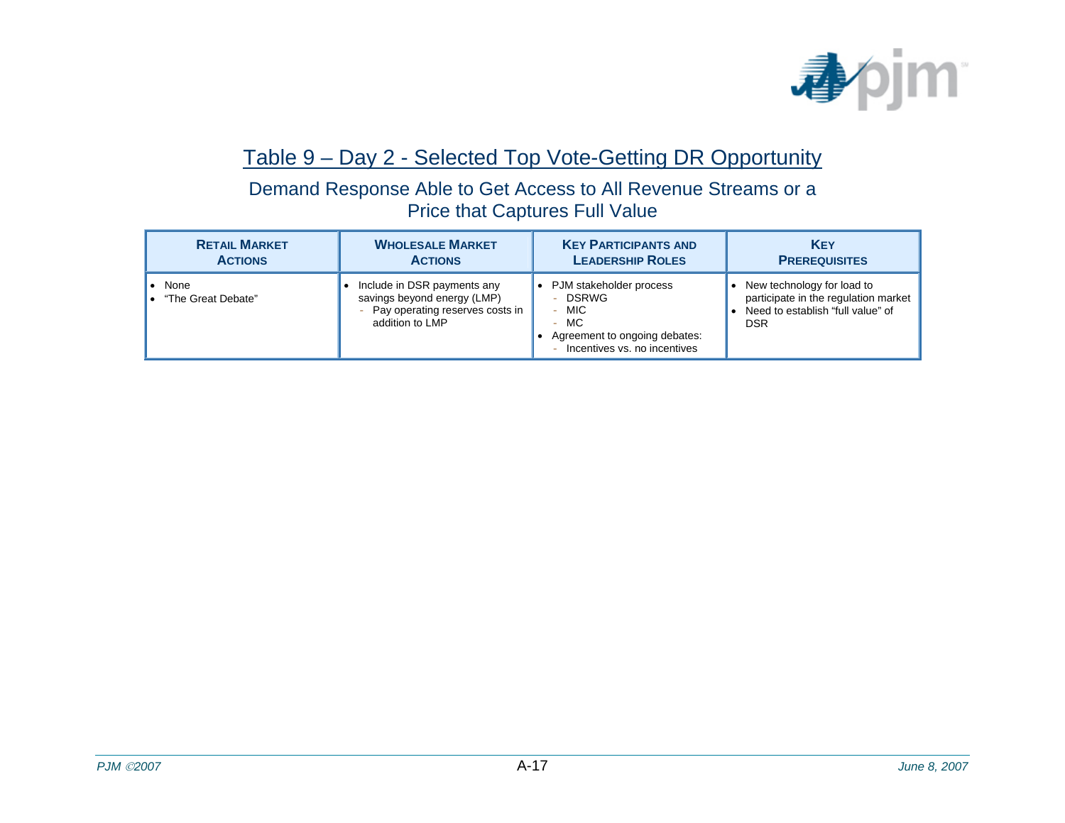## Table 9 – Day 2 - Selected Top Vote-Getting DR Opportunity

### Demand Response Able to Get Access to All Revenue Streams or a Price that Captures Full Value

| Retail Market Actions | Wholesale Market Actions | Key Participants and Leadership Roles | Key Prerequisites |
|---|---|---|---|
| • None<br>• "The Great Debate" | • Include in DSR payments any savings beyond energy (LMP)<br>&nbsp;&nbsp;- Pay operating reserves costs in addition to LMP | • PJM stakeholder process<br>&nbsp;&nbsp;- DSRWG<br>&nbsp;&nbsp;- MIC<br>&nbsp;&nbsp;- MC<br>• Agreement to ongoing debates:<br>&nbsp;&nbsp;- Incentives vs. no incentives | • New technology for load to participate in the regulation market<br>• Need to establish "full value" of DSR |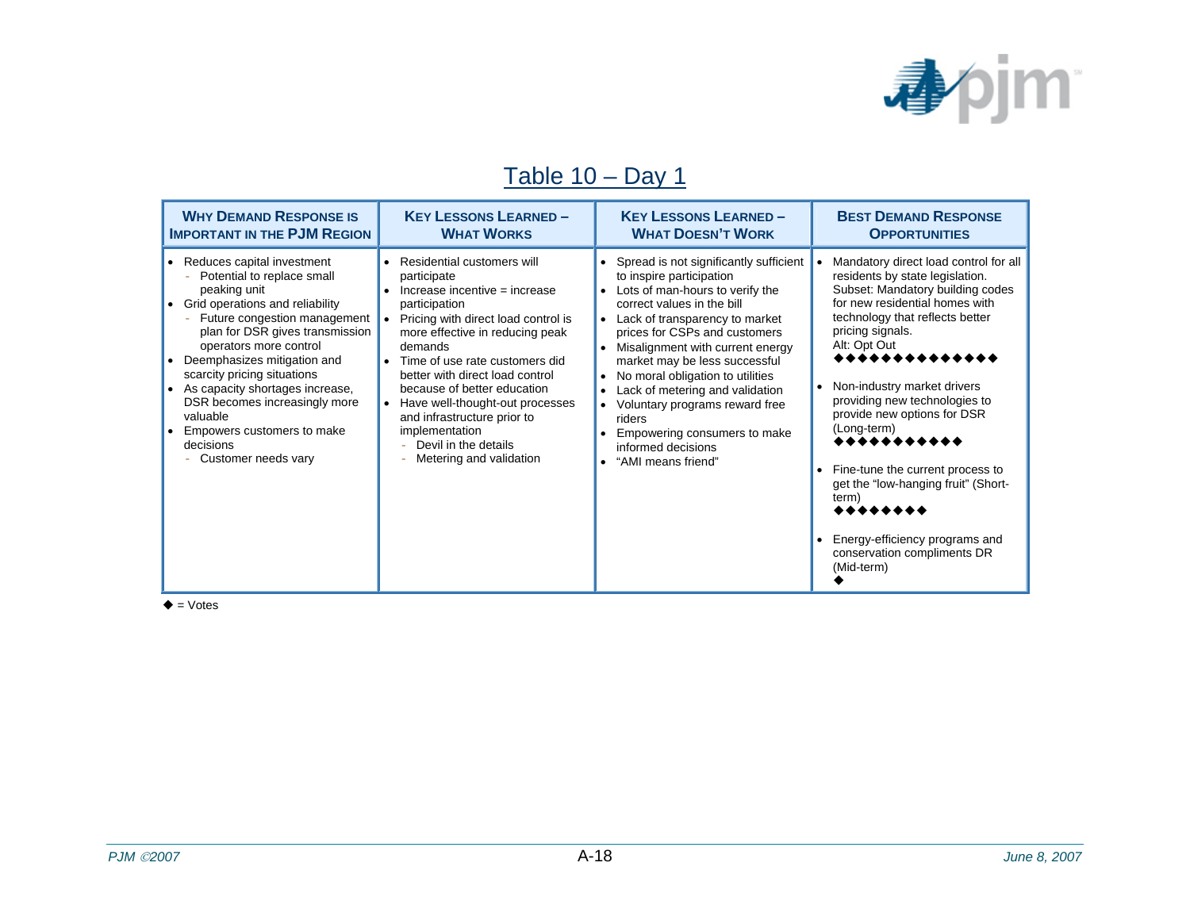## Table 10 – Day 1

| Why Demand Response is Important in the PJM Region | Key Lessons Learned – What Works | Key Lessons Learned – What Doesn't Work | Best Demand Response Opportunities |
|---|---|---|---|
| • Reduces capital investment<br>  - Potential to replace small peaking unit<br>• Grid operations and reliability<br>  - Future congestion management plan for DSR gives transmission operators more control<br>• Deemphasizes mitigation and scarcity pricing situations<br>• As capacity shortages increase, DSR becomes increasingly more valuable<br>• Empowers customers to make decisions<br>  - Customer needs vary | • Residential customers will participate<br>• Increase incentive = increase participation<br>• Pricing with direct load control is more effective in reducing peak demands<br>• Time of use rate customers did better with direct load control because of better education<br>• Have well-thought-out processes and infrastructure prior to implementation<br>  - Devil in the details<br>  - Metering and validation | • Spread is not significantly sufficient to inspire participation<br>• Lots of man-hours to verify the correct values in the bill<br>• Lack of transparency to market prices for CSPs and customers<br>• Misalignment with current energy market may be less successful<br>• No moral obligation to utilities<br>• Lack of metering and validation<br>• Voluntary programs reward free riders<br>• Empowering consumers to make informed decisions<br>• "AMI means friend" | • Mandatory direct load control for all residents by state legislation. Subset: Mandatory building codes for new residential homes with technology that reflects better pricing signals. Alt: Opt Out ◆◆◆◆◆◆◆◆◆◆◆◆◆◆<br>• Non-industry market drivers providing new technologies to provide new options for DSR (Long-term) ◆◆◆◆◆◆◆◆◆◆◆<br>• Fine-tune the current process to get the "low-hanging fruit" (Short-term) ◆◆◆◆◆◆◆◆<br>• Energy-efficiency programs and conservation compliments DR (Mid-term) ◆ |

◆ = Votes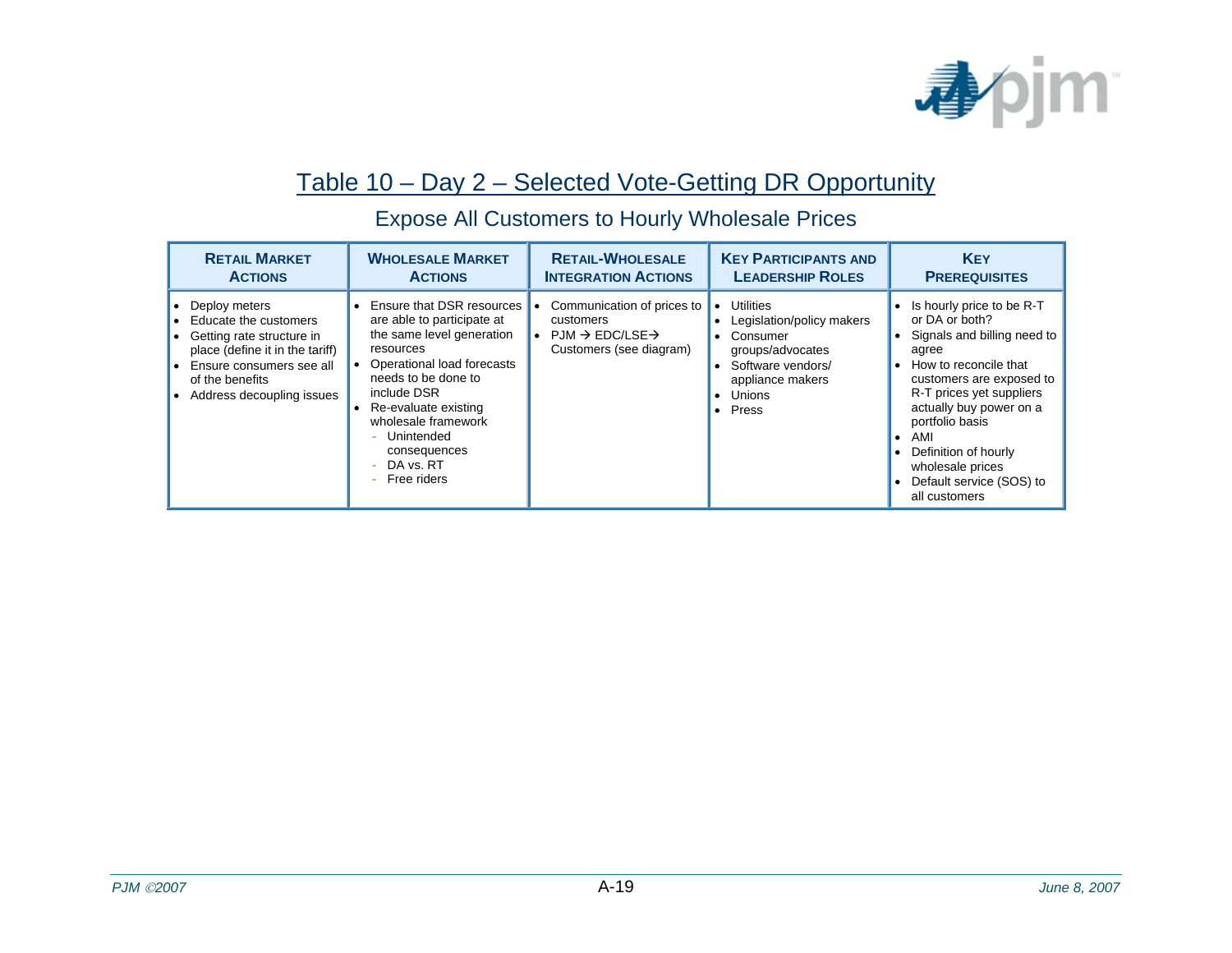## Table 10 – Day 2 – Selected Vote-Getting DR Opportunity

### Expose All Customers to Hourly Wholesale Prices

| Retail Market Actions | Wholesale Market Actions | Retail-Wholesale Integration Actions | Key Participants and Leadership Roles | Key Prerequisites |
|---|---|---|---|---|
| • Deploy meters<br>• Educate the customers<br>• Getting rate structure in place (define it in the tariff)<br>• Ensure consumers see all of the benefits<br>• Address decoupling issues | • Ensure that DSR resources are able to participate at the same level generation resources<br>• Operational load forecasts needs to be done to include DSR<br>• Re-evaluate existing wholesale framework<br>  - Unintended consequences<br>  - DA vs. RT<br>  - Free riders | • Communication of prices to customers<br>• PJM → EDC/LSE→ Customers (see diagram) | • Utilities<br>• Legislation/policy makers<br>• Consumer groups/advocates<br>• Software vendors/ appliance makers<br>• Unions<br>• Press | • Is hourly price to be R-T or DA or both?<br>• Signals and billing need to agree<br>• How to reconcile that customers are exposed to R-T prices yet suppliers actually buy power on a portfolio basis<br>• AMI<br>• Definition of hourly wholesale prices<br>• Default service (SOS) to all customers |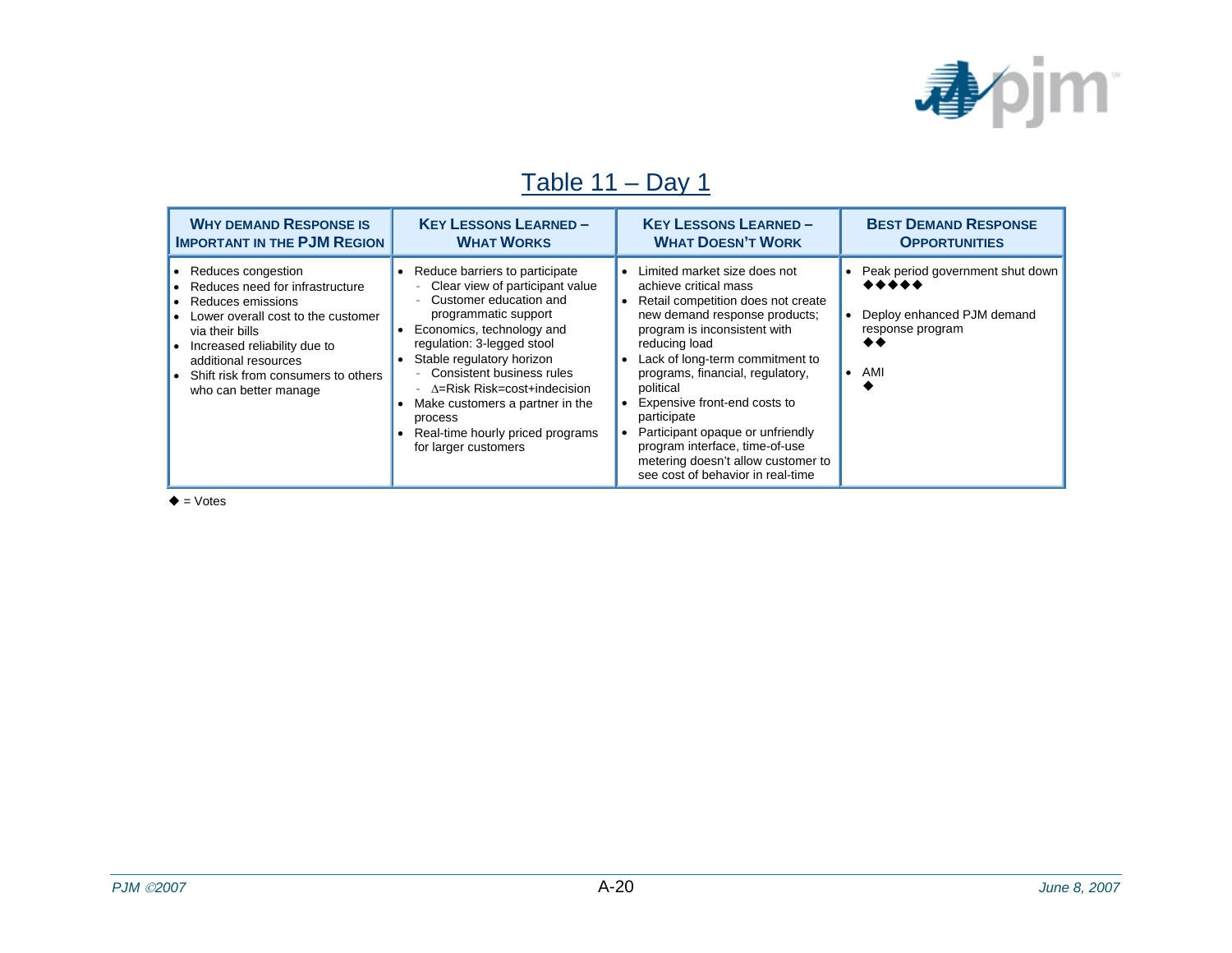## Table 11 – Day 1

| Why Demand Response is Important in the PJM Region | Key Lessons Learned – What Works | Key Lessons Learned – What Doesn't Work | Best Demand Response Opportunities |
|---|---|---|---|
| • Reduces congestion<br>• Reduces need for infrastructure<br>• Reduces emissions<br>• Lower overall cost to the customer via their bills<br>• Increased reliability due to additional resources<br>• Shift risk from consumers to others who can better manage | • Reduce barriers to participate<br>  - Clear view of participant value<br>  - Customer education and programmatic support<br>• Economics, technology and regulation: 3-legged stool<br>• Stable regulatory horizon<br>  - Consistent business rules<br>  - $\Delta$=Risk Risk=cost+indecision<br>• Make customers a partner in the process<br>• Real-time hourly priced programs for larger customers | • Limited market size does not achieve critical mass<br>• Retail competition does not create new demand response products; program is inconsistent with reducing load<br>• Lack of long-term commitment to programs, financial, regulatory, political<br>• Expensive front-end costs to participate<br>• Participant opaque or unfriendly program interface, time-of-use metering doesn't allow customer to see cost of behavior in real-time | • Peak period government shut down ◆◆◆◆◆<br>• Deploy enhanced PJM demand response program ◆◆<br>• AMI ◆ |

◆ = Votes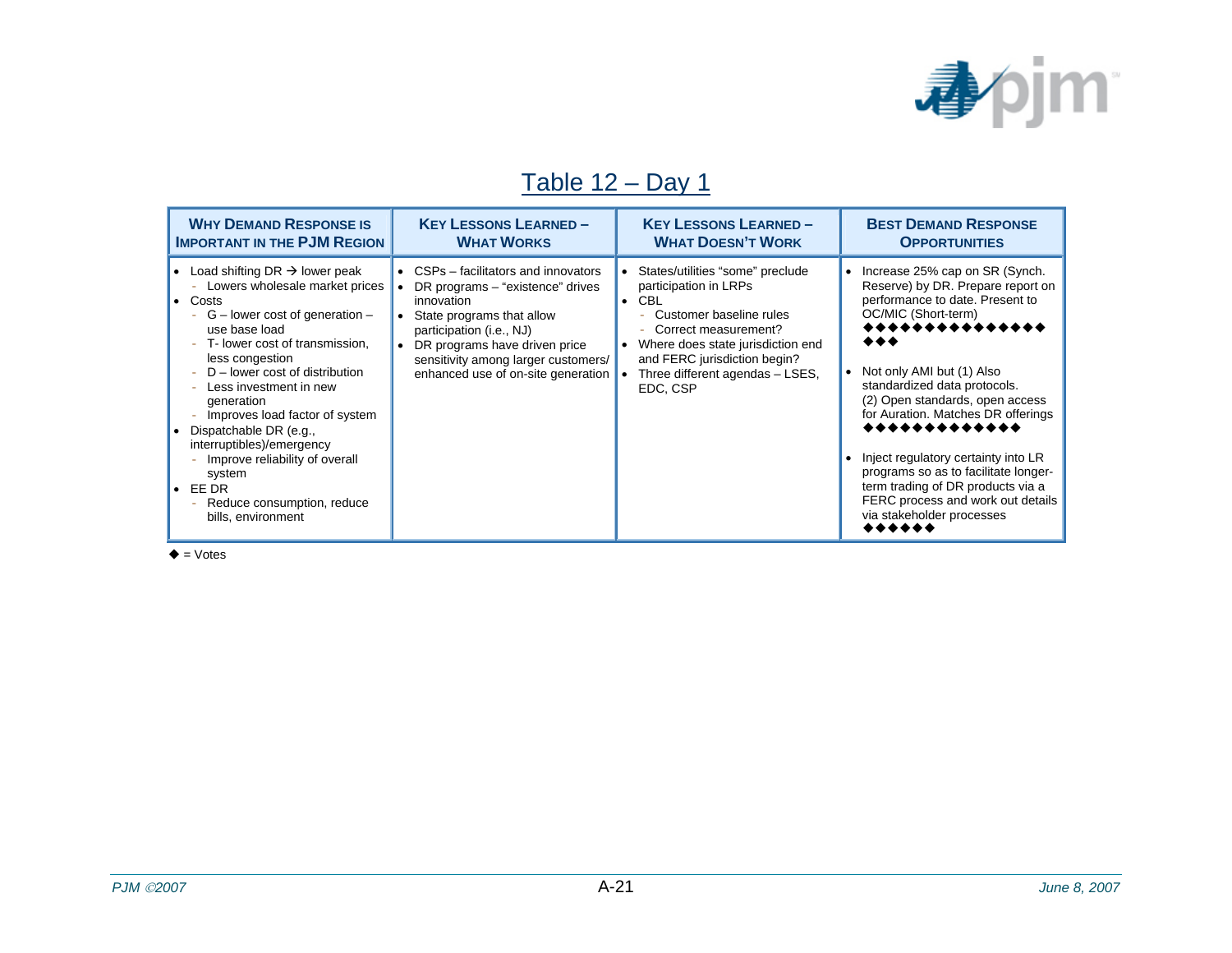# Table 12 – Day 1

| Why Demand Response is Important in the PJM Region | Key Lessons Learned – What Works | Key Lessons Learned – What Doesn't Work | Best Demand Response Opportunities |
|---|---|---|---|
| • Load shifting DR → lower peak<br>- Lowers wholesale market prices<br>• Costs<br>- G – lower cost of generation – use base load<br>- T- lower cost of transmission, less congestion<br>- D – lower cost of distribution<br>- Less investment in new generation<br>- Improves load factor of system<br>• Dispatchable DR (e.g., interruptibles)/emergency<br>- Improve reliability of overall system<br>• EE DR<br>- Reduce consumption, reduce bills, environment | • CSPs – facilitators and innovators<br>• DR programs – "existence" drives innovation<br>• State programs that allow participation (i.e., NJ)<br>• DR programs have driven price sensitivity among larger customers/ enhanced use of on-site generation | • States/utilities "some" preclude participation in LRPs<br>• CBL<br>- Customer baseline rules<br>- Correct measurement?<br>• Where does state jurisdiction end and FERC jurisdiction begin?<br>• Three different agendas – LSES, EDC, CSP | • Increase 25% cap on SR (Synch. Reserve) by DR. Prepare report on performance to date. Present to OC/MIC (Short-term)<br>◆◆◆◆◆◆◆◆◆◆◆◆◆◆◆◆◆<br>• Not only AMI but (1) Also standardized data protocols. (2) Open standards, open access for Auration. Matches DR offerings<br>◆◆◆◆◆◆◆◆◆◆◆◆◆<br>• Inject regulatory certainty into LR programs so as to facilitate longer-term trading of DR products via a FERC process and work out details via stakeholder processes<br>◆◆◆◆◆◆ |

◆ = Votes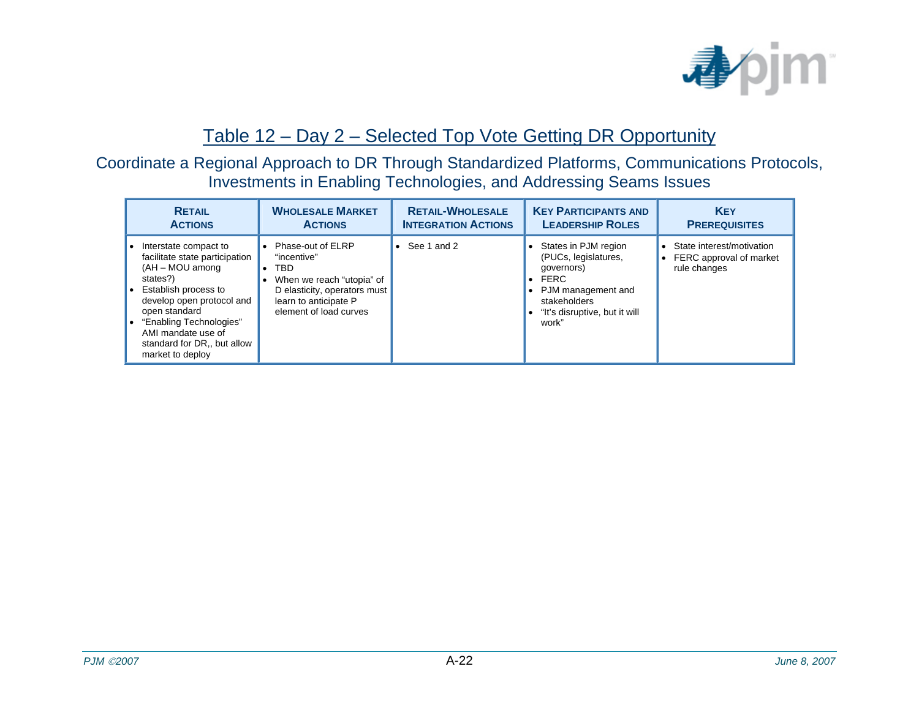## Table 12 – Day 2 – Selected Top Vote Getting DR Opportunity

### Coordinate a Regional Approach to DR Through Standardized Platforms, Communications Protocols, Investments in Enabling Technologies, and Addressing Seams Issues

| Retail Actions | Wholesale Market Actions | Retail-Wholesale Integration Actions | Key Participants and Leadership Roles | Key Prerequisites |
|---|---|---|---|---|
| • Interstate compact to facilitate state participation (AH – MOU among states?)<br>• Establish process to develop open protocol and open standard<br>• "Enabling Technologies" AMI mandate use of standard for DR,, but allow market to deploy | • Phase-out of ELRP "incentive"<br>• TBD<br>• When we reach "utopia" of D elasticity, operators must learn to anticipate P element of load curves | • See 1 and 2 | • States in PJM region (PUCs, legislatures, governors)<br>• FERC<br>• PJM management and stakeholders<br>• "It's disruptive, but it will work" | • State interest/motivation<br>• FERC approval of market rule changes |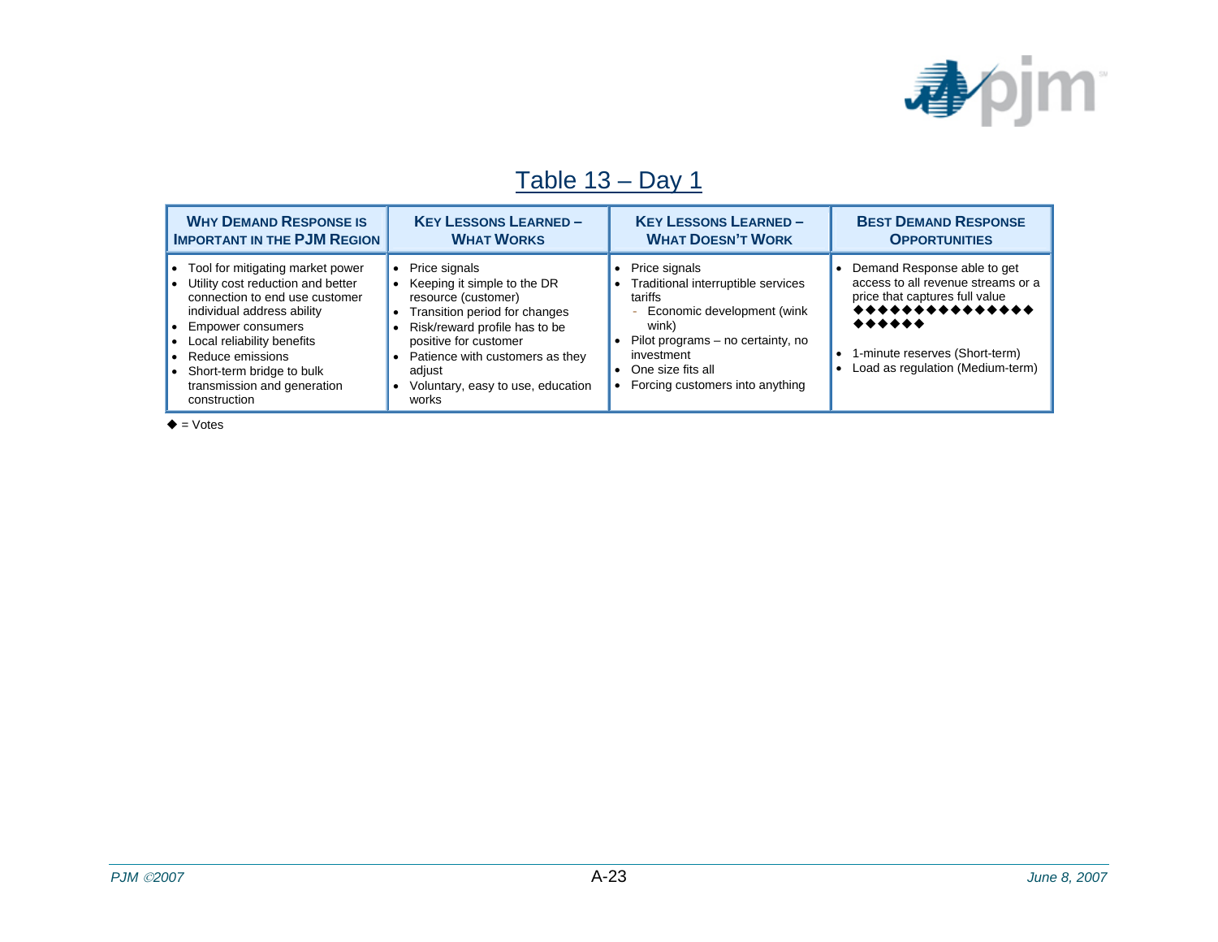## Table 13 – Day 1

| Why Demand Response is Important in the PJM Region | Key Lessons Learned – What Works | Key Lessons Learned – What Doesn't Work | Best Demand Response Opportunities |
|---|---|---|---|
| • Tool for mitigating market power<br>• Utility cost reduction and better connection to end use customer individual address ability<br>• Empower consumers<br>• Local reliability benefits<br>• Reduce emissions<br>• Short-term bridge to bulk transmission and generation construction | • Price signals<br>• Keeping it simple to the DR resource (customer)<br>• Transition period for changes<br>• Risk/reward profile has to be positive for customer<br>• Patience with customers as they adjust<br>• Voluntary, easy to use, education works | • Price signals<br>• Traditional interruptible services tariffs<br>  - Economic development (wink wink)<br>• Pilot programs – no certainty, no investment<br>• One size fits all<br>• Forcing customers into anything | • Demand Response able to get access to all revenue streams or a price that captures full value ◆◆◆◆◆◆◆◆◆◆◆◆◆◆◆◆◆◆◆◆<br>• 1-minute reserves (Short-term)<br>• Load as regulation (Medium-term) |

◆ = Votes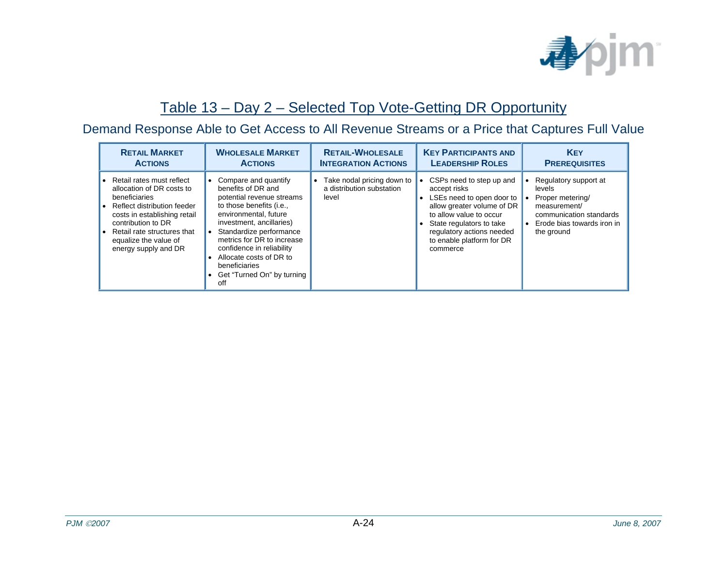## Table 13 – Day 2 – Selected Top Vote-Getting DR Opportunity

### Demand Response Able to Get Access to All Revenue Streams or a Price that Captures Full Value

| Retail Market Actions | Wholesale Market Actions | Retail-Wholesale Integration Actions | Key Participants and Leadership Roles | Key Prerequisites |
|---|---|---|---|---|
| • Retail rates must reflect allocation of DR costs to beneficiaries<br>• Reflect distribution feeder costs in establishing retail contribution to DR<br>• Retail rate structures that equalize the value of energy supply and DR | • Compare and quantify benefits of DR and potential revenue streams to those benefits (i.e., environmental, future investment, ancillaries)<br>• Standardize performance metrics for DR to increase confidence in reliability<br>• Allocate costs of DR to beneficiaries<br>• Get "Turned On" by turning off | • Take nodal pricing down to a distribution substation level | • CSPs need to step up and accept risks<br>• LSEs need to open door to allow greater volume of DR to allow value to occur<br>• State regulators to take regulatory actions needed to enable platform for DR commerce | • Regulatory support at levels<br>• Proper metering/ measurement/ communication standards<br>• Erode bias towards iron in the ground |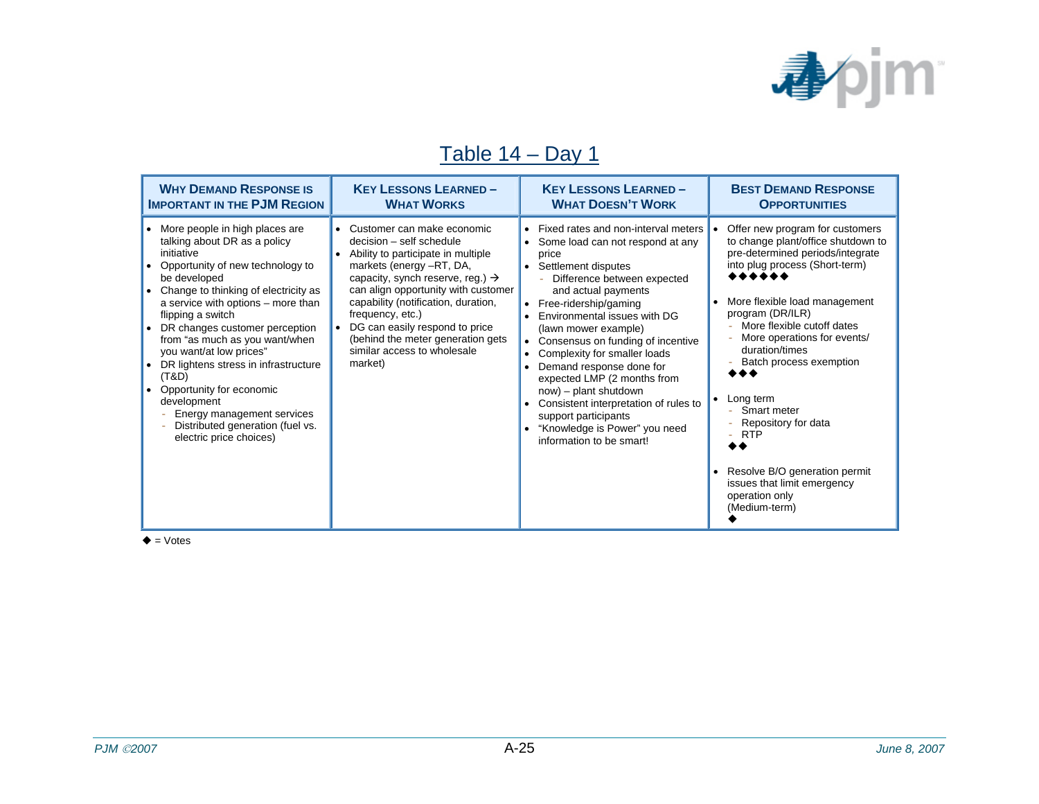# Table 14 – Day 1

| Why Demand Response is Important in the PJM Region | Key Lessons Learned – What Works | Key Lessons Learned – What Doesn't Work | Best Demand Response Opportunities |
|---|---|---|---|
| • More people in high places are talking about DR as a policy initiative<br>• Opportunity of new technology to be developed<br>• Change to thinking of electricity as a service with options – more than flipping a switch<br>• DR changes customer perception from "as much as you want/when you want/at low prices"<br>• DR lightens stress in infrastructure (T&D)<br>• Opportunity for economic development<br>  - Energy management services<br>  - Distributed generation (fuel vs. electric price choices) | • Customer can make economic decision – self schedule<br>• Ability to participate in multiple markets (energy –RT, DA, capacity, synch reserve, reg.) → can align opportunity with customer capability (notification, duration, frequency, etc.)<br>• DG can easily respond to price (behind the meter generation gets similar access to wholesale market) | • Fixed rates and non-interval meters<br>• Some load can not respond at any price<br>• Settlement disputes<br>  - Difference between expected and actual payments<br>• Free-ridership/gaming<br>• Environmental issues with DG (lawn mower example)<br>• Consensus on funding of incentive<br>• Complexity for smaller loads<br>• Demand response done for expected LMP (2 months from now) – plant shutdown<br>• Consistent interpretation of rules to support participants<br>• "Knowledge is Power" you need information to be smart! | • Offer new program for customers to change plant/office shutdown to pre-determined periods/integrate into plug process (Short-term)<br>◆◆◆◆◆◆<br>• More flexible load management program (DR/ILR)<br>  - More flexible cutoff dates<br>  - More operations for events/ duration/times<br>  - Batch process exemption<br>◆◆◆<br>• Long term<br>  - Smart meter<br>  - Repository for data<br>  - RTP<br>◆◆<br>• Resolve B/O generation permit issues that limit emergency operation only (Medium-term)<br>◆ |

◆ = Votes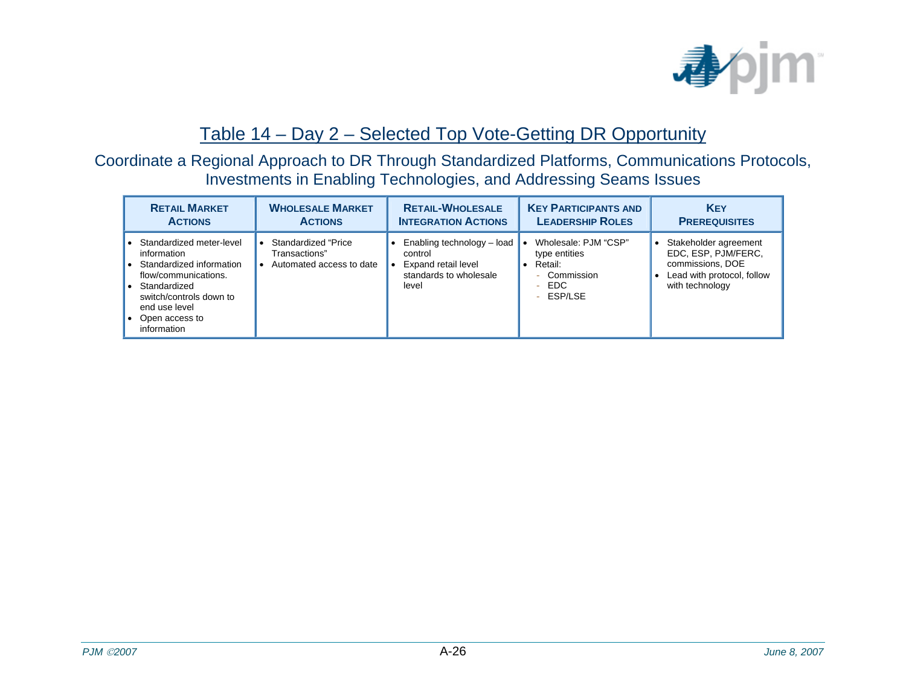## Table 14 – Day 2 – Selected Top Vote-Getting DR Opportunity

### Coordinate a Regional Approach to DR Through Standardized Platforms, Communications Protocols, Investments in Enabling Technologies, and Addressing Seams Issues

| Retail Market Actions | Wholesale Market Actions | Retail-Wholesale Integration Actions | Key Participants and Leadership Roles | Key Prerequisites |
|---|---|---|---|---|
| • Standardized meter-level information<br>• Standardized information flow/communications.<br>• Standardized switch/controls down to end use level<br>• Open access to information | • Standardized "Price Transactions"<br>• Automated access to date | • Enabling technology – load control<br>• Expand retail level standards to wholesale level | • Wholesale: PJM "CSP" type entities<br>• Retail:<br>- Commission<br>- EDC<br>- ESP/LSE | • Stakeholder agreement EDC, ESP, PJM/FERC, commissions, DOE<br>• Lead with protocol, follow with technology |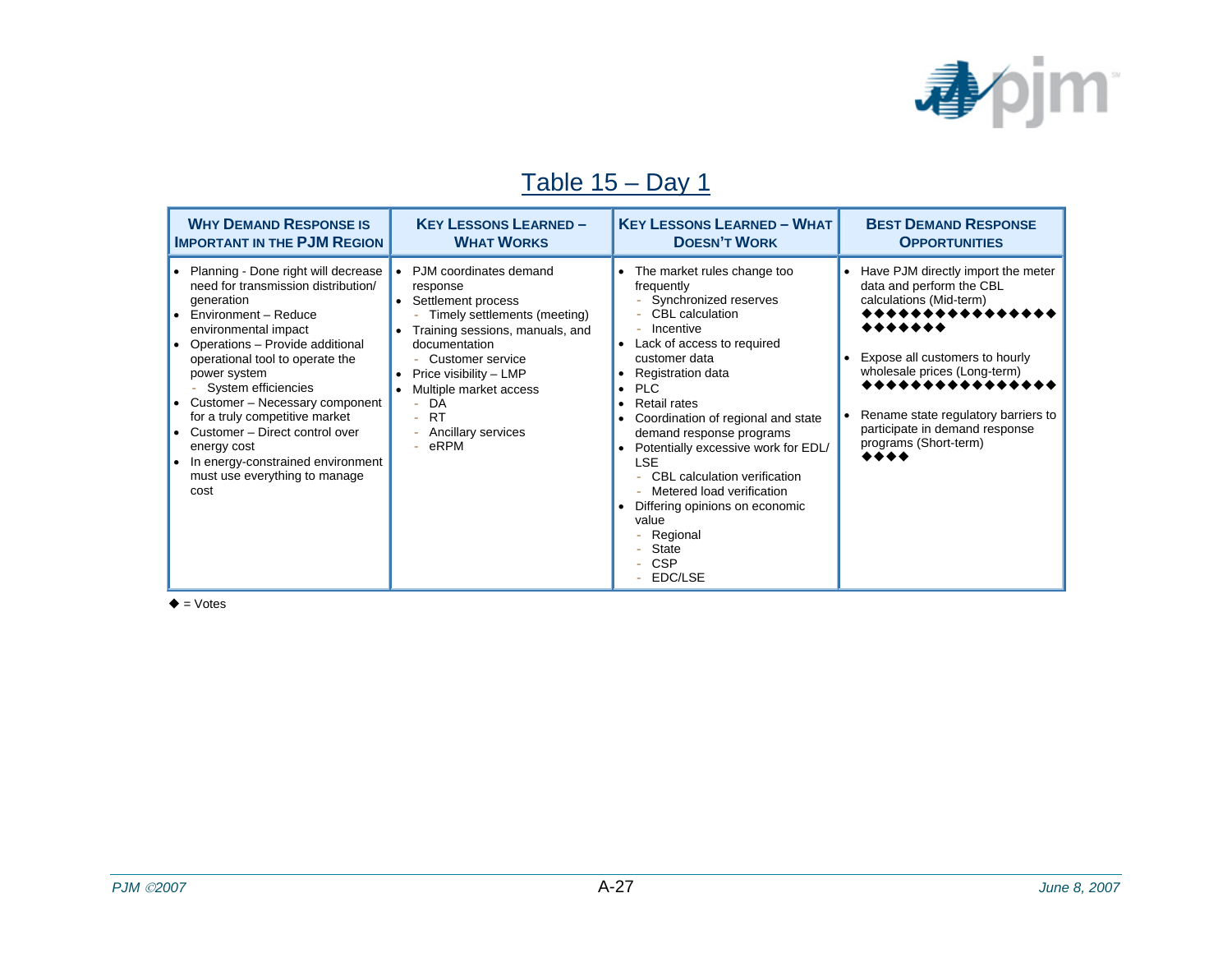## Table 15 – Day 1

| Why Demand Response is Important in the PJM Region | Key Lessons Learned – What Works | Key Lessons Learned – What Doesn't Work | Best Demand Response Opportunities |
|---|---|---|---|
| • Planning - Done right will decrease need for transmission distribution/ generation<br>• Environment – Reduce environmental impact<br>• Operations – Provide additional operational tool to operate the power system<br>  - System efficiencies<br>• Customer – Necessary component for a truly competitive market<br>• Customer – Direct control over energy cost<br>• In energy-constrained environment must use everything to manage cost | • PJM coordinates demand response<br>• Settlement process<br>  - Timely settlements (meeting)<br>• Training sessions, manuals, and documentation<br>  - Customer service<br>• Price visibility – LMP<br>• Multiple market access<br>  - DA<br>  - RT<br>  - Ancillary services<br>  - eRPM | • The market rules change too frequently<br>  - Synchronized reserves<br>  - CBL calculation<br>  - Incentive<br>• Lack of access to required customer data<br>• Registration data<br>• PLC<br>• Retail rates<br>• Coordination of regional and state demand response programs<br>• Potentially excessive work for EDL/ LSE<br>  - CBL calculation verification<br>  - Metered load verification<br>• Differing opinions on economic value<br>  - Regional<br>  - State<br>  - CSP<br>  - EDC/LSE | • Have PJM directly import the meter data and perform the CBL calculations (Mid-term)<br>◆◆◆◆◆◆◆◆◆◆◆◆◆◆◆◆◆◆◆◆◆◆<br><br>• Expose all customers to hourly wholesale prices (Long-term)<br>◆◆◆◆◆◆◆◆◆◆◆◆◆◆◆<br><br>• Rename state regulatory barriers to participate in demand response programs (Short-term)<br>◆◆◆◆ |

◆ = Votes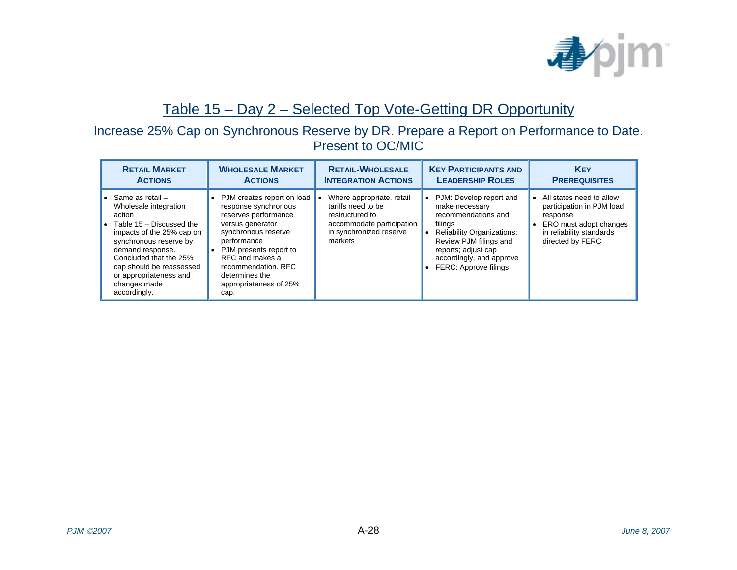## Table 15 – Day 2 – Selected Top Vote-Getting DR Opportunity

Increase 25% Cap on Synchronous Reserve by DR. Prepare a Report on Performance to Date. Present to OC/MIC

| Retail Market Actions | Wholesale Market Actions | Retail-Wholesale Integration Actions | Key Participants and Leadership Roles | Key Prerequisites |
|---|---|---|---|---|
| • Same as retail – Wholesale integration action<br>• Table 15 – Discussed the impacts of the 25% cap on synchronous reserve by demand response. Concluded that the 25% cap should be reassessed or appropriateness and changes made accordingly. | • PJM creates report on load response synchronous reserves performance versus generator synchronous reserve performance<br>• PJM presents report to RFC and makes a recommendation. RFC determines the appropriateness of 25% cap. | • Where appropriate, retail tariffs need to be restructured to accommodate participation in synchronized reserve markets | • PJM: Develop report and make necessary recommendations and filings<br>• Reliability Organizations: Review PJM filings and reports; adjust cap accordingly, and approve<br>• FERC: Approve filings | • All states need to allow participation in PJM load response<br>• ERO must adopt changes in reliability standards directed by FERC |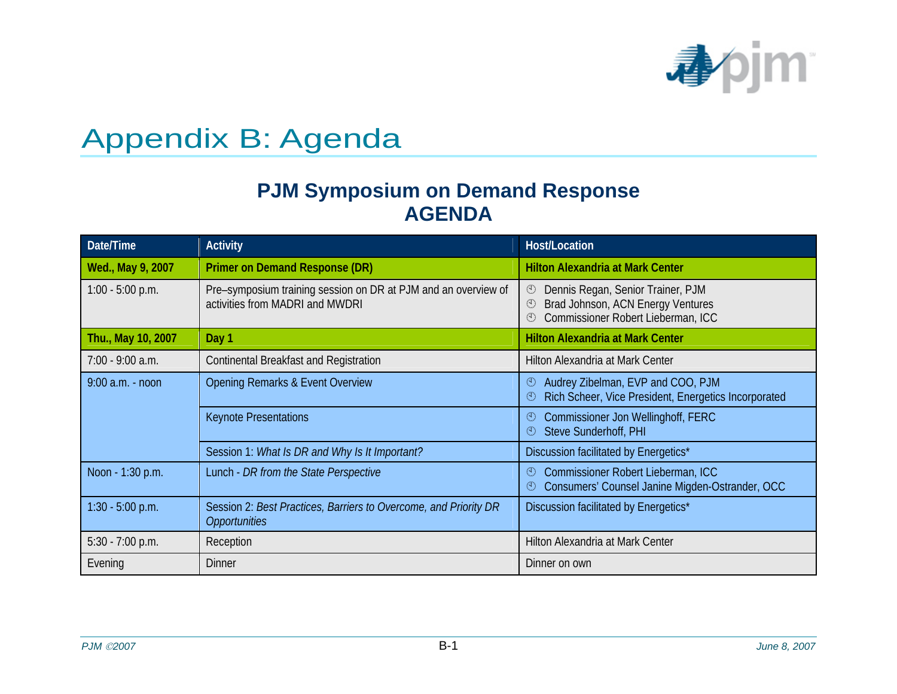# Appendix B: Agenda

## PJM Symposium on Demand Response
## AGENDA

| Date/Time | Activity | Host/Location |
|---|---|---|
| **Wed., May 9, 2007** | **Primer on Demand Response (DR)** | **Hilton Alexandria at Mark Center** |
| 1:00 - 5:00 p.m. | Pre–symposium training session on DR at PJM and an overview of activities from MADRI and MWDRI | Dennis Regan, Senior Trainer, PJM<br>Brad Johnson, ACN Energy Ventures<br>Commissioner Robert Lieberman, ICC |
| **Thu., May 10, 2007** | **Day 1** | **Hilton Alexandria at Mark Center** |
| 7:00 - 9:00 a.m. | Continental Breakfast and Registration | Hilton Alexandria at Mark Center |
| 9:00 a.m. - noon | Opening Remarks & Event Overview | Audrey Zibelman, EVP and COO, PJM<br>Rich Scheer, Vice President, Energetics Incorporated |
| | Keynote Presentations | Commissioner Jon Wellinghoff, FERC<br>Steve Sunderhoff, PHI |
| | Session 1: *What Is DR and Why Is It Important?* | Discussion facilitated by Energetics* |
| Noon - 1:30 p.m. | Lunch - *DR from the State Perspective* | Commissioner Robert Lieberman, ICC<br>Consumers' Counsel Janine Migden-Ostrander, OCC |
| 1:30 - 5:00 p.m. | Session 2: *Best Practices, Barriers to Overcome, and Priority DR Opportunities* | Discussion facilitated by Energetics* |
| 5:30 - 7:00 p.m. | Reception | Hilton Alexandria at Mark Center |
| Evening | Dinner | Dinner on own |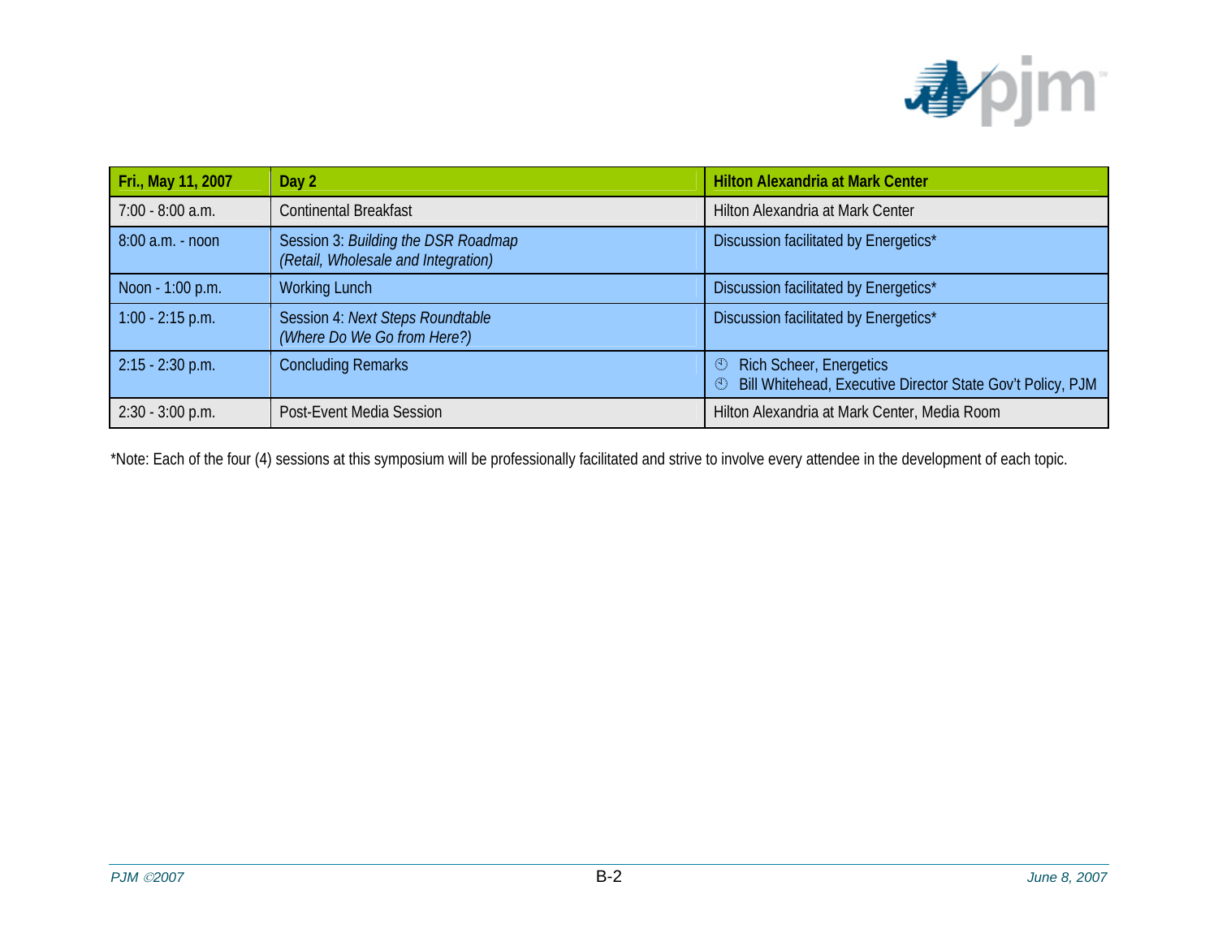| Fri., May 11, 2007 | Day 2 | Hilton Alexandria at Mark Center |
|---|---|---|
| 7:00 - 8:00 a.m. | Continental Breakfast | Hilton Alexandria at Mark Center |
| 8:00 a.m. - noon | Session 3: *Building the DSR Roadmap (Retail, Wholesale and Integration)* | Discussion facilitated by Energetics* |
| Noon - 1:00 p.m. | Working Lunch | Discussion facilitated by Energetics* |
| 1:00 - 2:15 p.m. | Session 4: *Next Steps Roundtable (Where Do We Go from Here?)* | Discussion facilitated by Energetics* |
| 2:15 - 2:30 p.m. | Concluding Remarks | Rich Scheer, Energetics<br>Bill Whitehead, Executive Director State Gov't Policy, PJM |
| 2:30 - 3:00 p.m. | Post-Event Media Session | Hilton Alexandria at Mark Center, Media Room |

*Note: Each of the four (4) sessions at this symposium will be professionally facilitated and strive to involve every attendee in the development of each topic.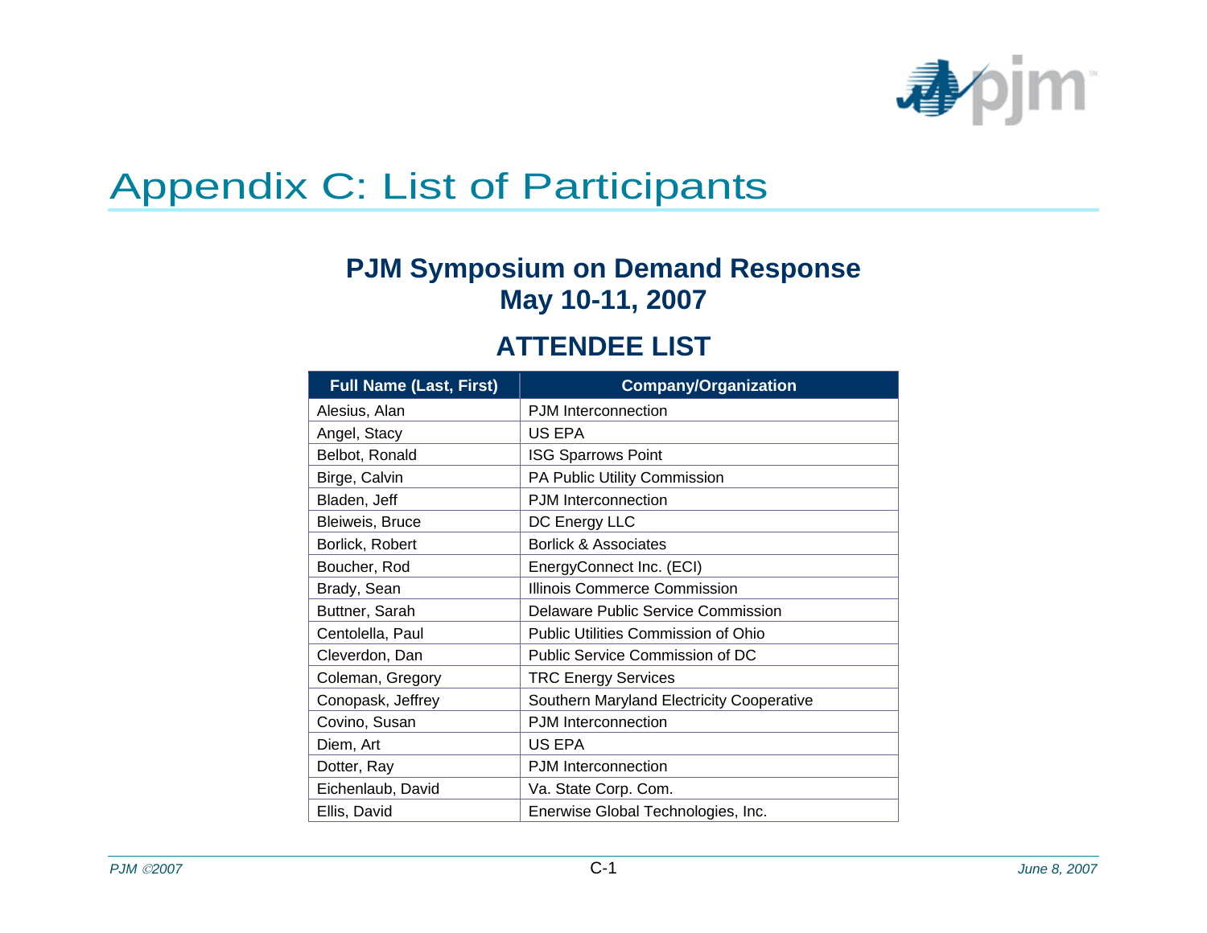# Appendix C: List of Participants

## PJM Symposium on Demand Response
## May 10-11, 2007

## ATTENDEE LIST

| Full Name (Last, First) | Company/Organization |
|---|---|
| Alesius, Alan | PJM Interconnection |
| Angel, Stacy | US EPA |
| Belbot, Ronald | ISG Sparrows Point |
| Birge, Calvin | PA Public Utility Commission |
| Bladen, Jeff | PJM Interconnection |
| Bleiweis, Bruce | DC Energy LLC |
| Borlick, Robert | Borlick & Associates |
| Boucher, Rod | EnergyConnect Inc. (ECI) |
| Brady, Sean | Illinois Commerce Commission |
| Buttner, Sarah | Delaware Public Service Commission |
| Centolella, Paul | Public Utilities Commission of Ohio |
| Cleverdon, Dan | Public Service Commission of DC |
| Coleman, Gregory | TRC Energy Services |
| Conopask, Jeffrey | Southern Maryland Electricity Cooperative |
| Covino, Susan | PJM Interconnection |
| Diem, Art | US EPA |
| Dotter, Ray | PJM Interconnection |
| Eichenlaub, David | Va. State Corp. Com. |
| Ellis, David | Enerwise Global Technologies, Inc. |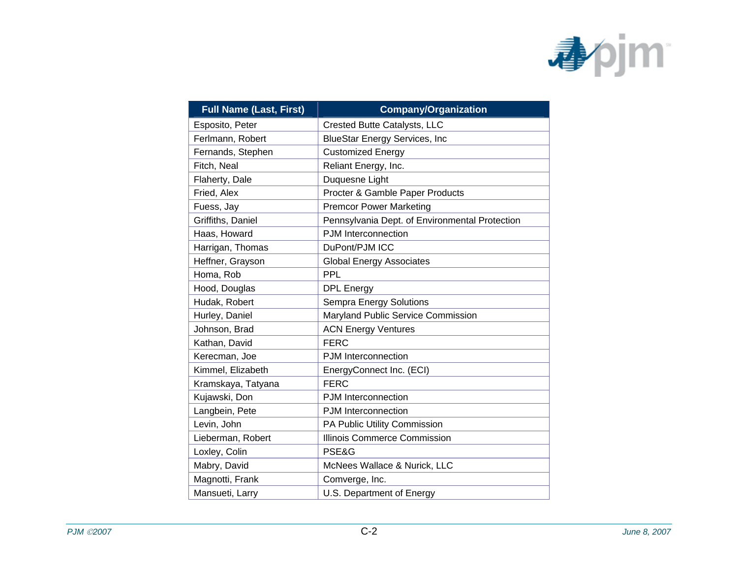| Full Name (Last, First) | Company/Organization |
|---|---|
| Esposito, Peter | Crested Butte Catalysts, LLC |
| Ferlmann, Robert | BlueStar Energy Services, Inc |
| Fernands, Stephen | Customized Energy |
| Fitch, Neal | Reliant Energy, Inc. |
| Flaherty, Dale | Duquesne Light |
| Fried, Alex | Procter & Gamble Paper Products |
| Fuess, Jay | Premcor Power Marketing |
| Griffiths, Daniel | Pennsylvania Dept. of Environmental Protection |
| Haas, Howard | PJM Interconnection |
| Harrigan, Thomas | DuPont/PJM ICC |
| Heffner, Grayson | Global Energy Associates |
| Homa, Rob | PPL |
| Hood, Douglas | DPL Energy |
| Hudak, Robert | Sempra Energy Solutions |
| Hurley, Daniel | Maryland Public Service Commission |
| Johnson, Brad | ACN Energy Ventures |
| Kathan, David | FERC |
| Kerecman, Joe | PJM Interconnection |
| Kimmel, Elizabeth | EnergyConnect Inc. (ECI) |
| Kramskaya, Tatyana | FERC |
| Kujawski, Don | PJM Interconnection |
| Langbein, Pete | PJM Interconnection |
| Levin, John | PA Public Utility Commission |
| Lieberman, Robert | Illinois Commerce Commission |
| Loxley, Colin | PSE&G |
| Mabry, David | McNees Wallace & Nurick, LLC |
| Magnotti, Frank | Comverge, Inc. |
| Mansueti, Larry | U.S. Department of Energy |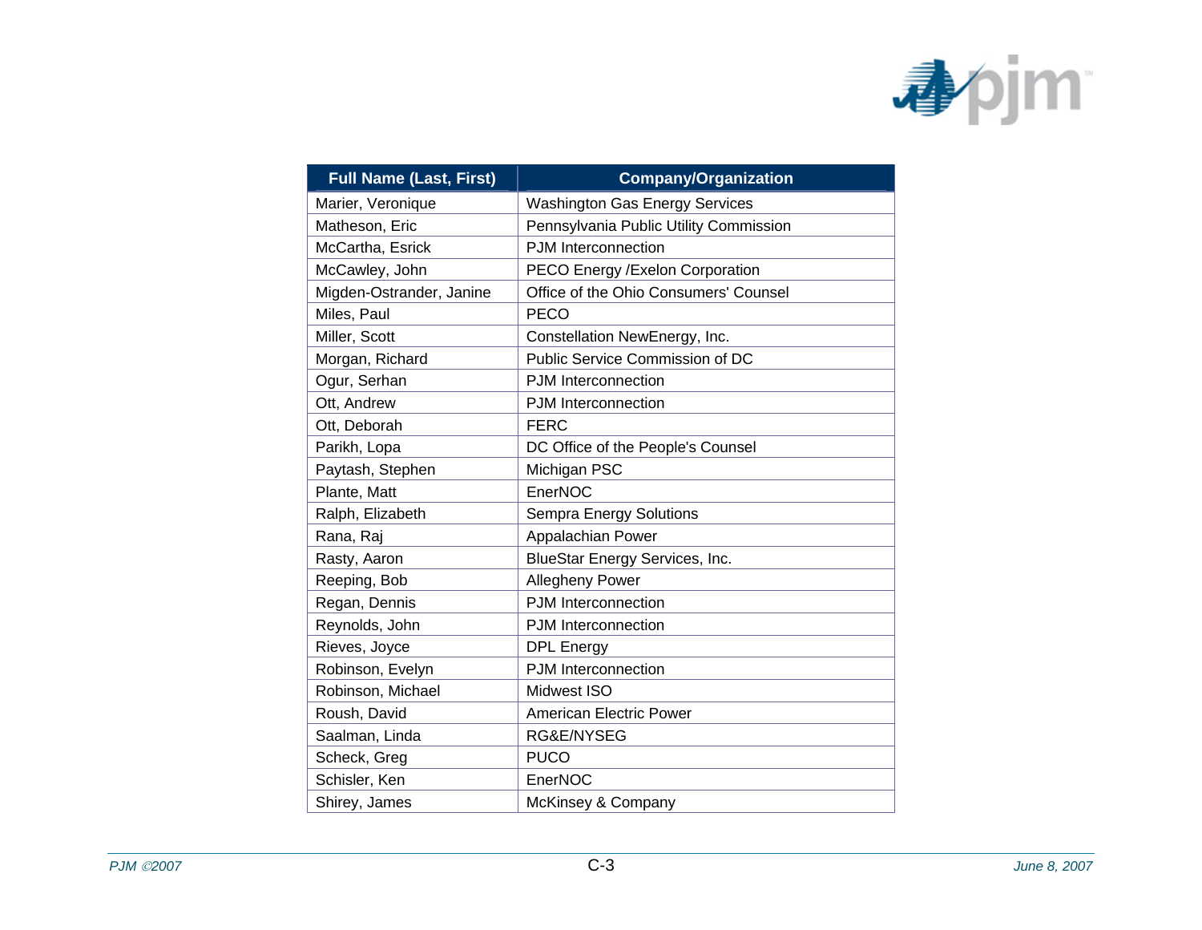| Full Name (Last, First) | Company/Organization |
| --- | --- |
| Marier, Veronique | Washington Gas Energy Services |
| Matheson, Eric | Pennsylvania Public Utility Commission |
| McCartha, Esrick | PJM Interconnection |
| McCawley, John | PECO Energy /Exelon Corporation |
| Migden-Ostrander, Janine | Office of the Ohio Consumers' Counsel |
| Miles, Paul | PECO |
| Miller, Scott | Constellation NewEnergy, Inc. |
| Morgan, Richard | Public Service Commission of DC |
| Ogur, Serhan | PJM Interconnection |
| Ott, Andrew | PJM Interconnection |
| Ott, Deborah | FERC |
| Parikh, Lopa | DC Office of the People's Counsel |
| Paytash, Stephen | Michigan PSC |
| Plante, Matt | EnerNOC |
| Ralph, Elizabeth | Sempra Energy Solutions |
| Rana, Raj | Appalachian Power |
| Rasty, Aaron | BlueStar Energy Services, Inc. |
| Reeping, Bob | Allegheny Power |
| Regan, Dennis | PJM Interconnection |
| Reynolds, John | PJM Interconnection |
| Rieves, Joyce | DPL Energy |
| Robinson, Evelyn | PJM Interconnection |
| Robinson, Michael | Midwest ISO |
| Roush, David | American Electric Power |
| Saalman, Linda | RG&E/NYSEG |
| Scheck, Greg | PUCO |
| Schisler, Ken | EnerNOC |
| Shirey, James | McKinsey & Company |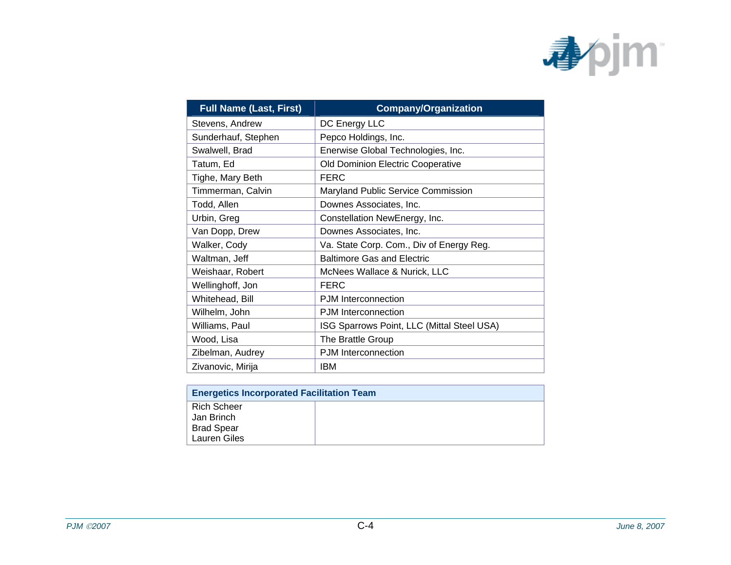| Full Name (Last, First) | Company/Organization |
|---|---|
| Stevens, Andrew | DC Energy LLC |
| Sunderhauf, Stephen | Pepco Holdings, Inc. |
| Swalwell, Brad | Enerwise Global Technologies, Inc. |
| Tatum, Ed | Old Dominion Electric Cooperative |
| Tighe, Mary Beth | FERC |
| Timmerman, Calvin | Maryland Public Service Commission |
| Todd, Allen | Downes Associates, Inc. |
| Urbin, Greg | Constellation NewEnergy, Inc. |
| Van Dopp, Drew | Downes Associates, Inc. |
| Walker, Cody | Va. State Corp. Com., Div of Energy Reg. |
| Waltman, Jeff | Baltimore Gas and Electric |
| Weishaar, Robert | McNees Wallace & Nurick, LLC |
| Wellinghoff, Jon | FERC |
| Whitehead, Bill | PJM Interconnection |
| Wilhelm, John | PJM Interconnection |
| Williams, Paul | ISG Sparrows Point, LLC (Mittal Steel USA) |
| Wood, Lisa | The Brattle Group |
| Zibelman, Audrey | PJM Interconnection |
| Zivanovic, Mirija | IBM |

| Energetics Incorporated Facilitation Team | |
|---|---|
| Rich Scheer<br>Jan Brinch<br>Brad Spear<br>Lauren Giles | |